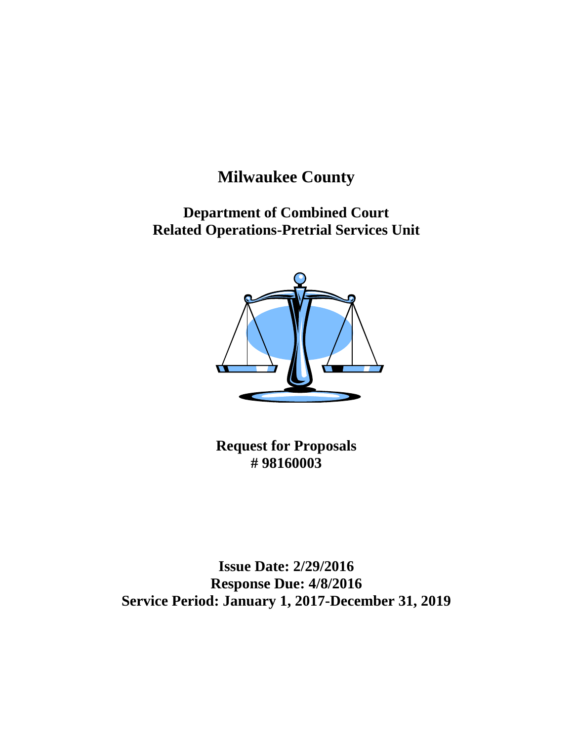# Milwaukee County

## Department of Combined Court Related Operations-Pretrial Services Unit

## Request for Proposals
## # 98160003

**Issue Date: 2/29/2016**
**Response Due: 4/8/2016**
**Service Period: January 1, 2017-December 31, 2019**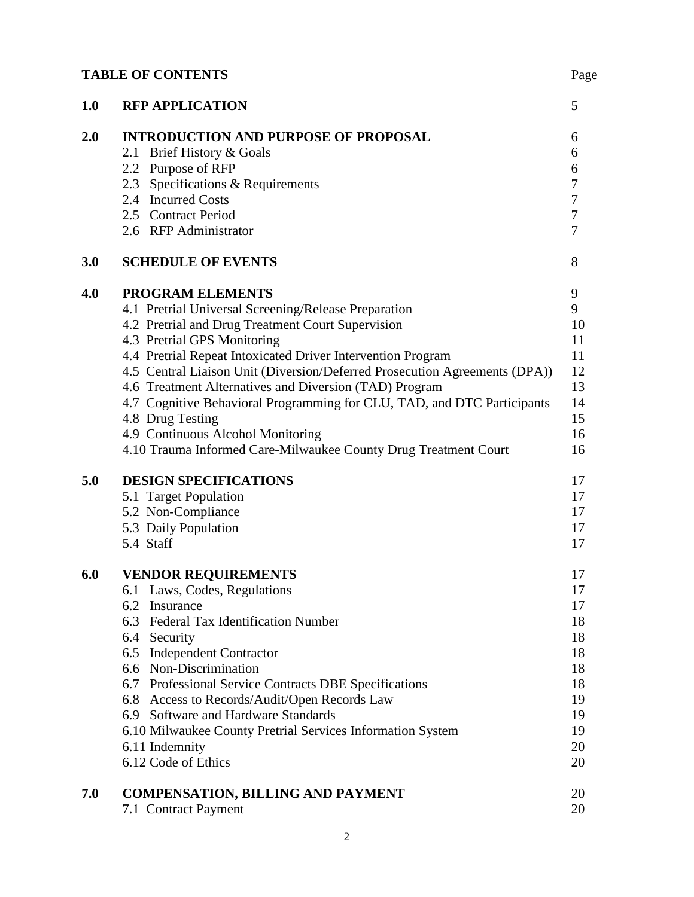## TABLE OF CONTENTS

| | | Page |
|---|---|---|
| **1.0** | **RFP APPLICATION** | 5 |
| **2.0** | **INTRODUCTION AND PURPOSE OF PROPOSAL** | 6 |
| | 2.1 Brief History & Goals | 6 |
| | 2.2 Purpose of RFP | 6 |
| | 2.3 Specifications & Requirements | 7 |
| | 2.4 Incurred Costs | 7 |
| | 2.5 Contract Period | 7 |
| | 2.6 RFP Administrator | 7 |
| **3.0** | **SCHEDULE OF EVENTS** | 8 |
| **4.0** | **PROGRAM ELEMENTS** | 9 |
| | 4.1 Pretrial Universal Screening/Release Preparation | 9 |
| | 4.2 Pretrial and Drug Treatment Court Supervision | 10 |
| | 4.3 Pretrial GPS Monitoring | 11 |
| | 4.4 Pretrial Repeat Intoxicated Driver Intervention Program | 11 |
| | 4.5 Central Liaison Unit (Diversion/Deferred Prosecution Agreements (DPA)) | 12 |
| | 4.6 Treatment Alternatives and Diversion (TAD) Program | 13 |
| | 4.7 Cognitive Behavioral Programming for CLU, TAD, and DTC Participants | 14 |
| | 4.8 Drug Testing | 15 |
| | 4.9 Continuous Alcohol Monitoring | 16 |
| | 4.10 Trauma Informed Care-Milwaukee County Drug Treatment Court | 16 |
| **5.0** | **DESIGN SPECIFICATIONS** | 17 |
| | 5.1 Target Population | 17 |
| | 5.2 Non-Compliance | 17 |
| | 5.3 Daily Population | 17 |
| | 5.4 Staff | 17 |
| **6.0** | **VENDOR REQUIREMENTS** | 17 |
| | 6.1 Laws, Codes, Regulations | 17 |
| | 6.2 Insurance | 17 |
| | 6.3 Federal Tax Identification Number | 18 |
| | 6.4 Security | 18 |
| | 6.5 Independent Contractor | 18 |
| | 6.6 Non-Discrimination | 18 |
| | 6.7 Professional Service Contracts DBE Specifications | 18 |
| | 6.8 Access to Records/Audit/Open Records Law | 19 |
| | 6.9 Software and Hardware Standards | 19 |
| | 6.10 Milwaukee County Pretrial Services Information System | 19 |
| | 6.11 Indemnity | 20 |
| | 6.12 Code of Ethics | 20 |
| **7.0** | **COMPENSATION, BILLING AND PAYMENT** | 20 |
| | 7.1 Contract Payment | 20 |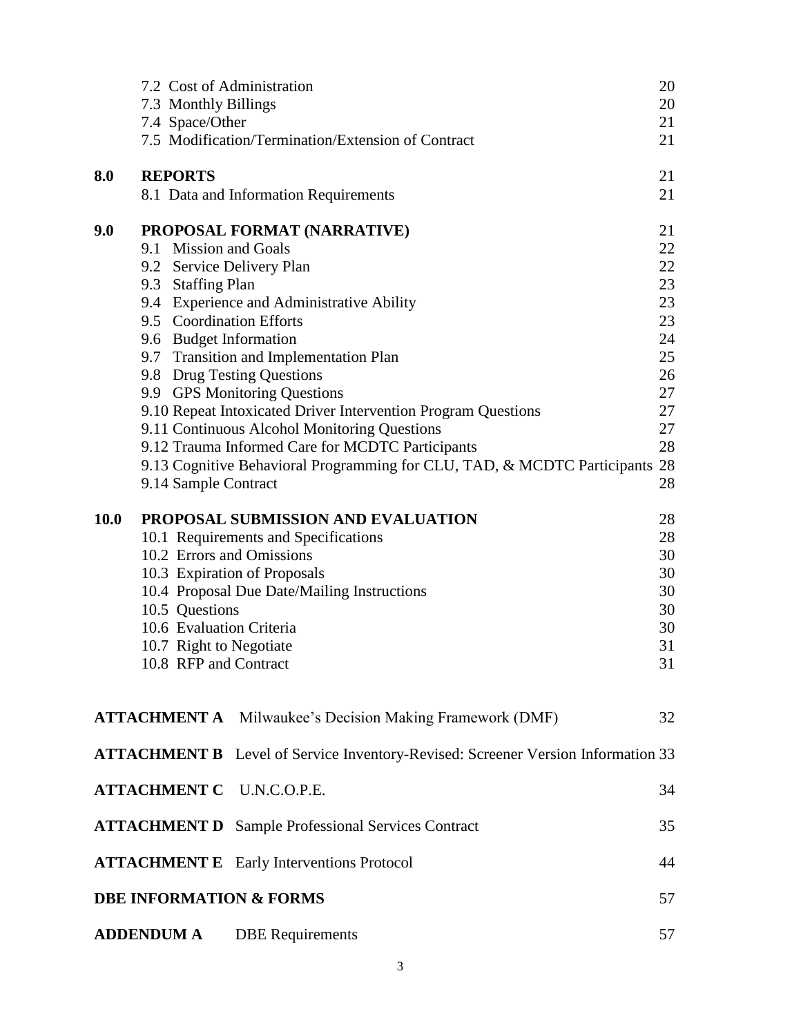| | | |
|---|---|---|
| | 7.2 Cost of Administration | 20 |
| | 7.3 Monthly Billings | 20 |
| | 7.4 Space/Other | 21 |
| | 7.5 Modification/Termination/Extension of Contract | 21 |
| **8.0** | **REPORTS** | 21 |
| | 8.1 Data and Information Requirements | 21 |
| **9.0** | **PROPOSAL FORMAT (NARRATIVE)** | 21 |
| | 9.1 Mission and Goals | 22 |
| | 9.2 Service Delivery Plan | 22 |
| | 9.3 Staffing Plan | 23 |
| | 9.4 Experience and Administrative Ability | 23 |
| | 9.5 Coordination Efforts | 23 |
| | 9.6 Budget Information | 24 |
| | 9.7 Transition and Implementation Plan | 25 |
| | 9.8 Drug Testing Questions | 26 |
| | 9.9 GPS Monitoring Questions | 27 |
| | 9.10 Repeat Intoxicated Driver Intervention Program Questions | 27 |
| | 9.11 Continuous Alcohol Monitoring Questions | 27 |
| | 9.12 Trauma Informed Care for MCDTC Participants | 28 |
| | 9.13 Cognitive Behavioral Programming for CLU, TAD, & MCDTC Participants | 28 |
| | 9.14 Sample Contract | 28 |
| **10.0** | **PROPOSAL SUBMISSION AND EVALUATION** | 28 |
| | 10.1 Requirements and Specifications | 28 |
| | 10.2 Errors and Omissions | 30 |
| | 10.3 Expiration of Proposals | 30 |
| | 10.4 Proposal Due Date/Mailing Instructions | 30 |
| | 10.5 Questions | 30 |
| | 10.6 Evaluation Criteria | 30 |
| | 10.7 Right to Negotiate | 31 |
| | 10.8 RFP and Contract | 31 |

| | | |
|---|---|---|
| **ATTACHMENT A** | Milwaukee's Decision Making Framework (DMF) | 32 |
| **ATTACHMENT B** | Level of Service Inventory-Revised: Screener Version Information | 33 |
| **ATTACHMENT C** | U.N.C.O.P.E. | 34 |
| **ATTACHMENT D** | Sample Professional Services Contract | 35 |
| **ATTACHMENT E** | Early Interventions Protocol | 44 |
| **DBE INFORMATION & FORMS** | | 57 |
| **ADDENDUM A** | DBE Requirements | 57 |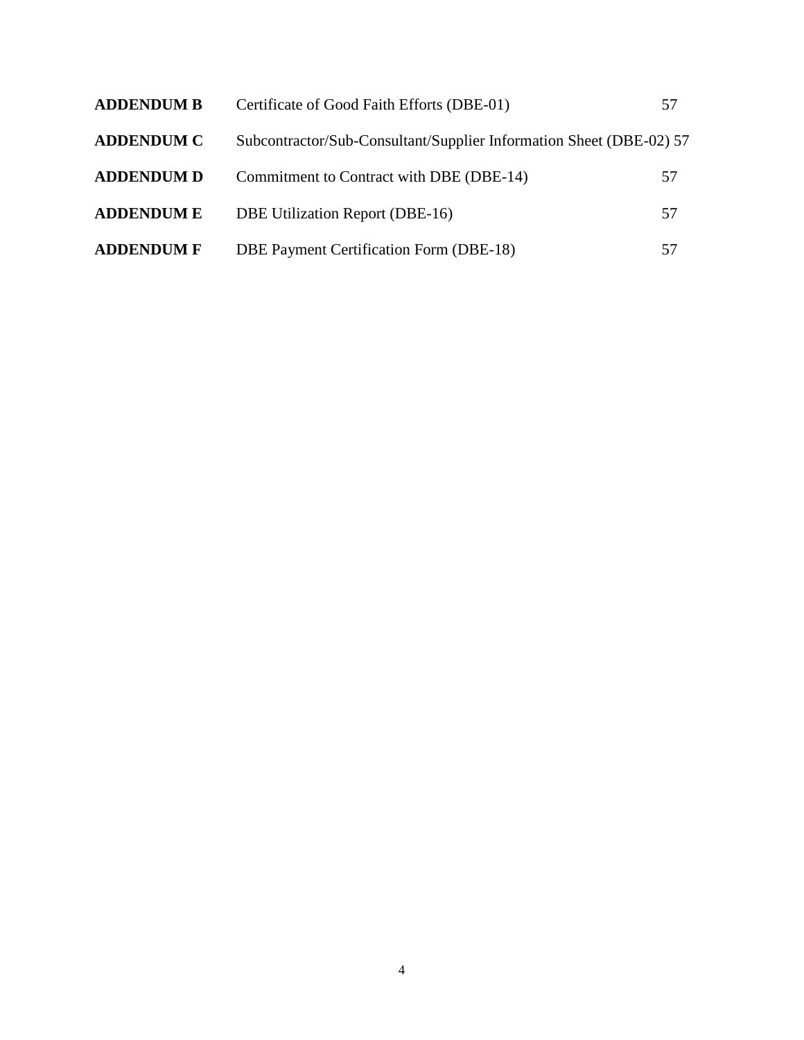| | | |
|---|---|---|
| **ADDENDUM B** | Certificate of Good Faith Efforts (DBE-01) | 57 |
| **ADDENDUM C** | Subcontractor/Sub-Consultant/Supplier Information Sheet (DBE-02) | 57 |
| **ADDENDUM D** | Commitment to Contract with DBE (DBE-14) | 57 |
| **ADDENDUM E** | DBE Utilization Report (DBE-16) | 57 |
| **ADDENDUM F** | DBE Payment Certification Form (DBE-18) | 57 |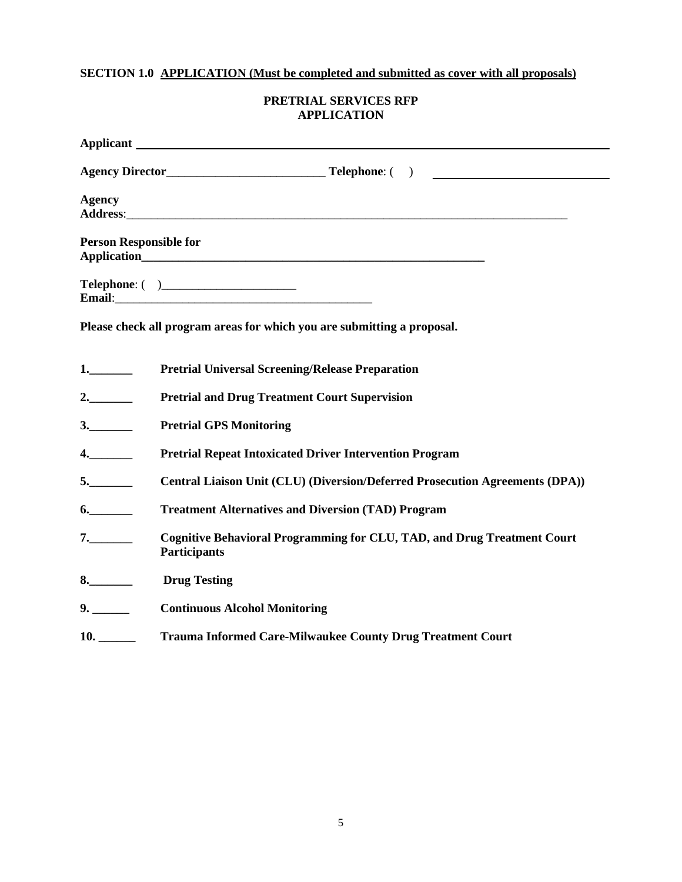**SECTION 1.0 APPLICATION (Must be completed and submitted as cover with all proposals)**

**PRETRIAL SERVICES RFP**
**APPLICATION**

**Applicant** ________________________________________________________________________

**Agency Director**__________________________ **Telephone**: ( ) ____________________________

**Agency Address**:___________________________________________________________________________

**Person Responsible for Application**________________________________________________________

**Telephone**: ( )______________________
**Email**:___________________________________________

**Please check all program areas for which you are submitting a proposal.**

**1.\_\_\_\_\_\_\_** **Pretrial Universal Screening/Release Preparation**

**2.\_\_\_\_\_\_\_** **Pretrial and Drug Treatment Court Supervision**

**3.\_\_\_\_\_\_\_** **Pretrial GPS Monitoring**

**4.\_\_\_\_\_\_\_** **Pretrial Repeat Intoxicated Driver Intervention Program**

**5.\_\_\_\_\_\_\_** **Central Liaison Unit (CLU) (Diversion/Deferred Prosecution Agreements (DPA))**

**6.\_\_\_\_\_\_\_** **Treatment Alternatives and Diversion (TAD) Program**

**7.\_\_\_\_\_\_\_** **Cognitive Behavioral Programming for CLU, TAD, and Drug Treatment Court Participants**

**8.\_\_\_\_\_\_\_** **Drug Testing**

**9. \_\_\_\_\_\_** **Continuous Alcohol Monitoring**

**10. \_\_\_\_\_\_** **Trauma Informed Care-Milwaukee County Drug Treatment Court**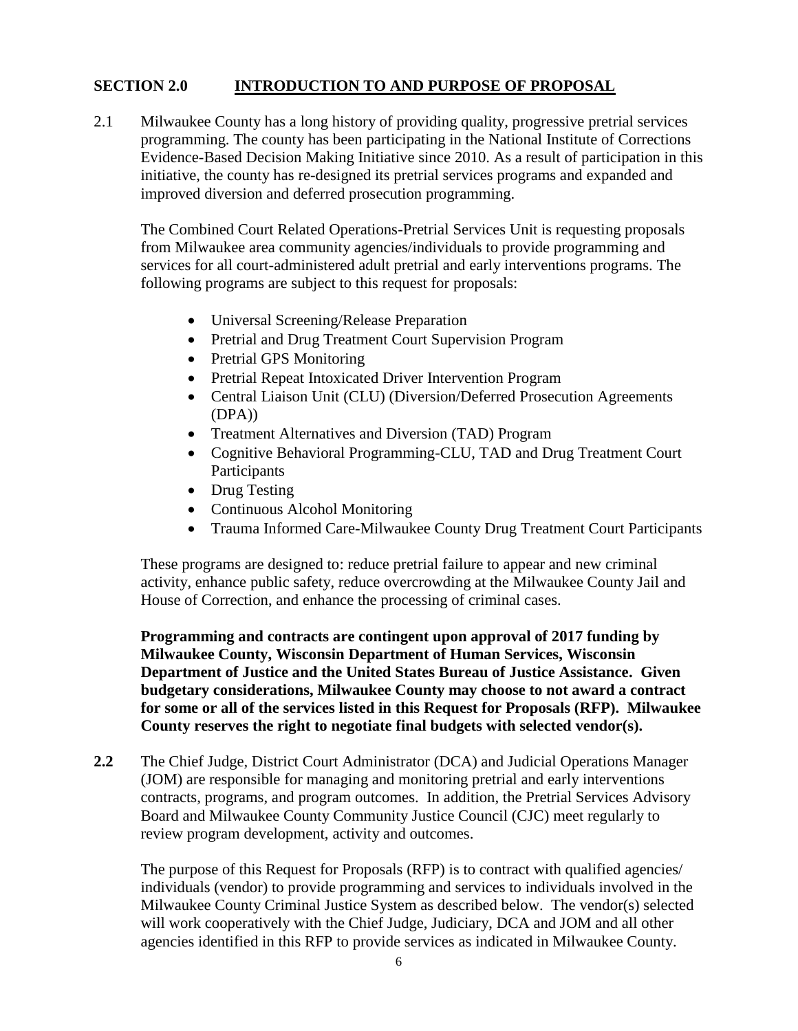## SECTION 2.0 INTRODUCTION TO AND PURPOSE OF PROPOSAL

2.1 Milwaukee County has a long history of providing quality, progressive pretrial services programming. The county has been participating in the National Institute of Corrections Evidence-Based Decision Making Initiative since 2010. As a result of participation in this initiative, the county has re-designed its pretrial services programs and expanded and improved diversion and deferred prosecution programming.

The Combined Court Related Operations-Pretrial Services Unit is requesting proposals from Milwaukee area community agencies/individuals to provide programming and services for all court-administered adult pretrial and early interventions programs. The following programs are subject to this request for proposals:

- Universal Screening/Release Preparation
- Pretrial and Drug Treatment Court Supervision Program
- Pretrial GPS Monitoring
- Pretrial Repeat Intoxicated Driver Intervention Program
- Central Liaison Unit (CLU) (Diversion/Deferred Prosecution Agreements (DPA))
- Treatment Alternatives and Diversion (TAD) Program
- Cognitive Behavioral Programming-CLU, TAD and Drug Treatment Court Participants
- Drug Testing
- Continuous Alcohol Monitoring
- Trauma Informed Care-Milwaukee County Drug Treatment Court Participants

These programs are designed to: reduce pretrial failure to appear and new criminal activity, enhance public safety, reduce overcrowding at the Milwaukee County Jail and House of Correction, and enhance the processing of criminal cases.

**Programming and contracts are contingent upon approval of 2017 funding by Milwaukee County, Wisconsin Department of Human Services, Wisconsin Department of Justice and the United States Bureau of Justice Assistance. Given budgetary considerations, Milwaukee County may choose to not award a contract for some or all of the services listed in this Request for Proposals (RFP). Milwaukee County reserves the right to negotiate final budgets with selected vendor(s).**

**2.2** The Chief Judge, District Court Administrator (DCA) and Judicial Operations Manager (JOM) are responsible for managing and monitoring pretrial and early interventions contracts, programs, and program outcomes. In addition, the Pretrial Services Advisory Board and Milwaukee County Community Justice Council (CJC) meet regularly to review program development, activity and outcomes.

The purpose of this Request for Proposals (RFP) is to contract with qualified agencies/ individuals (vendor) to provide programming and services to individuals involved in the Milwaukee County Criminal Justice System as described below. The vendor(s) selected will work cooperatively with the Chief Judge, Judiciary, DCA and JOM and all other agencies identified in this RFP to provide services as indicated in Milwaukee County.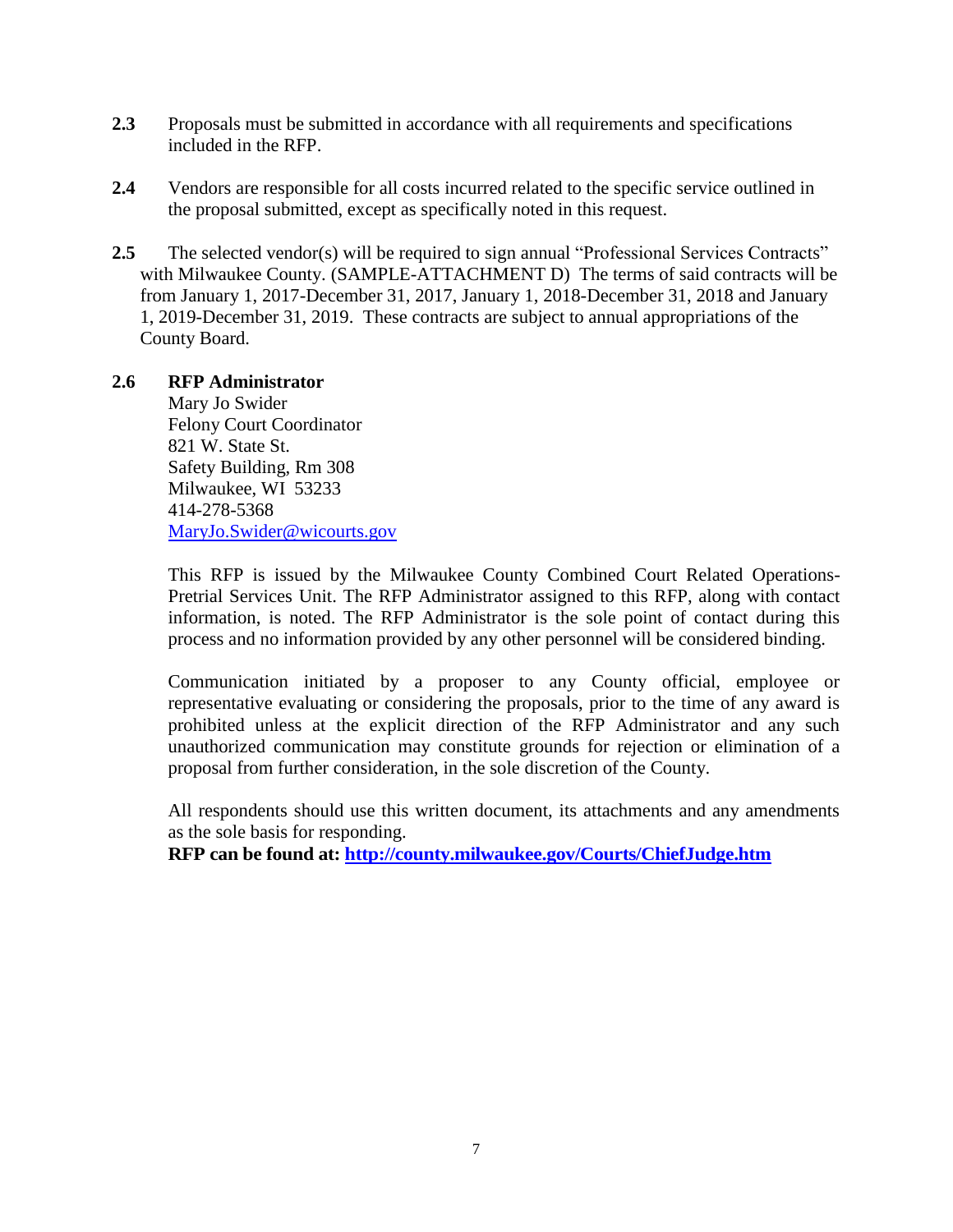**2.3** Proposals must be submitted in accordance with all requirements and specifications included in the RFP.

**2.4** Vendors are responsible for all costs incurred related to the specific service outlined in the proposal submitted, except as specifically noted in this request.

**2.5** The selected vendor(s) will be required to sign annual "Professional Services Contracts" with Milwaukee County. (SAMPLE-ATTACHMENT D) The terms of said contracts will be from January 1, 2017-December 31, 2017, January 1, 2018-December 31, 2018 and January 1, 2019-December 31, 2019. These contracts are subject to annual appropriations of the County Board.

**2.6** **RFP Administrator**

Mary Jo Swider
Felony Court Coordinator
821 W. State St.
Safety Building, Rm 308
Milwaukee, WI 53233
414-278-5368
[MaryJo.Swider@wicourts.gov](mailto:MaryJo.Swider@wicourts.gov)

This RFP is issued by the Milwaukee County Combined Court Related Operations-Pretrial Services Unit. The RFP Administrator assigned to this RFP, along with contact information, is noted. The RFP Administrator is the sole point of contact during this process and no information provided by any other personnel will be considered binding.

Communication initiated by a proposer to any County official, employee or representative evaluating or considering the proposals, prior to the time of any award is prohibited unless at the explicit direction of the RFP Administrator and any such unauthorized communication may constitute grounds for rejection or elimination of a proposal from further consideration, in the sole discretion of the County.

All respondents should use this written document, its attachments and any amendments as the sole basis for responding.

**RFP can be found at: [http://county.milwaukee.gov/Courts/ChiefJudge.htm](http://county.milwaukee.gov/Courts/ChiefJudge.htm)**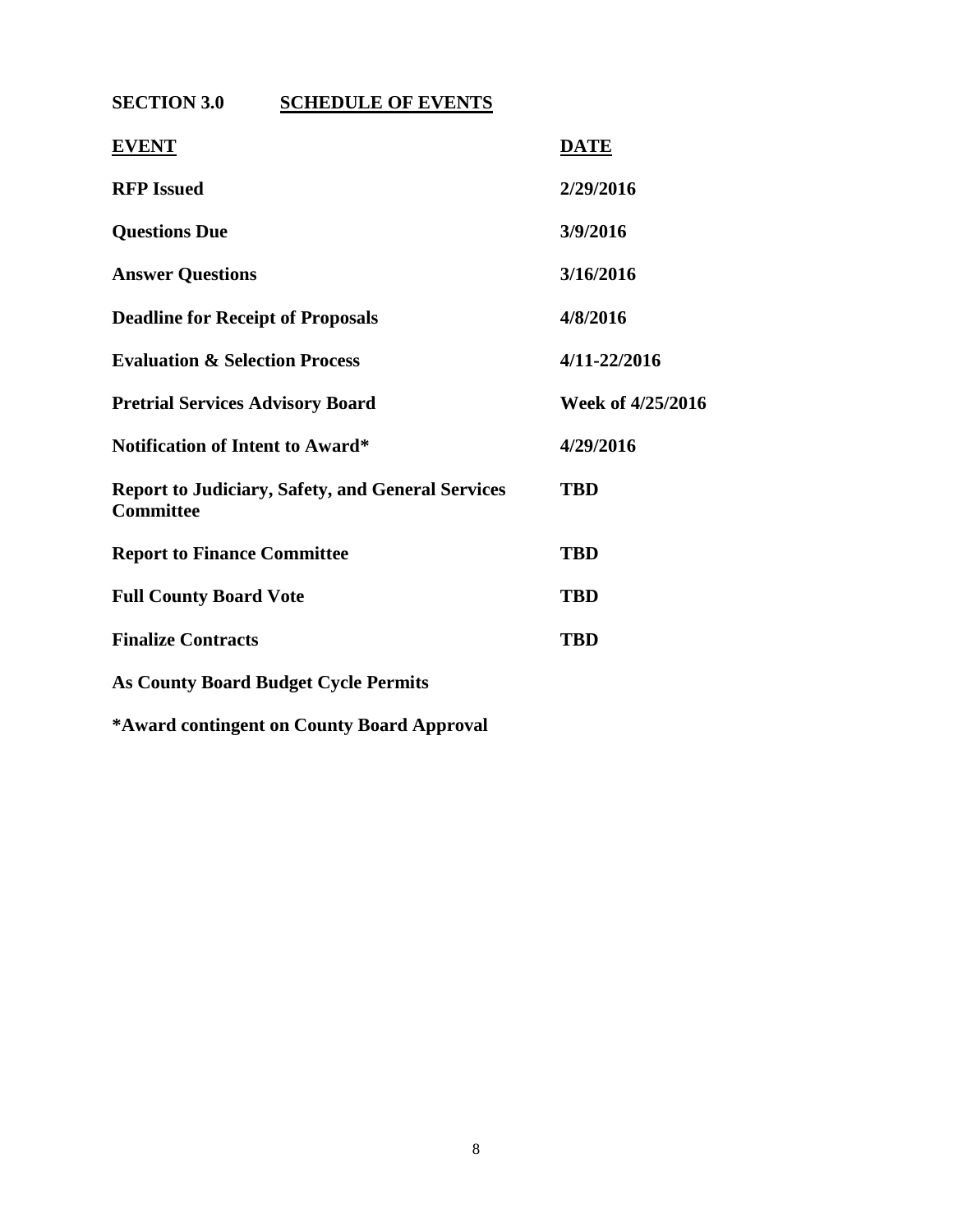## SECTION 3.0 SCHEDULE OF EVENTS

| EVENT | DATE |
|---|---|
| **RFP Issued** | **2/29/2016** |
| **Questions Due** | **3/9/2016** |
| **Answer Questions** | **3/16/2016** |
| **Deadline for Receipt of Proposals** | **4/8/2016** |
| **Evaluation & Selection Process** | **4/11-22/2016** |
| **Pretrial Services Advisory Board** | **Week of 4/25/2016** |
| **Notification of Intent to Award*** | **4/29/2016** |
| **Report to Judiciary, Safety, and General Services Committee** | **TBD** |
| **Report to Finance Committee** | **TBD** |
| **Full County Board Vote** | **TBD** |
| **Finalize Contracts** | **TBD** |

**As County Board Budget Cycle Permits**

***Award contingent on County Board Approval**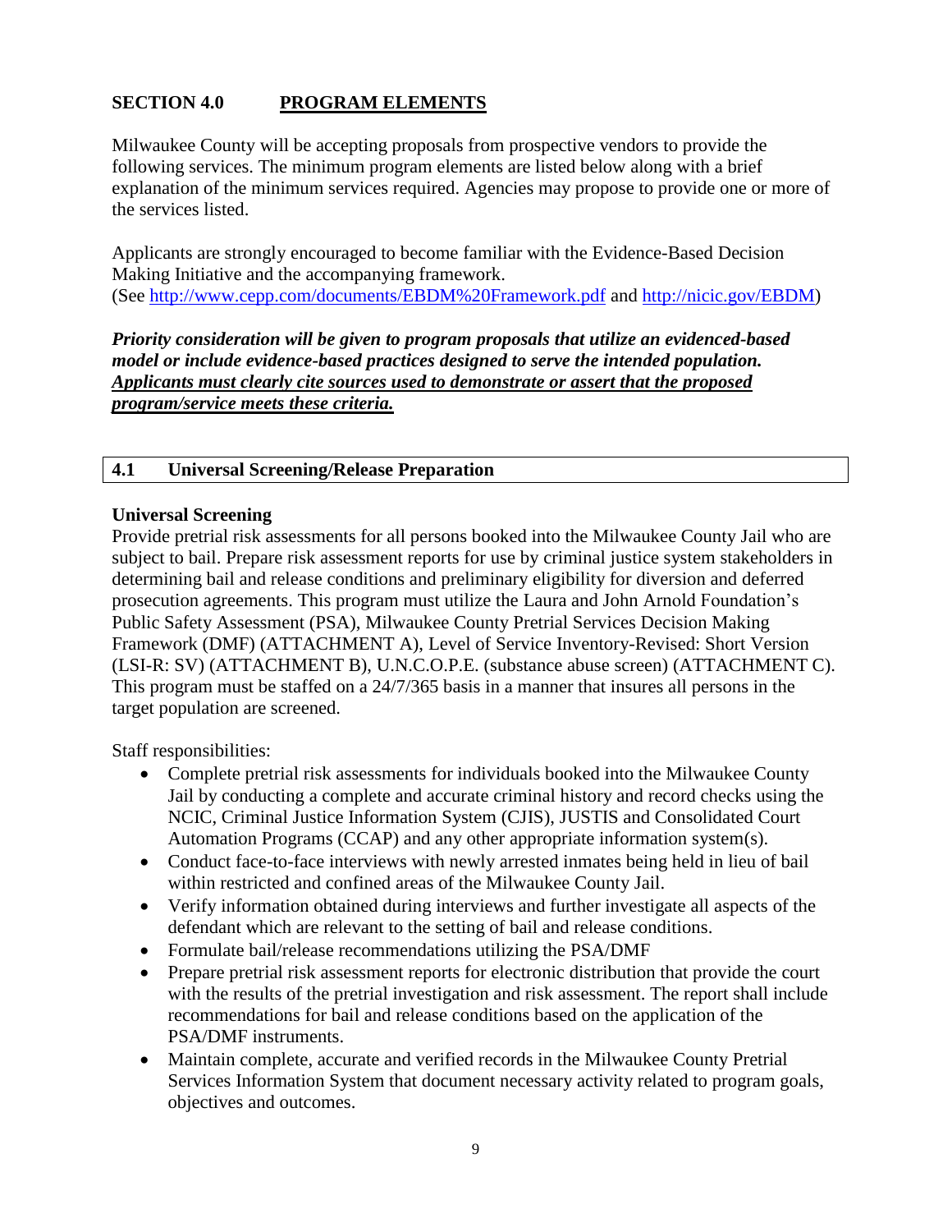## SECTION 4.0 PROGRAM ELEMENTS

Milwaukee County will be accepting proposals from prospective vendors to provide the following services. The minimum program elements are listed below along with a brief explanation of the minimum services required. Agencies may propose to provide one or more of the services listed.

Applicants are strongly encouraged to become familiar with the Evidence-Based Decision Making Initiative and the accompanying framework.
(See http://www.cepp.com/documents/EBDM%20Framework.pdf and http://nicic.gov/EBDM)

***Priority consideration will be given to program proposals that utilize an evidenced-based model or include evidence-based practices designed to serve the intended population. Applicants must clearly cite sources used to demonstrate or assert that the proposed program/service meets these criteria.***

### 4.1 Universal Screening/Release Preparation

**Universal Screening**

Provide pretrial risk assessments for all persons booked into the Milwaukee County Jail who are subject to bail. Prepare risk assessment reports for use by criminal justice system stakeholders in determining bail and release conditions and preliminary eligibility for diversion and deferred prosecution agreements. This program must utilize the Laura and John Arnold Foundation's Public Safety Assessment (PSA), Milwaukee County Pretrial Services Decision Making Framework (DMF) (ATTACHMENT A), Level of Service Inventory-Revised: Short Version (LSI-R: SV) (ATTACHMENT B), U.N.C.O.P.E. (substance abuse screen) (ATTACHMENT C). This program must be staffed on a 24/7/365 basis in a manner that insures all persons in the target population are screened.

Staff responsibilities:

- Complete pretrial risk assessments for individuals booked into the Milwaukee County Jail by conducting a complete and accurate criminal history and record checks using the NCIC, Criminal Justice Information System (CJIS), JUSTIS and Consolidated Court Automation Programs (CCAP) and any other appropriate information system(s).
- Conduct face-to-face interviews with newly arrested inmates being held in lieu of bail within restricted and confined areas of the Milwaukee County Jail.
- Verify information obtained during interviews and further investigate all aspects of the defendant which are relevant to the setting of bail and release conditions.
- Formulate bail/release recommendations utilizing the PSA/DMF
- Prepare pretrial risk assessment reports for electronic distribution that provide the court with the results of the pretrial investigation and risk assessment. The report shall include recommendations for bail and release conditions based on the application of the PSA/DMF instruments.
- Maintain complete, accurate and verified records in the Milwaukee County Pretrial Services Information System that document necessary activity related to program goals, objectives and outcomes.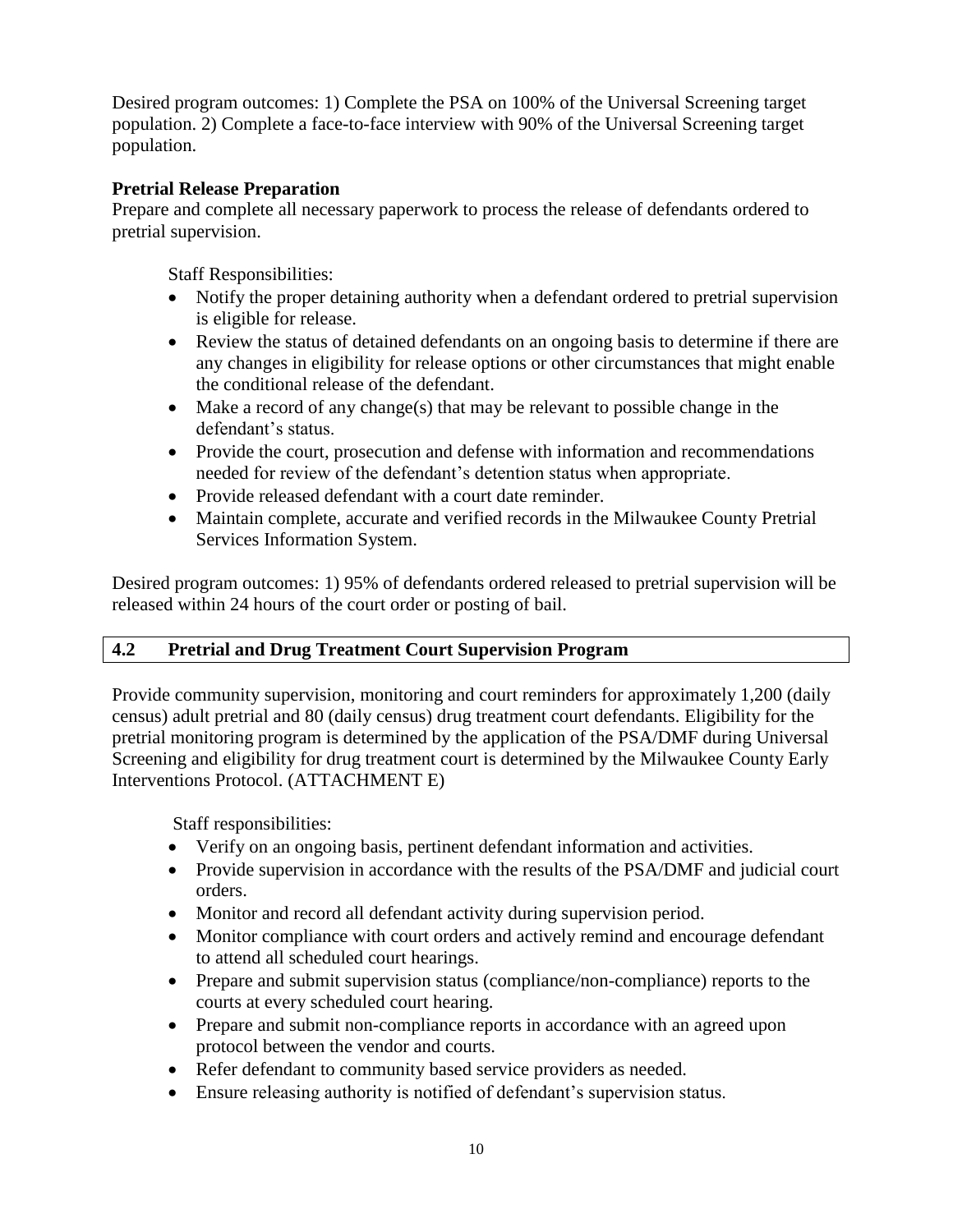Desired program outcomes: 1) Complete the PSA on 100% of the Universal Screening target population. 2) Complete a face-to-face interview with 90% of the Universal Screening target population.

**Pretrial Release Preparation**

Prepare and complete all necessary paperwork to process the release of defendants ordered to pretrial supervision.

Staff Responsibilities:

- Notify the proper detaining authority when a defendant ordered to pretrial supervision is eligible for release.
- Review the status of detained defendants on an ongoing basis to determine if there are any changes in eligibility for release options or other circumstances that might enable the conditional release of the defendant.
- Make a record of any change(s) that may be relevant to possible change in the defendant's status.
- Provide the court, prosecution and defense with information and recommendations needed for review of the defendant's detention status when appropriate.
- Provide released defendant with a court date reminder.
- Maintain complete, accurate and verified records in the Milwaukee County Pretrial Services Information System.

Desired program outcomes: 1) 95% of defendants ordered released to pretrial supervision will be released within 24 hours of the court order or posting of bail.

## 4.2 Pretrial and Drug Treatment Court Supervision Program

Provide community supervision, monitoring and court reminders for approximately 1,200 (daily census) adult pretrial and 80 (daily census) drug treatment court defendants. Eligibility for the pretrial monitoring program is determined by the application of the PSA/DMF during Universal Screening and eligibility for drug treatment court is determined by the Milwaukee County Early Interventions Protocol. (ATTACHMENT E)

Staff responsibilities:

- Verify on an ongoing basis, pertinent defendant information and activities.
- Provide supervision in accordance with the results of the PSA/DMF and judicial court orders.
- Monitor and record all defendant activity during supervision period.
- Monitor compliance with court orders and actively remind and encourage defendant to attend all scheduled court hearings.
- Prepare and submit supervision status (compliance/non-compliance) reports to the courts at every scheduled court hearing.
- Prepare and submit non-compliance reports in accordance with an agreed upon protocol between the vendor and courts.
- Refer defendant to community based service providers as needed.
- Ensure releasing authority is notified of defendant's supervision status.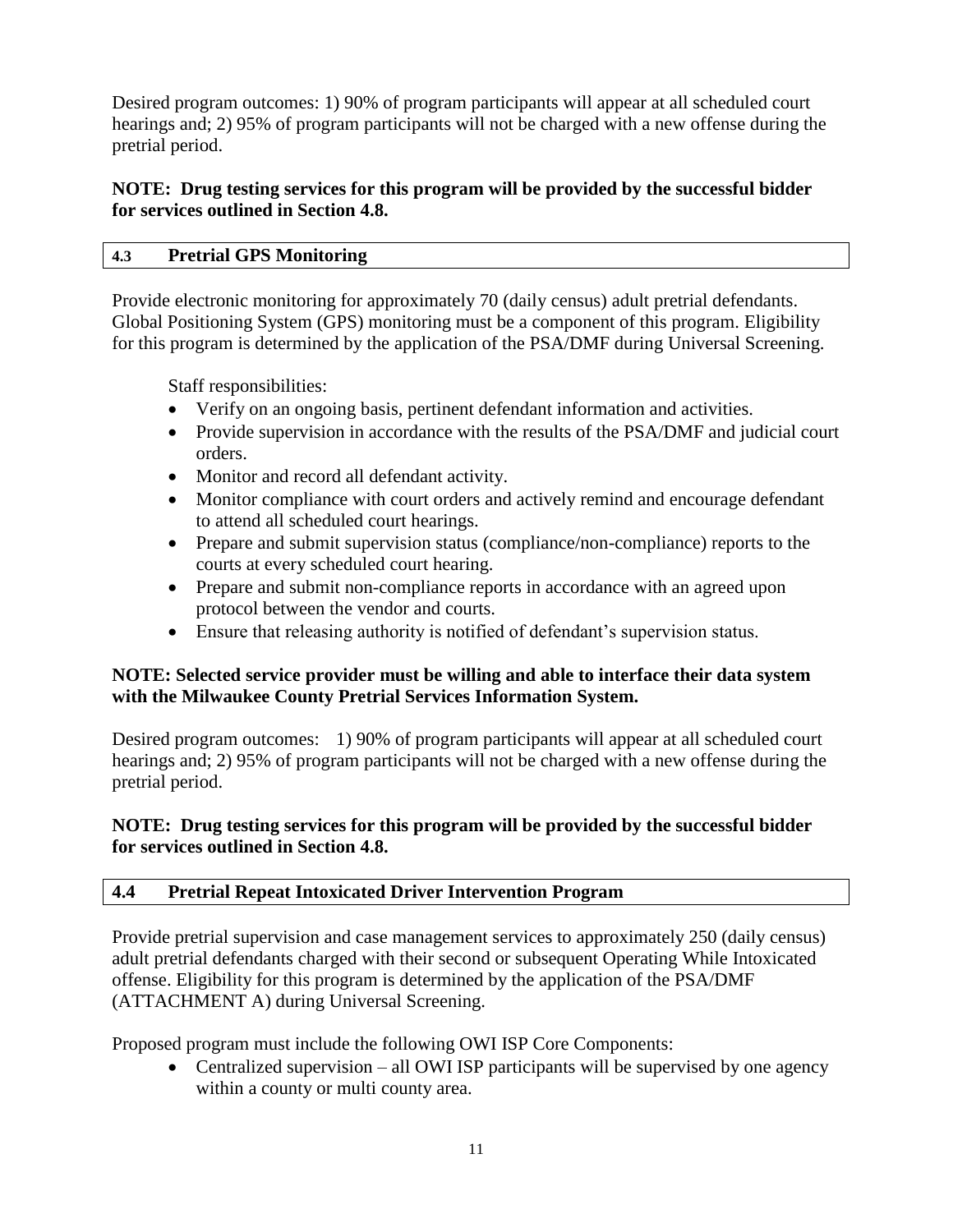Desired program outcomes: 1) 90% of program participants will appear at all scheduled court hearings and; 2) 95% of program participants will not be charged with a new offense during the pretrial period.

**NOTE: Drug testing services for this program will be provided by the successful bidder for services outlined in Section 4.8.**

### 4.3 Pretrial GPS Monitoring

Provide electronic monitoring for approximately 70 (daily census) adult pretrial defendants. Global Positioning System (GPS) monitoring must be a component of this program. Eligibility for this program is determined by the application of the PSA/DMF during Universal Screening.

Staff responsibilities:

- Verify on an ongoing basis, pertinent defendant information and activities.
- Provide supervision in accordance with the results of the PSA/DMF and judicial court orders.
- Monitor and record all defendant activity.
- Monitor compliance with court orders and actively remind and encourage defendant to attend all scheduled court hearings.
- Prepare and submit supervision status (compliance/non-compliance) reports to the courts at every scheduled court hearing.
- Prepare and submit non-compliance reports in accordance with an agreed upon protocol between the vendor and courts.
- Ensure that releasing authority is notified of defendant's supervision status.

**NOTE: Selected service provider must be willing and able to interface their data system with the Milwaukee County Pretrial Services Information System.**

Desired program outcomes: 1) 90% of program participants will appear at all scheduled court hearings and; 2) 95% of program participants will not be charged with a new offense during the pretrial period.

**NOTE: Drug testing services for this program will be provided by the successful bidder for services outlined in Section 4.8.**

### 4.4 Pretrial Repeat Intoxicated Driver Intervention Program

Provide pretrial supervision and case management services to approximately 250 (daily census) adult pretrial defendants charged with their second or subsequent Operating While Intoxicated offense. Eligibility for this program is determined by the application of the PSA/DMF (ATTACHMENT A) during Universal Screening.

Proposed program must include the following OWI ISP Core Components:

- Centralized supervision – all OWI ISP participants will be supervised by one agency within a county or multi county area.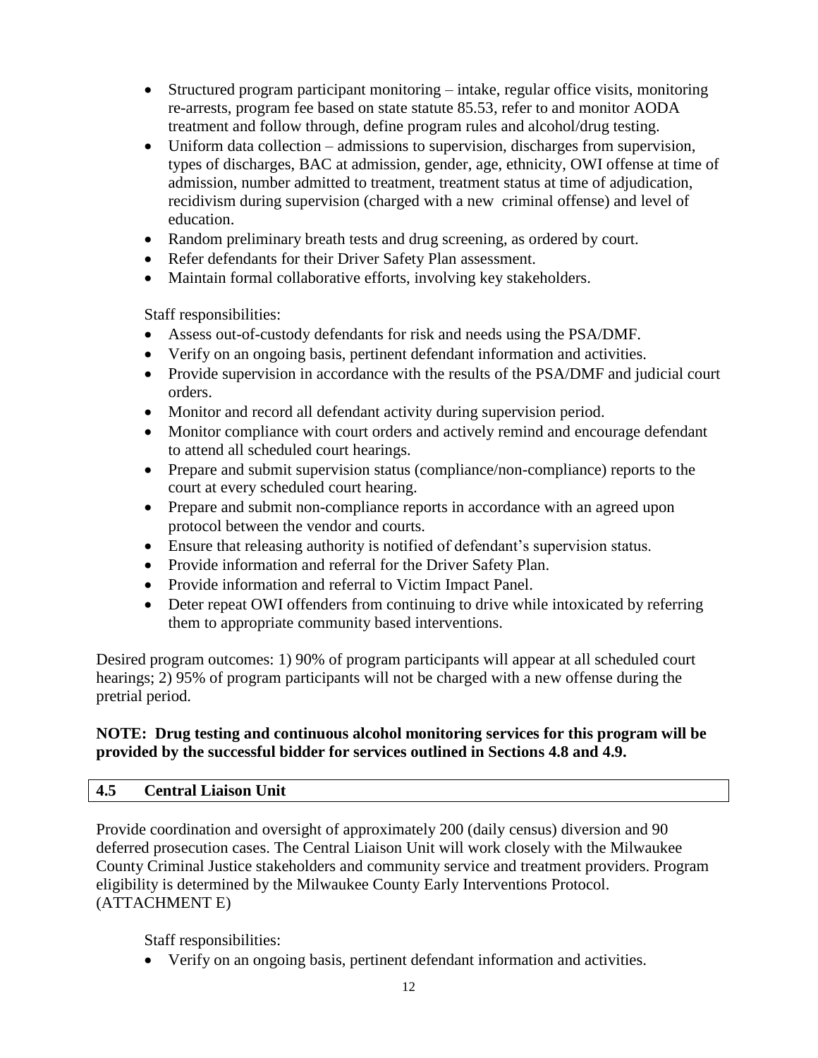- Structured program participant monitoring – intake, regular office visits, monitoring re-arrests, program fee based on state statute 85.53, refer to and monitor AODA treatment and follow through, define program rules and alcohol/drug testing.
- Uniform data collection – admissions to supervision, discharges from supervision, types of discharges, BAC at admission, gender, age, ethnicity, OWI offense at time of admission, number admitted to treatment, treatment status at time of adjudication, recidivism during supervision (charged with a new criminal offense) and level of education.
- Random preliminary breath tests and drug screening, as ordered by court.
- Refer defendants for their Driver Safety Plan assessment.
- Maintain formal collaborative efforts, involving key stakeholders.

Staff responsibilities:

- Assess out-of-custody defendants for risk and needs using the PSA/DMF.
- Verify on an ongoing basis, pertinent defendant information and activities.
- Provide supervision in accordance with the results of the PSA/DMF and judicial court orders.
- Monitor and record all defendant activity during supervision period.
- Monitor compliance with court orders and actively remind and encourage defendant to attend all scheduled court hearings.
- Prepare and submit supervision status (compliance/non-compliance) reports to the court at every scheduled court hearing.
- Prepare and submit non-compliance reports in accordance with an agreed upon protocol between the vendor and courts.
- Ensure that releasing authority is notified of defendant's supervision status.
- Provide information and referral for the Driver Safety Plan.
- Provide information and referral to Victim Impact Panel.
- Deter repeat OWI offenders from continuing to drive while intoxicated by referring them to appropriate community based interventions.

Desired program outcomes: 1) 90% of program participants will appear at all scheduled court hearings; 2) 95% of program participants will not be charged with a new offense during the pretrial period.

**NOTE: Drug testing and continuous alcohol monitoring services for this program will be provided by the successful bidder for services outlined in Sections 4.8 and 4.9.**

## 4.5 Central Liaison Unit

Provide coordination and oversight of approximately 200 (daily census) diversion and 90 deferred prosecution cases. The Central Liaison Unit will work closely with the Milwaukee County Criminal Justice stakeholders and community service and treatment providers. Program eligibility is determined by the Milwaukee County Early Interventions Protocol. (ATTACHMENT E)

Staff responsibilities:

- Verify on an ongoing basis, pertinent defendant information and activities.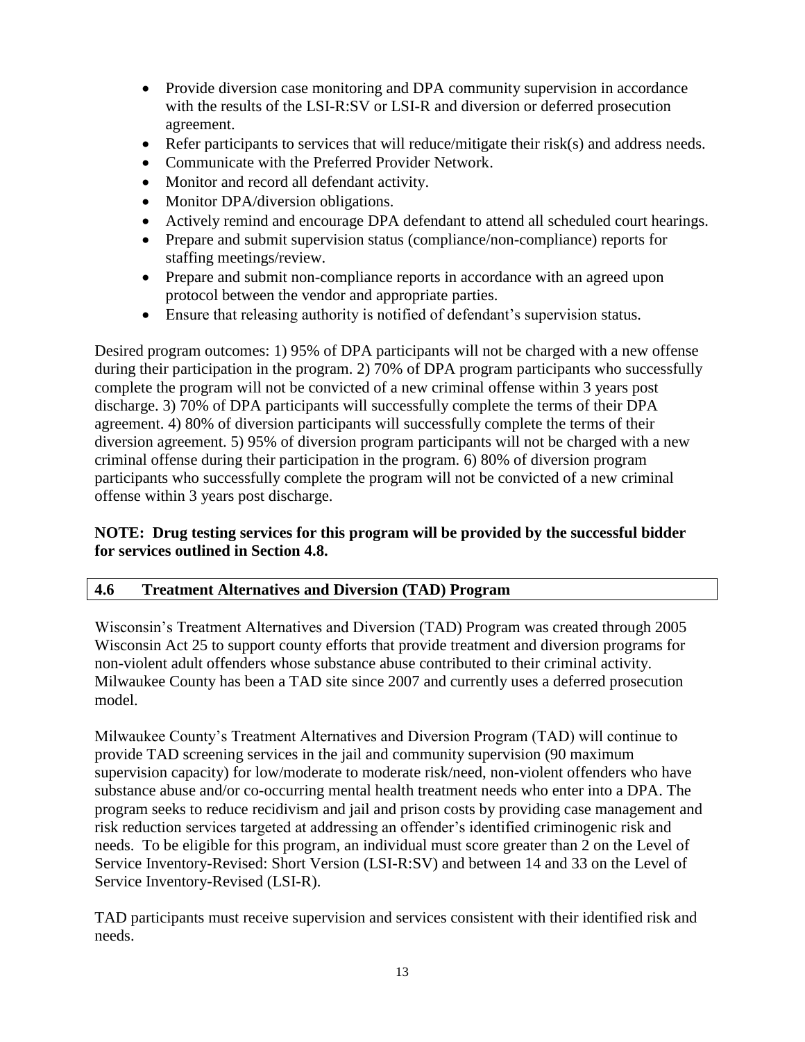- Provide diversion case monitoring and DPA community supervision in accordance with the results of the LSI-R:SV or LSI-R and diversion or deferred prosecution agreement.
- Refer participants to services that will reduce/mitigate their risk(s) and address needs.
- Communicate with the Preferred Provider Network.
- Monitor and record all defendant activity.
- Monitor DPA/diversion obligations.
- Actively remind and encourage DPA defendant to attend all scheduled court hearings.
- Prepare and submit supervision status (compliance/non-compliance) reports for staffing meetings/review.
- Prepare and submit non-compliance reports in accordance with an agreed upon protocol between the vendor and appropriate parties.
- Ensure that releasing authority is notified of defendant's supervision status.

Desired program outcomes: 1) 95% of DPA participants will not be charged with a new offense during their participation in the program. 2) 70% of DPA program participants who successfully complete the program will not be convicted of a new criminal offense within 3 years post discharge. 3) 70% of DPA participants will successfully complete the terms of their DPA agreement. 4) 80% of diversion participants will successfully complete the terms of their diversion agreement. 5) 95% of diversion program participants will not be charged with a new criminal offense during their participation in the program. 6) 80% of diversion program participants who successfully complete the program will not be convicted of a new criminal offense within 3 years post discharge.

**NOTE: Drug testing services for this program will be provided by the successful bidder for services outlined in Section 4.8.**

## 4.6 Treatment Alternatives and Diversion (TAD) Program

Wisconsin's Treatment Alternatives and Diversion (TAD) Program was created through 2005 Wisconsin Act 25 to support county efforts that provide treatment and diversion programs for non-violent adult offenders whose substance abuse contributed to their criminal activity. Milwaukee County has been a TAD site since 2007 and currently uses a deferred prosecution model.

Milwaukee County's Treatment Alternatives and Diversion Program (TAD) will continue to provide TAD screening services in the jail and community supervision (90 maximum supervision capacity) for low/moderate to moderate risk/need, non-violent offenders who have substance abuse and/or co-occurring mental health treatment needs who enter into a DPA. The program seeks to reduce recidivism and jail and prison costs by providing case management and risk reduction services targeted at addressing an offender's identified criminogenic risk and needs. To be eligible for this program, an individual must score greater than 2 on the Level of Service Inventory-Revised: Short Version (LSI-R:SV) and between 14 and 33 on the Level of Service Inventory-Revised (LSI-R).

TAD participants must receive supervision and services consistent with their identified risk and needs.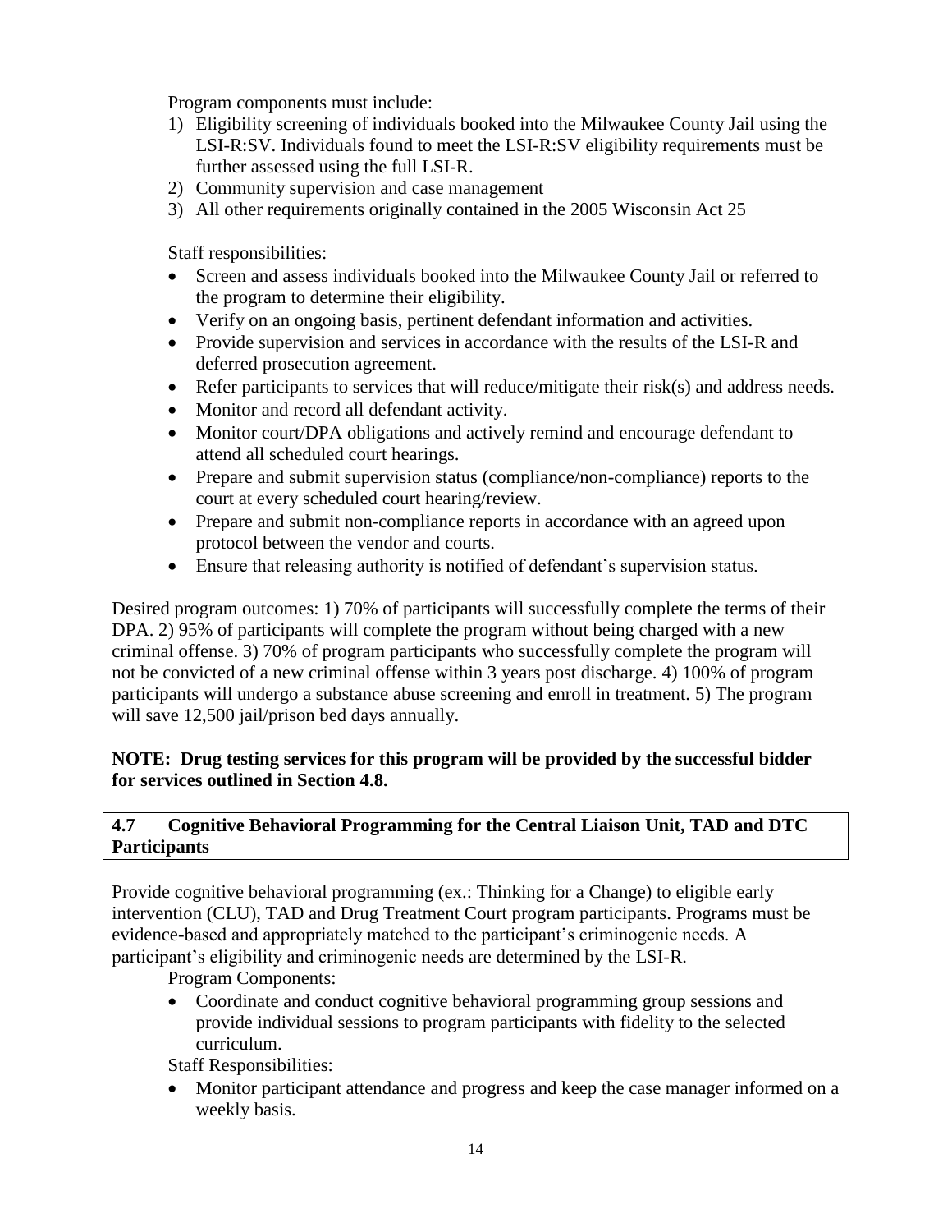Program components must include:

1) Eligibility screening of individuals booked into the Milwaukee County Jail using the LSI-R:SV. Individuals found to meet the LSI-R:SV eligibility requirements must be further assessed using the full LSI-R.
2) Community supervision and case management
3) All other requirements originally contained in the 2005 Wisconsin Act 25

Staff responsibilities:

- Screen and assess individuals booked into the Milwaukee County Jail or referred to the program to determine their eligibility.
- Verify on an ongoing basis, pertinent defendant information and activities.
- Provide supervision and services in accordance with the results of the LSI-R and deferred prosecution agreement.
- Refer participants to services that will reduce/mitigate their risk(s) and address needs.
- Monitor and record all defendant activity.
- Monitor court/DPA obligations and actively remind and encourage defendant to attend all scheduled court hearings.
- Prepare and submit supervision status (compliance/non-compliance) reports to the court at every scheduled court hearing/review.
- Prepare and submit non-compliance reports in accordance with an agreed upon protocol between the vendor and courts.
- Ensure that releasing authority is notified of defendant's supervision status.

Desired program outcomes: 1) 70% of participants will successfully complete the terms of their DPA. 2) 95% of participants will complete the program without being charged with a new criminal offense. 3) 70% of program participants who successfully complete the program will not be convicted of a new criminal offense within 3 years post discharge. 4) 100% of program participants will undergo a substance abuse screening and enroll in treatment. 5) The program will save 12,500 jail/prison bed days annually.

**NOTE: Drug testing services for this program will be provided by the successful bidder for services outlined in Section 4.8.**

### 4.7 Cognitive Behavioral Programming for the Central Liaison Unit, TAD and DTC Participants

Provide cognitive behavioral programming (ex.: Thinking for a Change) to eligible early intervention (CLU), TAD and Drug Treatment Court program participants. Programs must be evidence-based and appropriately matched to the participant's criminogenic needs. A participant's eligibility and criminogenic needs are determined by the LSI-R.

Program Components:

- Coordinate and conduct cognitive behavioral programming group sessions and provide individual sessions to program participants with fidelity to the selected curriculum.

Staff Responsibilities:

- Monitor participant attendance and progress and keep the case manager informed on a weekly basis.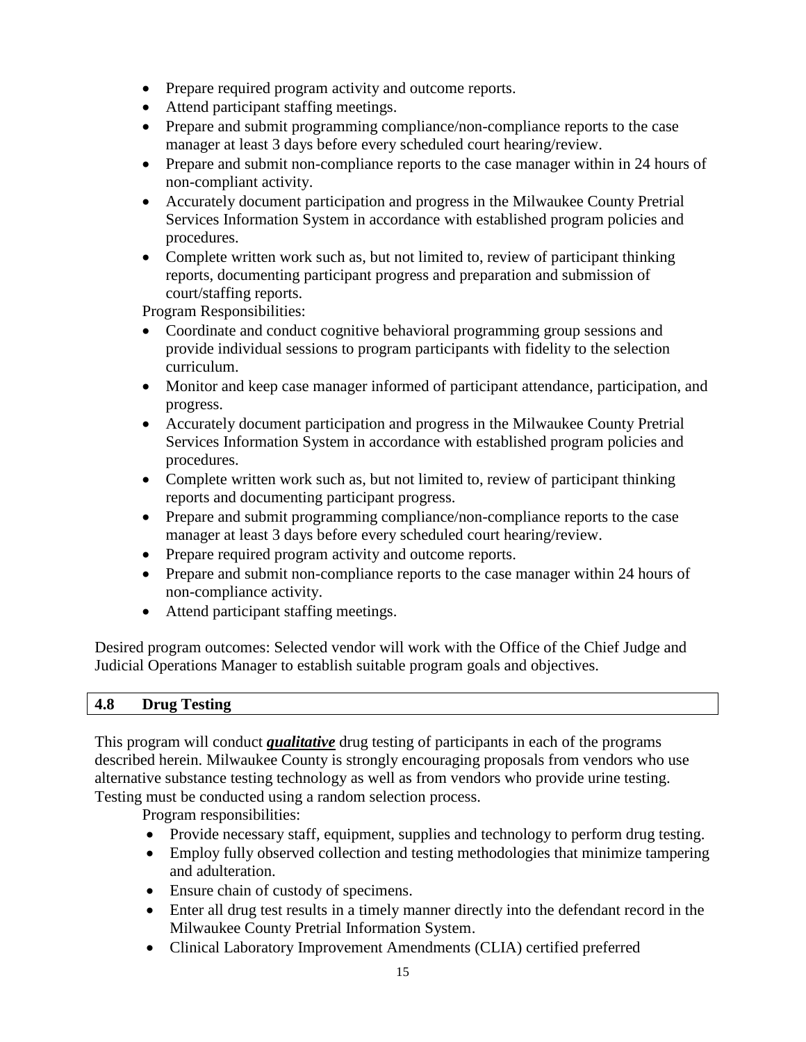- Prepare required program activity and outcome reports.
- Attend participant staffing meetings.
- Prepare and submit programming compliance/non-compliance reports to the case manager at least 3 days before every scheduled court hearing/review.
- Prepare and submit non-compliance reports to the case manager within in 24 hours of non-compliant activity.
- Accurately document participation and progress in the Milwaukee County Pretrial Services Information System in accordance with established program policies and procedures.
- Complete written work such as, but not limited to, review of participant thinking reports, documenting participant progress and preparation and submission of court/staffing reports.

Program Responsibilities:

- Coordinate and conduct cognitive behavioral programming group sessions and provide individual sessions to program participants with fidelity to the selection curriculum.
- Monitor and keep case manager informed of participant attendance, participation, and progress.
- Accurately document participation and progress in the Milwaukee County Pretrial Services Information System in accordance with established program policies and procedures.
- Complete written work such as, but not limited to, review of participant thinking reports and documenting participant progress.
- Prepare and submit programming compliance/non-compliance reports to the case manager at least 3 days before every scheduled court hearing/review.
- Prepare required program activity and outcome reports.
- Prepare and submit non-compliance reports to the case manager within 24 hours of non-compliance activity.
- Attend participant staffing meetings.

Desired program outcomes: Selected vendor will work with the Office of the Chief Judge and Judicial Operations Manager to establish suitable program goals and objectives.

## 4.8 Drug Testing

This program will conduct ***qualitative*** drug testing of participants in each of the programs described herein. Milwaukee County is strongly encouraging proposals from vendors who use alternative substance testing technology as well as from vendors who provide urine testing. Testing must be conducted using a random selection process.

Program responsibilities:

- Provide necessary staff, equipment, supplies and technology to perform drug testing.
- Employ fully observed collection and testing methodologies that minimize tampering and adulteration.
- Ensure chain of custody of specimens.
- Enter all drug test results in a timely manner directly into the defendant record in the Milwaukee County Pretrial Information System.
- Clinical Laboratory Improvement Amendments (CLIA) certified preferred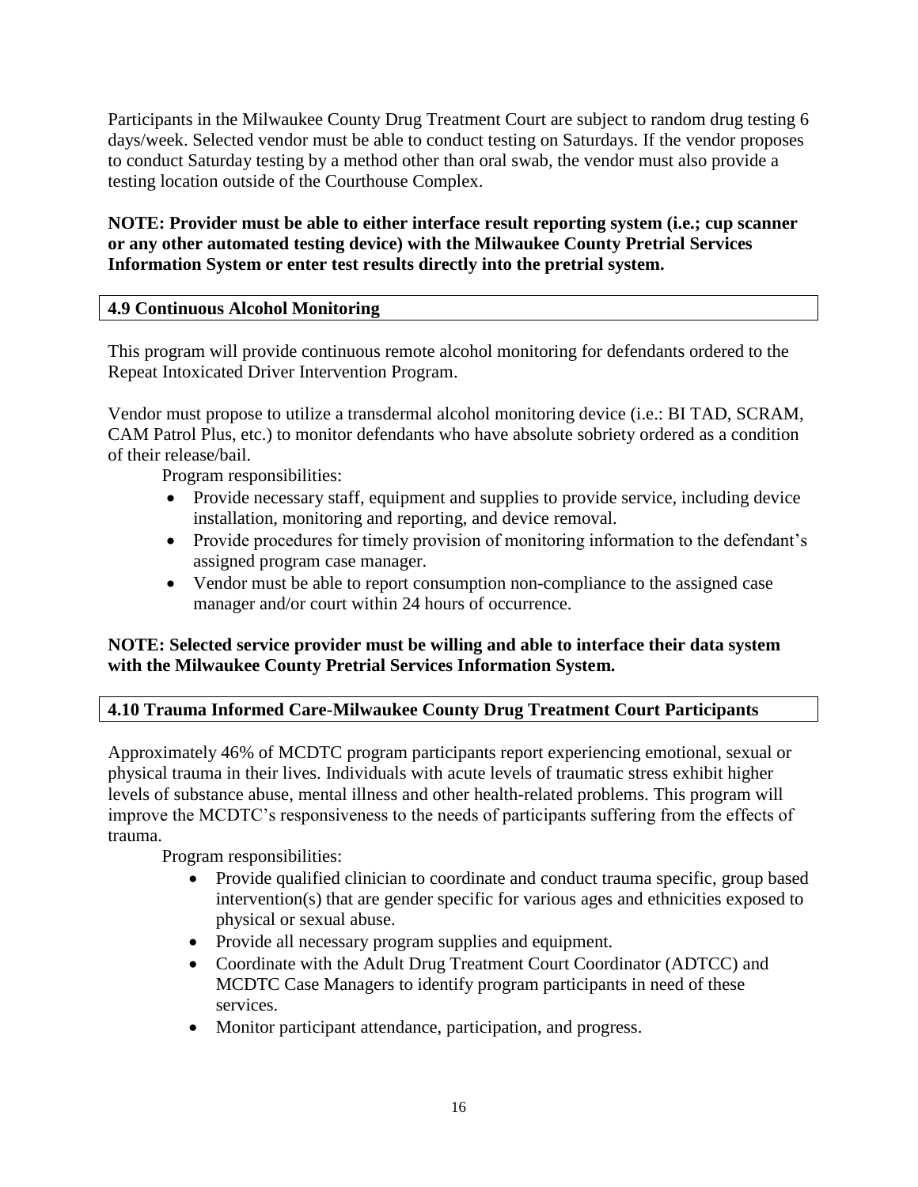Participants in the Milwaukee County Drug Treatment Court are subject to random drug testing 6 days/week. Selected vendor must be able to conduct testing on Saturdays. If the vendor proposes to conduct Saturday testing by a method other than oral swab, the vendor must also provide a testing location outside of the Courthouse Complex.

**NOTE: Provider must be able to either interface result reporting system (i.e.; cup scanner or any other automated testing device) with the Milwaukee County Pretrial Services Information System or enter test results directly into the pretrial system.**

### 4.9 Continuous Alcohol Monitoring

This program will provide continuous remote alcohol monitoring for defendants ordered to the Repeat Intoxicated Driver Intervention Program.

Vendor must propose to utilize a transdermal alcohol monitoring device (i.e.: BI TAD, SCRAM, CAM Patrol Plus, etc.) to monitor defendants who have absolute sobriety ordered as a condition of their release/bail.

Program responsibilities:

- Provide necessary staff, equipment and supplies to provide service, including device installation, monitoring and reporting, and device removal.
- Provide procedures for timely provision of monitoring information to the defendant's assigned program case manager.
- Vendor must be able to report consumption non-compliance to the assigned case manager and/or court within 24 hours of occurrence.

**NOTE: Selected service provider must be willing and able to interface their data system with the Milwaukee County Pretrial Services Information System.**

### 4.10 Trauma Informed Care-Milwaukee County Drug Treatment Court Participants

Approximately 46% of MCDTC program participants report experiencing emotional, sexual or physical trauma in their lives. Individuals with acute levels of traumatic stress exhibit higher levels of substance abuse, mental illness and other health-related problems. This program will improve the MCDTC's responsiveness to the needs of participants suffering from the effects of trauma.

Program responsibilities:

- Provide qualified clinician to coordinate and conduct trauma specific, group based intervention(s) that are gender specific for various ages and ethnicities exposed to physical or sexual abuse.
- Provide all necessary program supplies and equipment.
- Coordinate with the Adult Drug Treatment Court Coordinator (ADTCC) and MCDTC Case Managers to identify program participants in need of these services.
- Monitor participant attendance, participation, and progress.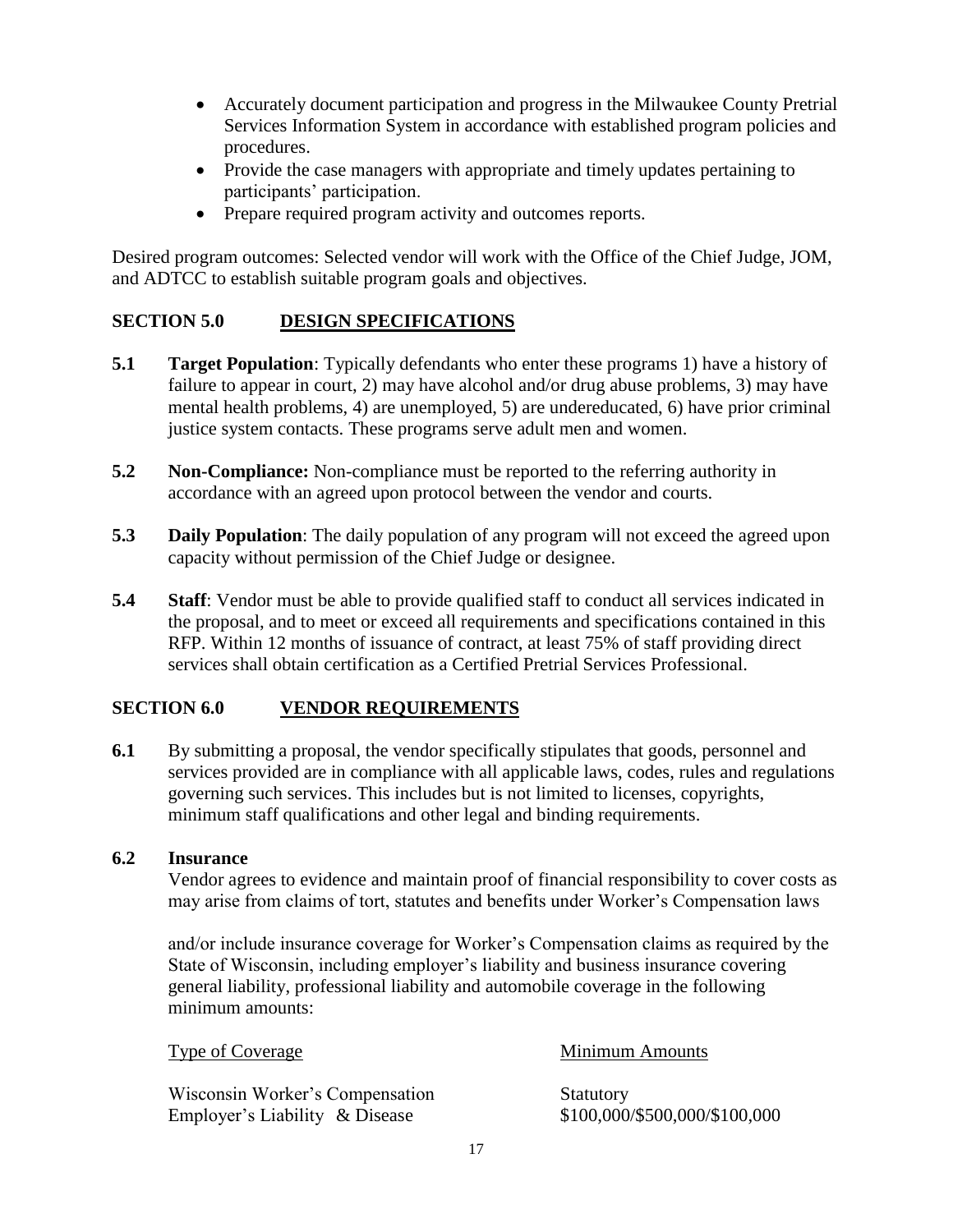- Accurately document participation and progress in the Milwaukee County Pretrial Services Information System in accordance with established program policies and procedures.
- Provide the case managers with appropriate and timely updates pertaining to participants' participation.
- Prepare required program activity and outcomes reports.

Desired program outcomes: Selected vendor will work with the Office of the Chief Judge, JOM, and ADTCC to establish suitable program goals and objectives.

## SECTION 5.0 DESIGN SPECIFICATIONS

**5.1 Target Population**: Typically defendants who enter these programs 1) have a history of failure to appear in court, 2) may have alcohol and/or drug abuse problems, 3) may have mental health problems, 4) are unemployed, 5) are undereducated, 6) have prior criminal justice system contacts. These programs serve adult men and women.

**5.2 Non-Compliance:** Non-compliance must be reported to the referring authority in accordance with an agreed upon protocol between the vendor and courts.

**5.3 Daily Population**: The daily population of any program will not exceed the agreed upon capacity without permission of the Chief Judge or designee.

**5.4 Staff**: Vendor must be able to provide qualified staff to conduct all services indicated in the proposal, and to meet or exceed all requirements and specifications contained in this RFP. Within 12 months of issuance of contract, at least 75% of staff providing direct services shall obtain certification as a Certified Pretrial Services Professional.

## SECTION 6.0 VENDOR REQUIREMENTS

**6.1** By submitting a proposal, the vendor specifically stipulates that goods, personnel and services provided are in compliance with all applicable laws, codes, rules and regulations governing such services. This includes but is not limited to licenses, copyrights, minimum staff qualifications and other legal and binding requirements.

**6.2 Insurance**

Vendor agrees to evidence and maintain proof of financial responsibility to cover costs as may arise from claims of tort, statutes and benefits under Worker's Compensation laws

and/or include insurance coverage for Worker's Compensation claims as required by the State of Wisconsin, including employer's liability and business insurance covering general liability, professional liability and automobile coverage in the following minimum amounts:

| Type of Coverage | Minimum Amounts |
|---|---|
| Wisconsin Worker's Compensation | Statutory |
| Employer's Liability & Disease | \$100,000/\$500,000/\$100,000 |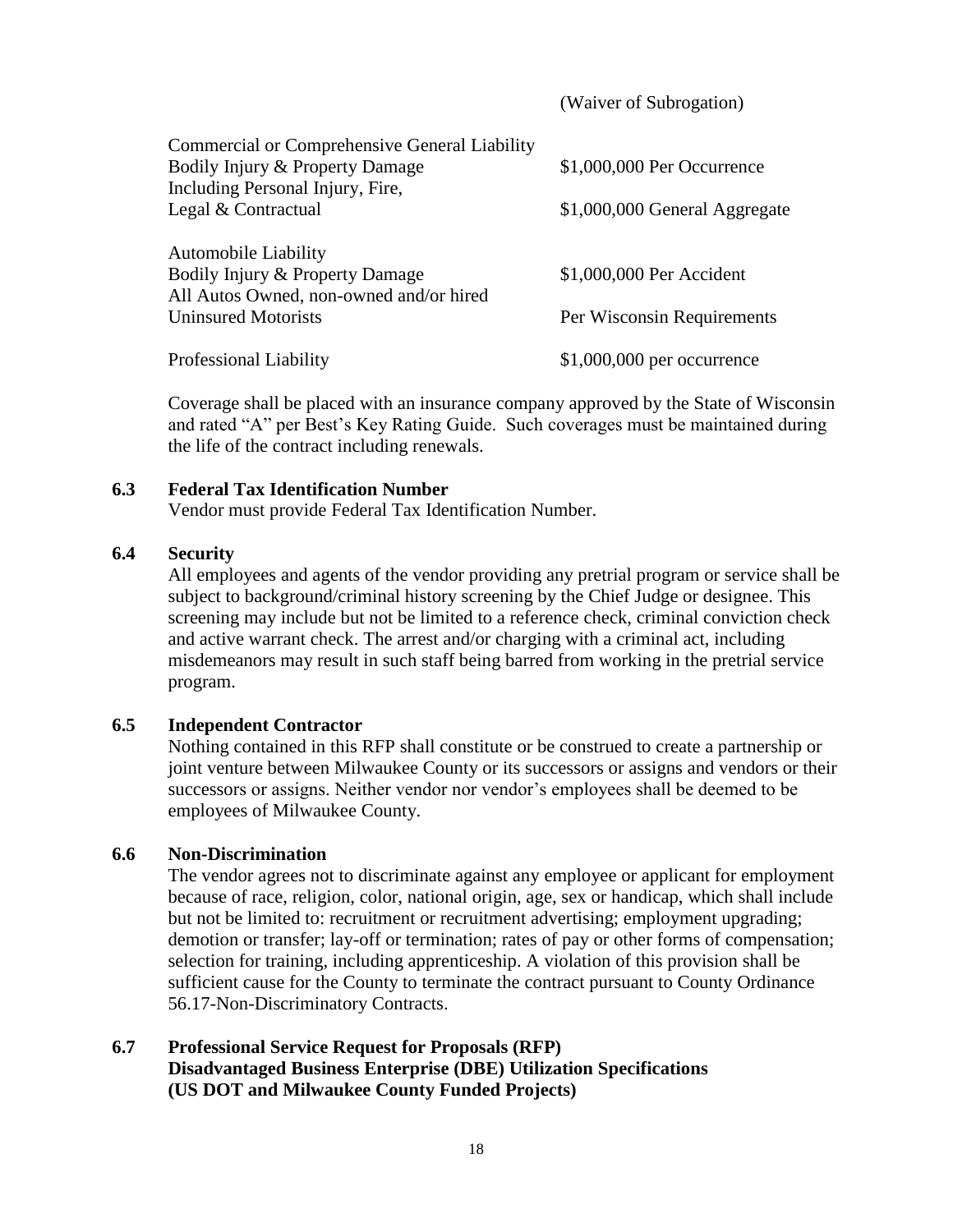(Waiver of Subrogation)

| | |
|---|---|
| Commercial or Comprehensive General Liability | |
| Bodily Injury & Property Damage | $1,000,000 Per Occurrence |
| Including Personal Injury, Fire, | |
| Legal & Contractual | $1,000,000 General Aggregate |
| Automobile Liability | |
| Bodily Injury & Property Damage | $1,000,000 Per Accident |
| All Autos Owned, non-owned and/or hired | |
| Uninsured Motorists | Per Wisconsin Requirements |
| Professional Liability | $1,000,000 per occurrence |

Coverage shall be placed with an insurance company approved by the State of Wisconsin and rated "A" per Best's Key Rating Guide. Such coverages must be maintained during the life of the contract including renewals.

### 6.3 Federal Tax Identification Number

Vendor must provide Federal Tax Identification Number.

### 6.4 Security

All employees and agents of the vendor providing any pretrial program or service shall be subject to background/criminal history screening by the Chief Judge or designee. This screening may include but not be limited to a reference check, criminal conviction check and active warrant check. The arrest and/or charging with a criminal act, including misdemeanors may result in such staff being barred from working in the pretrial service program.

### 6.5 Independent Contractor

Nothing contained in this RFP shall constitute or be construed to create a partnership or joint venture between Milwaukee County or its successors or assigns and vendors or their successors or assigns. Neither vendor nor vendor's employees shall be deemed to be employees of Milwaukee County.

### 6.6 Non-Discrimination

The vendor agrees not to discriminate against any employee or applicant for employment because of race, religion, color, national origin, age, sex or handicap, which shall include but not be limited to: recruitment or recruitment advertising; employment upgrading; demotion or transfer; lay-off or termination; rates of pay or other forms of compensation; selection for training, including apprenticeship. A violation of this provision shall be sufficient cause for the County to terminate the contract pursuant to County Ordinance 56.17-Non-Discriminatory Contracts.

### 6.7 Professional Service Request for Proposals (RFP) Disadvantaged Business Enterprise (DBE) Utilization Specifications (US DOT and Milwaukee County Funded Projects)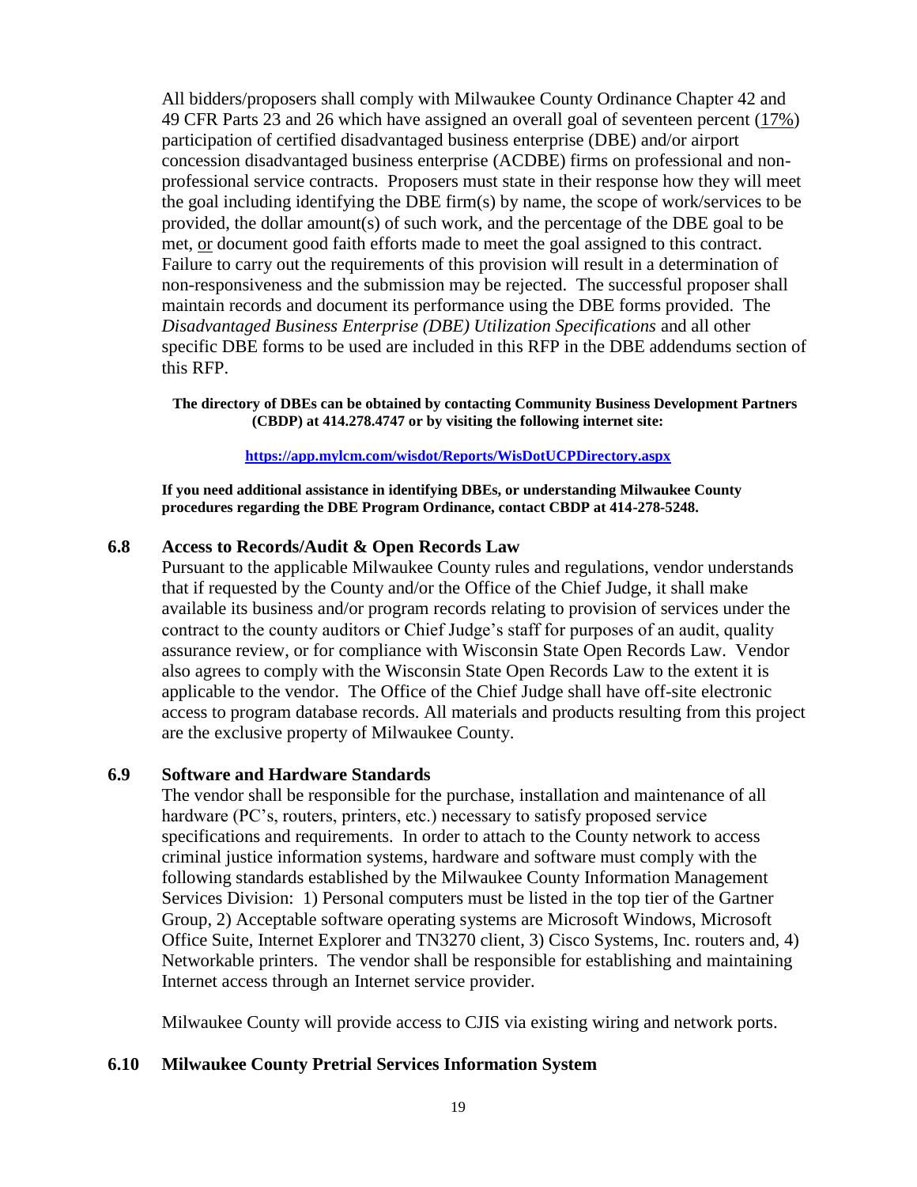All bidders/proposers shall comply with Milwaukee County Ordinance Chapter 42 and 49 CFR Parts 23 and 26 which have assigned an overall goal of seventeen percent (17%) participation of certified disadvantaged business enterprise (DBE) and/or airport concession disadvantaged business enterprise (ACDBE) firms on professional and non-professional service contracts. Proposers must state in their response how they will meet the goal including identifying the DBE firm(s) by name, the scope of work/services to be provided, the dollar amount(s) of such work, and the percentage of the DBE goal to be met, or document good faith efforts made to meet the goal assigned to this contract. Failure to carry out the requirements of this provision will result in a determination of non-responsiveness and the submission may be rejected. The successful proposer shall maintain records and document its performance using the DBE forms provided. The *Disadvantaged Business Enterprise (DBE) Utilization Specifications* and all other specific DBE forms to be used are included in this RFP in the DBE addendums section of this RFP.

**The directory of DBEs can be obtained by contacting Community Business Development Partners (CBDP) at 414.278.4747 or by visiting the following internet site:**

**https://app.mylcm.com/wisdot/Reports/WisDotUCPDirectory.aspx**

**If you need additional assistance in identifying DBEs, or understanding Milwaukee County procedures regarding the DBE Program Ordinance, contact CBDP at 414-278-5248.**

### 6.8 Access to Records/Audit & Open Records Law

Pursuant to the applicable Milwaukee County rules and regulations, vendor understands that if requested by the County and/or the Office of the Chief Judge, it shall make available its business and/or program records relating to provision of services under the contract to the county auditors or Chief Judge's staff for purposes of an audit, quality assurance review, or for compliance with Wisconsin State Open Records Law. Vendor also agrees to comply with the Wisconsin State Open Records Law to the extent it is applicable to the vendor. The Office of the Chief Judge shall have off-site electronic access to program database records. All materials and products resulting from this project are the exclusive property of Milwaukee County.

### 6.9 Software and Hardware Standards

The vendor shall be responsible for the purchase, installation and maintenance of all hardware (PC's, routers, printers, etc.) necessary to satisfy proposed service specifications and requirements. In order to attach to the County network to access criminal justice information systems, hardware and software must comply with the following standards established by the Milwaukee County Information Management Services Division: 1) Personal computers must be listed in the top tier of the Gartner Group, 2) Acceptable software operating systems are Microsoft Windows, Microsoft Office Suite, Internet Explorer and TN3270 client, 3) Cisco Systems, Inc. routers and, 4) Networkable printers. The vendor shall be responsible for establishing and maintaining Internet access through an Internet service provider.

Milwaukee County will provide access to CJIS via existing wiring and network ports.

### 6.10 Milwaukee County Pretrial Services Information System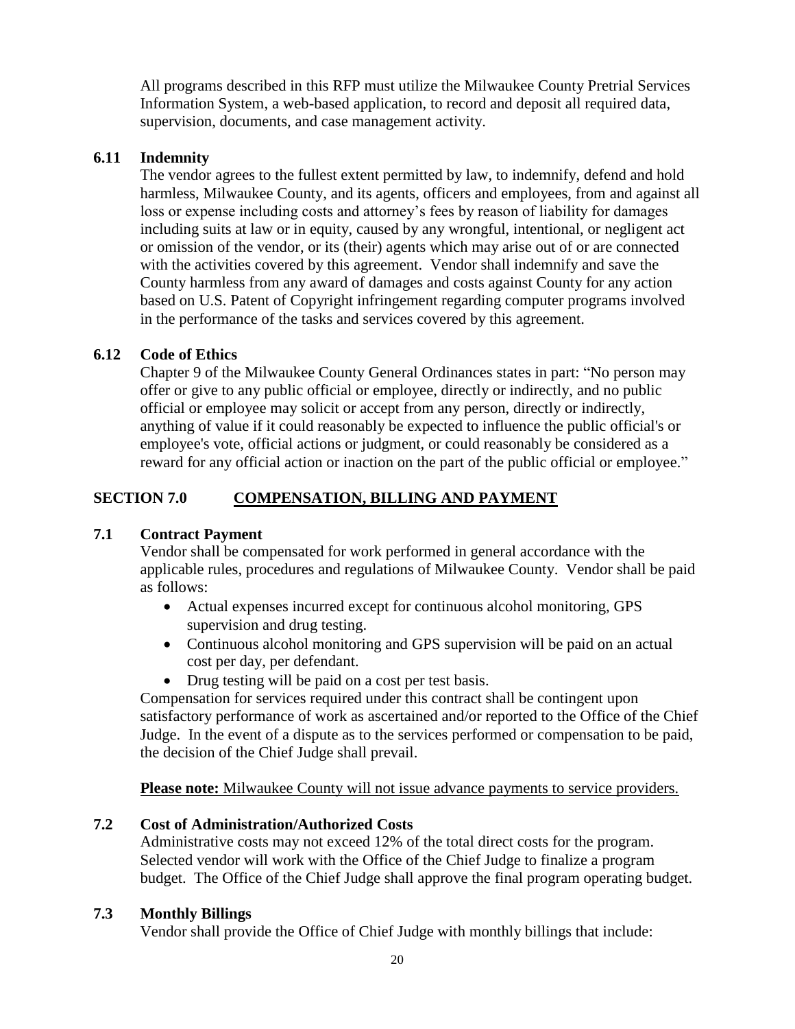All programs described in this RFP must utilize the Milwaukee County Pretrial Services Information System, a web-based application, to record and deposit all required data, supervision, documents, and case management activity.

### 6.11 Indemnity

The vendor agrees to the fullest extent permitted by law, to indemnify, defend and hold harmless, Milwaukee County, and its agents, officers and employees, from and against all loss or expense including costs and attorney's fees by reason of liability for damages including suits at law or in equity, caused by any wrongful, intentional, or negligent act or omission of the vendor, or its (their) agents which may arise out of or are connected with the activities covered by this agreement. Vendor shall indemnify and save the County harmless from any award of damages and costs against County for any action based on U.S. Patent of Copyright infringement regarding computer programs involved in the performance of the tasks and services covered by this agreement.

### 6.12 Code of Ethics

Chapter 9 of the Milwaukee County General Ordinances states in part: "No person may offer or give to any public official or employee, directly or indirectly, and no public official or employee may solicit or accept from any person, directly or indirectly, anything of value if it could reasonably be expected to influence the public official's or employee's vote, official actions or judgment, or could reasonably be considered as a reward for any official action or inaction on the part of the public official or employee."

## SECTION 7.0 COMPENSATION, BILLING AND PAYMENT

### 7.1 Contract Payment

Vendor shall be compensated for work performed in general accordance with the applicable rules, procedures and regulations of Milwaukee County. Vendor shall be paid as follows:

- Actual expenses incurred except for continuous alcohol monitoring, GPS supervision and drug testing.
- Continuous alcohol monitoring and GPS supervision will be paid on an actual cost per day, per defendant.
- Drug testing will be paid on a cost per test basis.

Compensation for services required under this contract shall be contingent upon satisfactory performance of work as ascertained and/or reported to the Office of the Chief Judge. In the event of a dispute as to the services performed or compensation to be paid, the decision of the Chief Judge shall prevail.

**Please note:** Milwaukee County will not issue advance payments to service providers.

### 7.2 Cost of Administration/Authorized Costs

Administrative costs may not exceed 12% of the total direct costs for the program. Selected vendor will work with the Office of the Chief Judge to finalize a program budget. The Office of the Chief Judge shall approve the final program operating budget.

### 7.3 Monthly Billings

Vendor shall provide the Office of Chief Judge with monthly billings that include: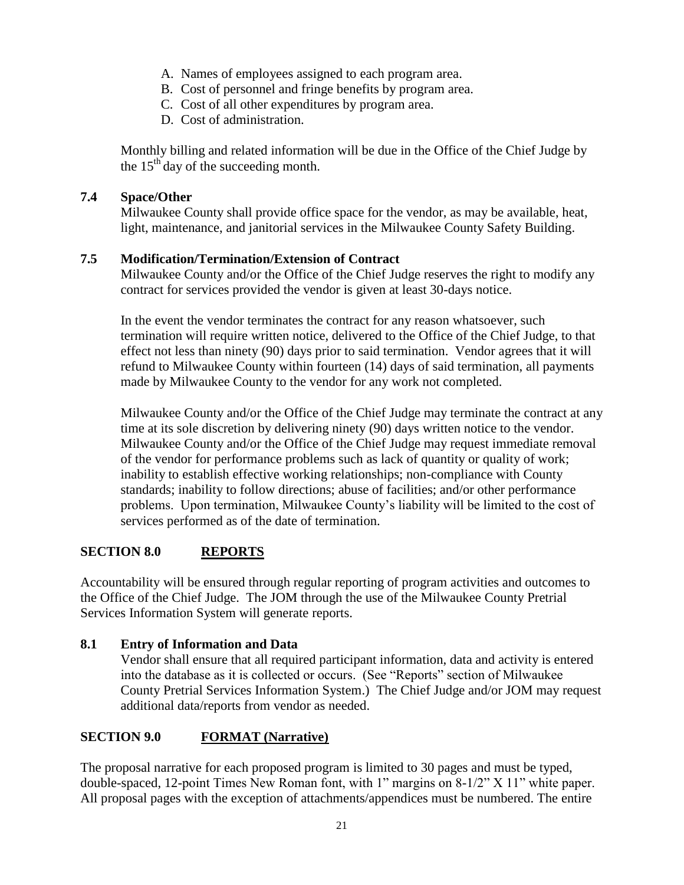A. Names of employees assigned to each program area.
B. Cost of personnel and fringe benefits by program area.
C. Cost of all other expenditures by program area.
D. Cost of administration.

Monthly billing and related information will be due in the Office of the Chief Judge by the 15th day of the succeeding month.

### 7.4 Space/Other

Milwaukee County shall provide office space for the vendor, as may be available, heat, light, maintenance, and janitorial services in the Milwaukee County Safety Building.

### 7.5 Modification/Termination/Extension of Contract

Milwaukee County and/or the Office of the Chief Judge reserves the right to modify any contract for services provided the vendor is given at least 30-days notice.

In the event the vendor terminates the contract for any reason whatsoever, such termination will require written notice, delivered to the Office of the Chief Judge, to that effect not less than ninety (90) days prior to said termination. Vendor agrees that it will refund to Milwaukee County within fourteen (14) days of said termination, all payments made by Milwaukee County to the vendor for any work not completed.

Milwaukee County and/or the Office of the Chief Judge may terminate the contract at any time at its sole discretion by delivering ninety (90) days written notice to the vendor. Milwaukee County and/or the Office of the Chief Judge may request immediate removal of the vendor for performance problems such as lack of quantity or quality of work; inability to establish effective working relationships; non-compliance with County standards; inability to follow directions; abuse of facilities; and/or other performance problems. Upon termination, Milwaukee County's liability will be limited to the cost of services performed as of the date of termination.

## SECTION 8.0 REPORTS

Accountability will be ensured through regular reporting of program activities and outcomes to the Office of the Chief Judge. The JOM through the use of the Milwaukee County Pretrial Services Information System will generate reports.

### 8.1 Entry of Information and Data

Vendor shall ensure that all required participant information, data and activity is entered into the database as it is collected or occurs. (See "Reports" section of Milwaukee County Pretrial Services Information System.) The Chief Judge and/or JOM may request additional data/reports from vendor as needed.

## SECTION 9.0 FORMAT (Narrative)

The proposal narrative for each proposed program is limited to 30 pages and must be typed, double-spaced, 12-point Times New Roman font, with 1" margins on 8-1/2" X 11" white paper. All proposal pages with the exception of attachments/appendices must be numbered. The entire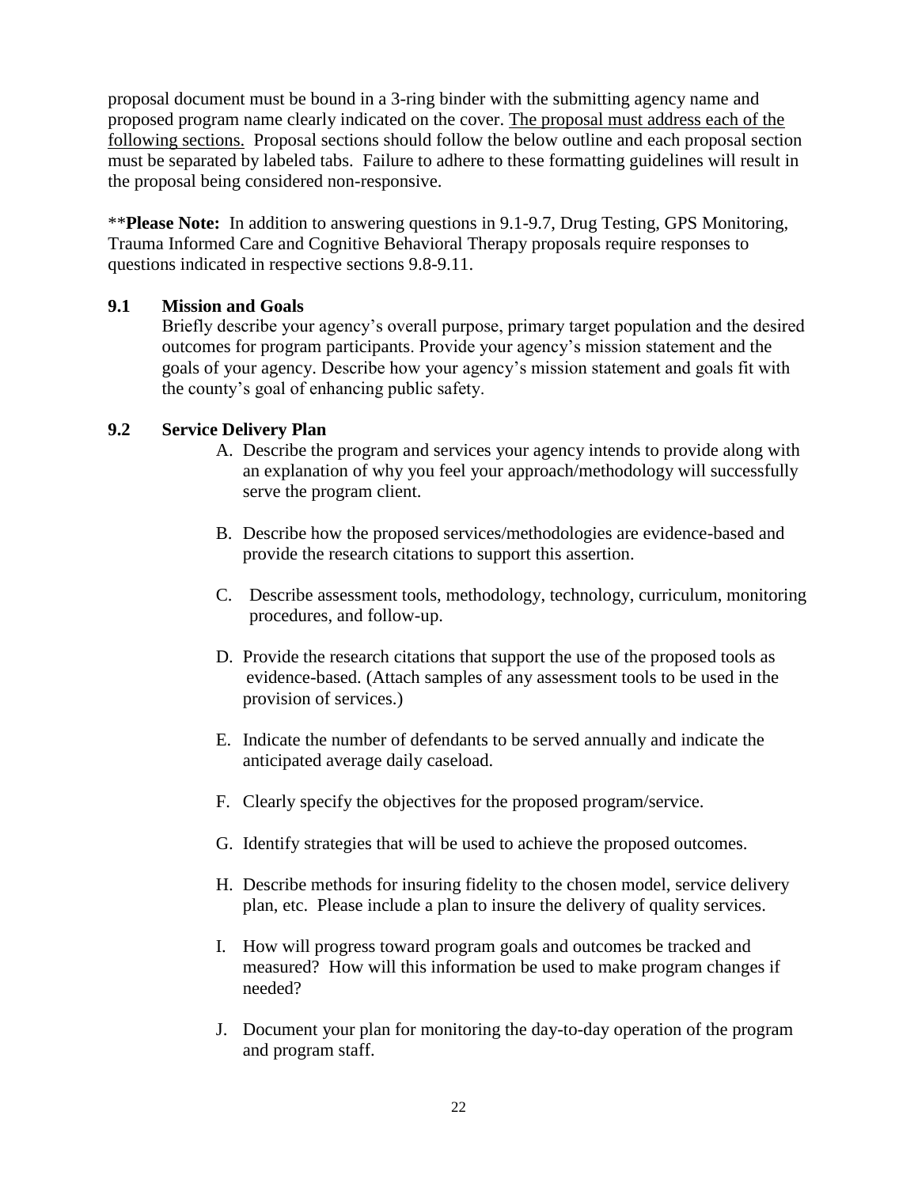proposal document must be bound in a 3-ring binder with the submitting agency name and proposed program name clearly indicated on the cover. <u>The proposal must address each of the following sections.</u> Proposal sections should follow the below outline and each proposal section must be separated by labeled tabs. Failure to adhere to these formatting guidelines will result in the proposal being considered non-responsive.

\*\***Please Note:** In addition to answering questions in 9.1-9.7, Drug Testing, GPS Monitoring, Trauma Informed Care and Cognitive Behavioral Therapy proposals require responses to questions indicated in respective sections 9.8-9.11.

### 9.1 Mission and Goals

Briefly describe your agency's overall purpose, primary target population and the desired outcomes for program participants. Provide your agency's mission statement and the goals of your agency. Describe how your agency's mission statement and goals fit with the county's goal of enhancing public safety.

### 9.2 Service Delivery Plan

A. Describe the program and services your agency intends to provide along with an explanation of why you feel your approach/methodology will successfully serve the program client.

B. Describe how the proposed services/methodologies are evidence-based and provide the research citations to support this assertion.

C. Describe assessment tools, methodology, technology, curriculum, monitoring procedures, and follow-up.

D. Provide the research citations that support the use of the proposed tools as evidence-based. (Attach samples of any assessment tools to be used in the provision of services.)

E. Indicate the number of defendants to be served annually and indicate the anticipated average daily caseload.

F. Clearly specify the objectives for the proposed program/service.

G. Identify strategies that will be used to achieve the proposed outcomes.

H. Describe methods for insuring fidelity to the chosen model, service delivery plan, etc. Please include a plan to insure the delivery of quality services.

I. How will progress toward program goals and outcomes be tracked and measured? How will this information be used to make program changes if needed?

J. Document your plan for monitoring the day-to-day operation of the program and program staff.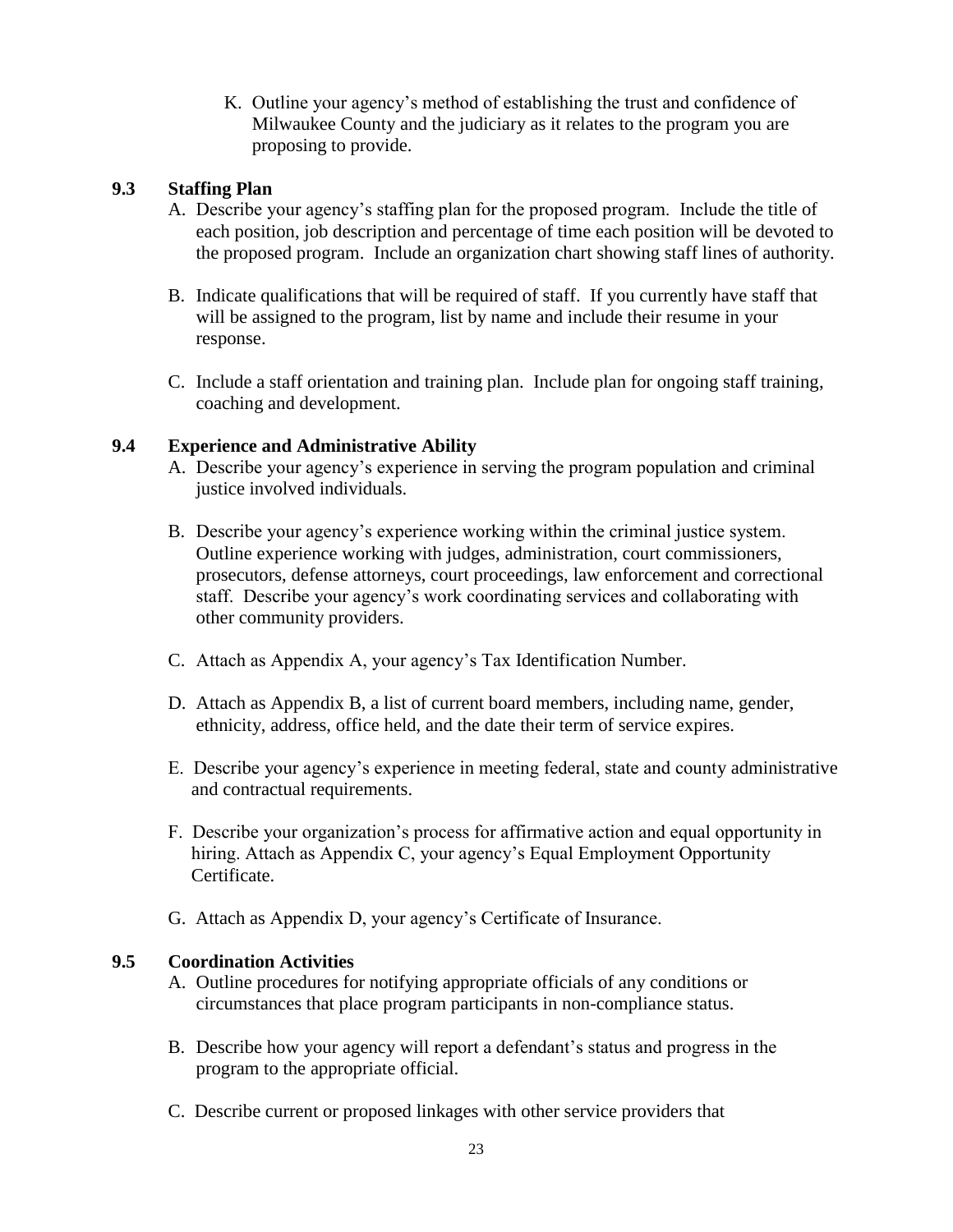K. Outline your agency's method of establishing the trust and confidence of Milwaukee County and the judiciary as it relates to the program you are proposing to provide.

### 9.3 Staffing Plan

A. Describe your agency's staffing plan for the proposed program. Include the title of each position, job description and percentage of time each position will be devoted to the proposed program. Include an organization chart showing staff lines of authority.

B. Indicate qualifications that will be required of staff. If you currently have staff that will be assigned to the program, list by name and include their resume in your response.

C. Include a staff orientation and training plan. Include plan for ongoing staff training, coaching and development.

### 9.4 Experience and Administrative Ability

A. Describe your agency's experience in serving the program population and criminal justice involved individuals.

B. Describe your agency's experience working within the criminal justice system. Outline experience working with judges, administration, court commissioners, prosecutors, defense attorneys, court proceedings, law enforcement and correctional staff. Describe your agency's work coordinating services and collaborating with other community providers.

C. Attach as Appendix A, your agency's Tax Identification Number.

D. Attach as Appendix B, a list of current board members, including name, gender, ethnicity, address, office held, and the date their term of service expires.

E. Describe your agency's experience in meeting federal, state and county administrative and contractual requirements.

F. Describe your organization's process for affirmative action and equal opportunity in hiring. Attach as Appendix C, your agency's Equal Employment Opportunity Certificate.

G. Attach as Appendix D, your agency's Certificate of Insurance.

### 9.5 Coordination Activities

A. Outline procedures for notifying appropriate officials of any conditions or circumstances that place program participants in non-compliance status.

B. Describe how your agency will report a defendant's status and progress in the program to the appropriate official.

C. Describe current or proposed linkages with other service providers that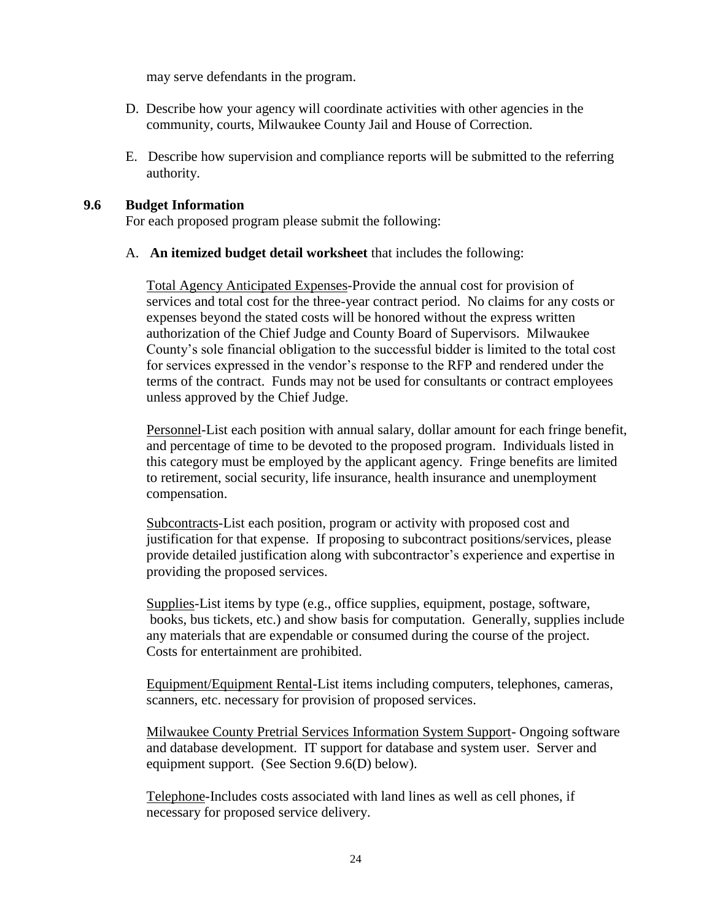may serve defendants in the program.

D. Describe how your agency will coordinate activities with other agencies in the community, courts, Milwaukee County Jail and House of Correction.

E. Describe how supervision and compliance reports will be submitted to the referring authority.

### 9.6 Budget Information

For each proposed program please submit the following:

A. **An itemized budget detail worksheet** that includes the following:

Total Agency Anticipated Expenses-Provide the annual cost for provision of services and total cost for the three-year contract period. No claims for any costs or expenses beyond the stated costs will be honored without the express written authorization of the Chief Judge and County Board of Supervisors. Milwaukee County's sole financial obligation to the successful bidder is limited to the total cost for services expressed in the vendor's response to the RFP and rendered under the terms of the contract. Funds may not be used for consultants or contract employees unless approved by the Chief Judge.

Personnel-List each position with annual salary, dollar amount for each fringe benefit, and percentage of time to be devoted to the proposed program. Individuals listed in this category must be employed by the applicant agency. Fringe benefits are limited to retirement, social security, life insurance, health insurance and unemployment compensation.

Subcontracts-List each position, program or activity with proposed cost and justification for that expense. If proposing to subcontract positions/services, please provide detailed justification along with subcontractor's experience and expertise in providing the proposed services.

Supplies-List items by type (e.g., office supplies, equipment, postage, software, books, bus tickets, etc.) and show basis for computation. Generally, supplies include any materials that are expendable or consumed during the course of the project. Costs for entertainment are prohibited.

Equipment/Equipment Rental-List items including computers, telephones, cameras, scanners, etc. necessary for provision of proposed services.

Milwaukee County Pretrial Services Information System Support- Ongoing software and database development. IT support for database and system user. Server and equipment support. (See Section 9.6(D) below).

Telephone-Includes costs associated with land lines as well as cell phones, if necessary for proposed service delivery.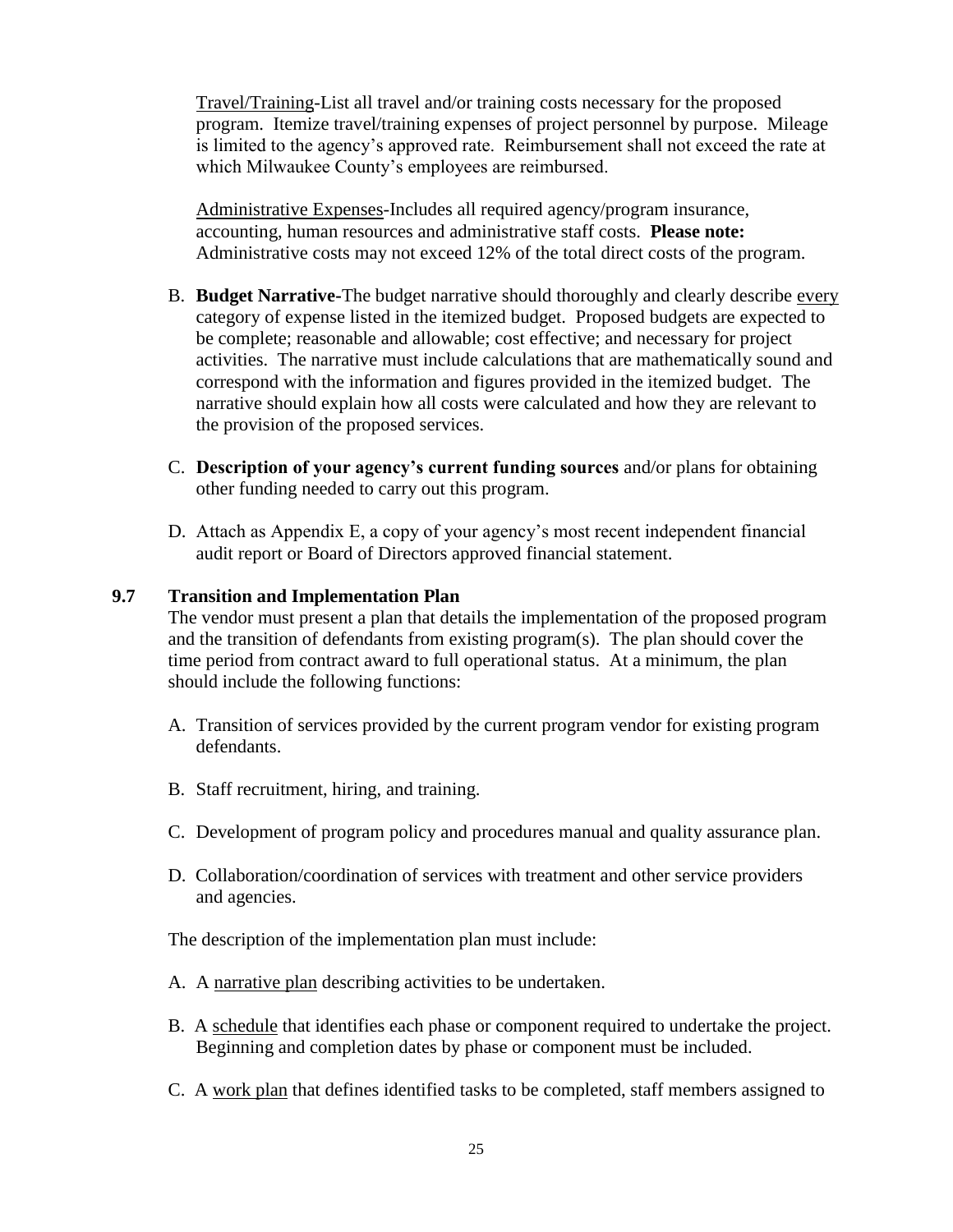Travel/Training-List all travel and/or training costs necessary for the proposed program. Itemize travel/training expenses of project personnel by purpose. Mileage is limited to the agency's approved rate. Reimbursement shall not exceed the rate at which Milwaukee County's employees are reimbursed.

Administrative Expenses-Includes all required agency/program insurance, accounting, human resources and administrative staff costs. **Please note:** Administrative costs may not exceed 12% of the total direct costs of the program.

B. **Budget Narrative-**The budget narrative should thoroughly and clearly describe every category of expense listed in the itemized budget. Proposed budgets are expected to be complete; reasonable and allowable; cost effective; and necessary for project activities. The narrative must include calculations that are mathematically sound and correspond with the information and figures provided in the itemized budget. The narrative should explain how all costs were calculated and how they are relevant to the provision of the proposed services.

C. **Description of your agency's current funding sources** and/or plans for obtaining other funding needed to carry out this program.

D. Attach as Appendix E, a copy of your agency's most recent independent financial audit report or Board of Directors approved financial statement.

### 9.7 Transition and Implementation Plan

The vendor must present a plan that details the implementation of the proposed program and the transition of defendants from existing program(s). The plan should cover the time period from contract award to full operational status. At a minimum, the plan should include the following functions:

A. Transition of services provided by the current program vendor for existing program defendants.

B. Staff recruitment, hiring, and training.

C. Development of program policy and procedures manual and quality assurance plan.

D. Collaboration/coordination of services with treatment and other service providers and agencies.

The description of the implementation plan must include:

A. A narrative plan describing activities to be undertaken.

B. A schedule that identifies each phase or component required to undertake the project. Beginning and completion dates by phase or component must be included.

C. A work plan that defines identified tasks to be completed, staff members assigned to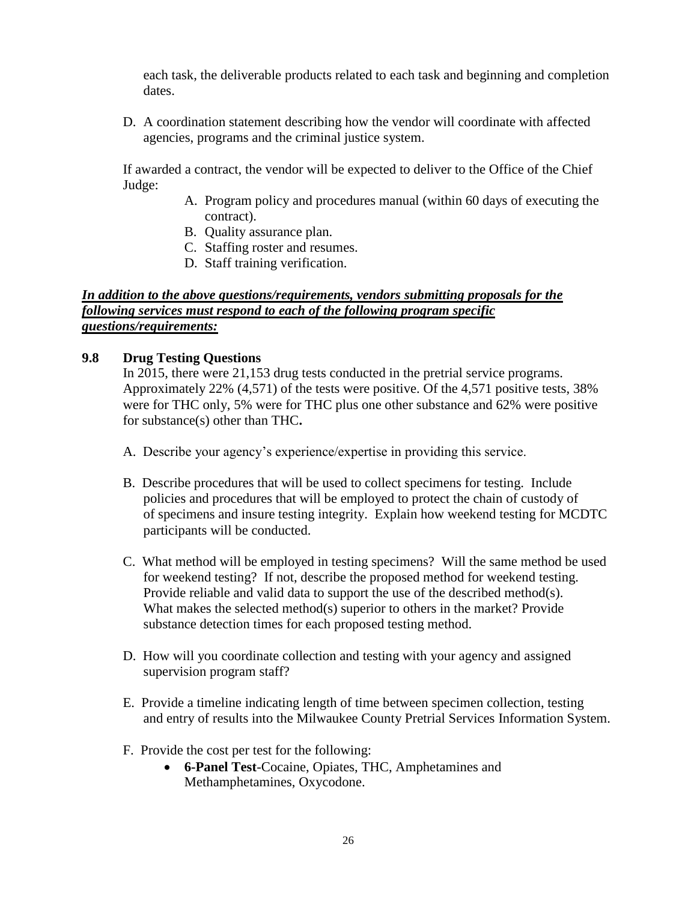each task, the deliverable products related to each task and beginning and completion dates.

D. A coordination statement describing how the vendor will coordinate with affected agencies, programs and the criminal justice system.

If awarded a contract, the vendor will be expected to deliver to the Office of the Chief Judge:

A. Program policy and procedures manual (within 60 days of executing the contract).
B. Quality assurance plan.
C. Staffing roster and resumes.
D. Staff training verification.

***In addition to the above questions/requirements, vendors submitting proposals for the following services must respond to each of the following program specific questions/requirements:***

### 9.8 Drug Testing Questions

In 2015, there were 21,153 drug tests conducted in the pretrial service programs. Approximately 22% (4,571) of the tests were positive. Of the 4,571 positive tests, 38% were for THC only, 5% were for THC plus one other substance and 62% were positive for substance(s) other than THC**.**

A. Describe your agency's experience/expertise in providing this service.

B. Describe procedures that will be used to collect specimens for testing. Include policies and procedures that will be employed to protect the chain of custody of of specimens and insure testing integrity. Explain how weekend testing for MCDTC participants will be conducted.

C. What method will be employed in testing specimens? Will the same method be used for weekend testing? If not, describe the proposed method for weekend testing. Provide reliable and valid data to support the use of the described method(s). What makes the selected method(s) superior to others in the market? Provide substance detection times for each proposed testing method.

D. How will you coordinate collection and testing with your agency and assigned supervision program staff?

E. Provide a timeline indicating length of time between specimen collection, testing and entry of results into the Milwaukee County Pretrial Services Information System.

F. Provide the cost per test for the following:

- **6-Panel Test**-Cocaine, Opiates, THC, Amphetamines and Methamphetamines, Oxycodone.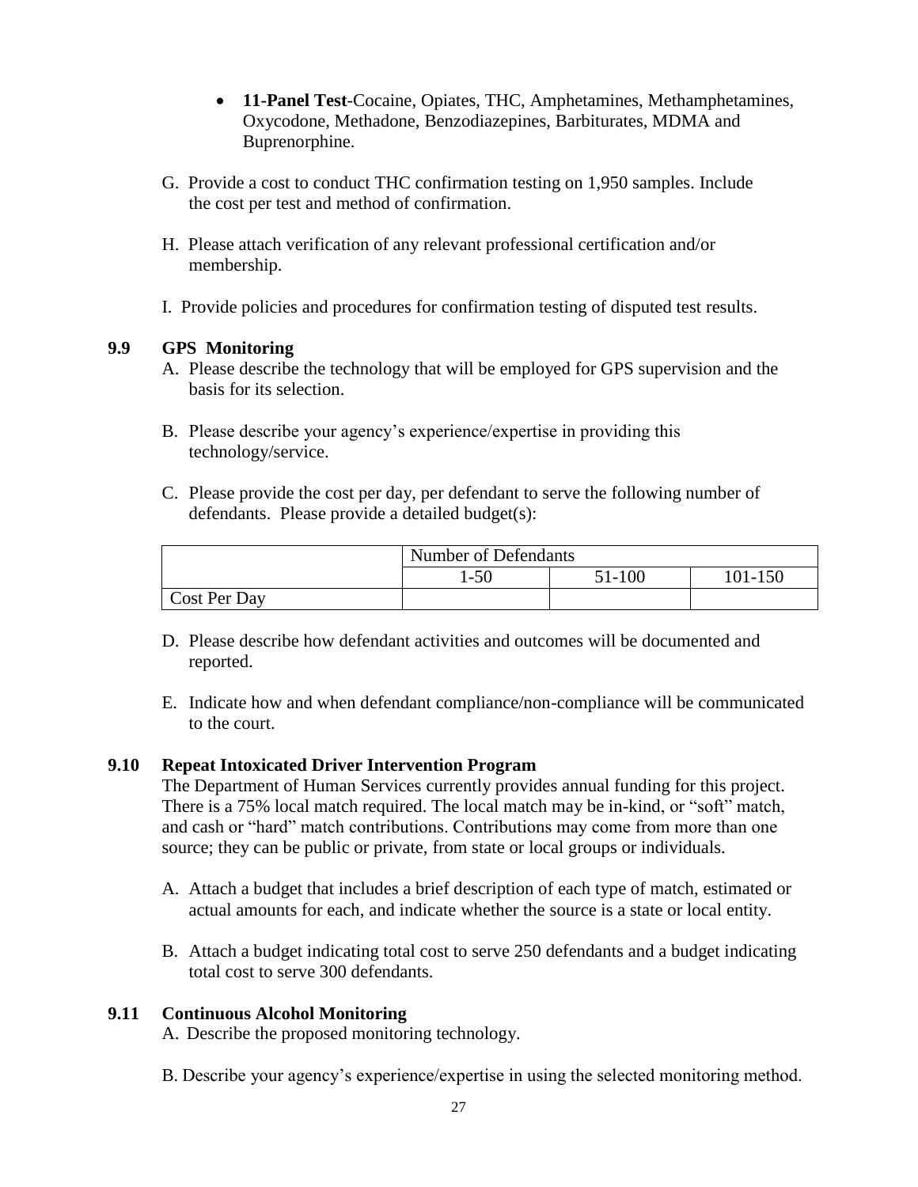- **11-Panel Test**-Cocaine, Opiates, THC, Amphetamines, Methamphetamines, Oxycodone, Methadone, Benzodiazepines, Barbiturates, MDMA and Buprenorphine.

G. Provide a cost to conduct THC confirmation testing on 1,950 samples. Include the cost per test and method of confirmation.

H. Please attach verification of any relevant professional certification and/or membership.

I. Provide policies and procedures for confirmation testing of disputed test results.

### 9.9 GPS Monitoring

A. Please describe the technology that will be employed for GPS supervision and the basis for its selection.

B. Please describe your agency's experience/expertise in providing this technology/service.

C. Please provide the cost per day, per defendant to serve the following number of defendants. Please provide a detailed budget(s):

| | Number of Defendants | | |
|---|---|---|---|
| | 1-50 | 51-100 | 101-150 |
| Cost Per Day | | | |

D. Please describe how defendant activities and outcomes will be documented and reported.

E. Indicate how and when defendant compliance/non-compliance will be communicated to the court.

### 9.10 Repeat Intoxicated Driver Intervention Program

The Department of Human Services currently provides annual funding for this project. There is a 75% local match required. The local match may be in-kind, or "soft" match, and cash or "hard" match contributions. Contributions may come from more than one source; they can be public or private, from state or local groups or individuals.

A. Attach a budget that includes a brief description of each type of match, estimated or actual amounts for each, and indicate whether the source is a state or local entity.

B. Attach a budget indicating total cost to serve 250 defendants and a budget indicating total cost to serve 300 defendants.

### 9.11 Continuous Alcohol Monitoring

A. Describe the proposed monitoring technology.

B. Describe your agency's experience/expertise in using the selected monitoring method.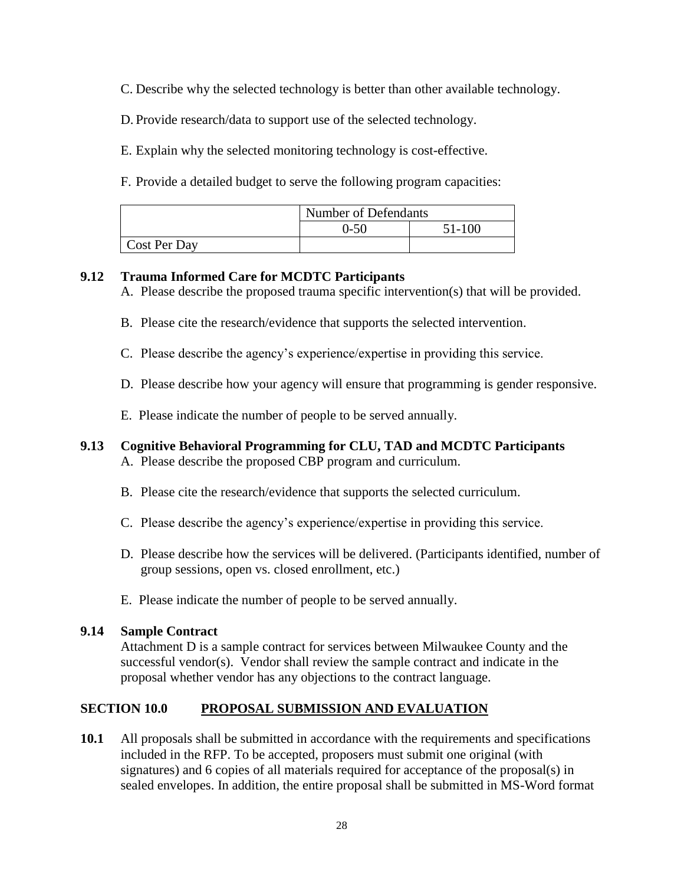C. Describe why the selected technology is better than other available technology.

D. Provide research/data to support use of the selected technology.

E. Explain why the selected monitoring technology is cost-effective.

F. Provide a detailed budget to serve the following program capacities:

| | Number of Defendants | |
|---|---|---|
| | 0-50 | 51-100 |
| Cost Per Day | | |

**9.12 Trauma Informed Care for MCDTC Participants**

A. Please describe the proposed trauma specific intervention(s) that will be provided.

B. Please cite the research/evidence that supports the selected intervention.

C. Please describe the agency's experience/expertise in providing this service.

D. Please describe how your agency will ensure that programming is gender responsive.

E. Please indicate the number of people to be served annually.

**9.13 Cognitive Behavioral Programming for CLU, TAD and MCDTC Participants**

A. Please describe the proposed CBP program and curriculum.

B. Please cite the research/evidence that supports the selected curriculum.

C. Please describe the agency's experience/expertise in providing this service.

D. Please describe how the services will be delivered. (Participants identified, number of group sessions, open vs. closed enrollment, etc.)

E. Please indicate the number of people to be served annually.

**9.14 Sample Contract**

Attachment D is a sample contract for services between Milwaukee County and the successful vendor(s). Vendor shall review the sample contract and indicate in the proposal whether vendor has any objections to the contract language.

## SECTION 10.0 PROPOSAL SUBMISSION AND EVALUATION

**10.1** All proposals shall be submitted in accordance with the requirements and specifications included in the RFP. To be accepted, proposers must submit one original (with signatures) and 6 copies of all materials required for acceptance of the proposal(s) in sealed envelopes. In addition, the entire proposal shall be submitted in MS-Word format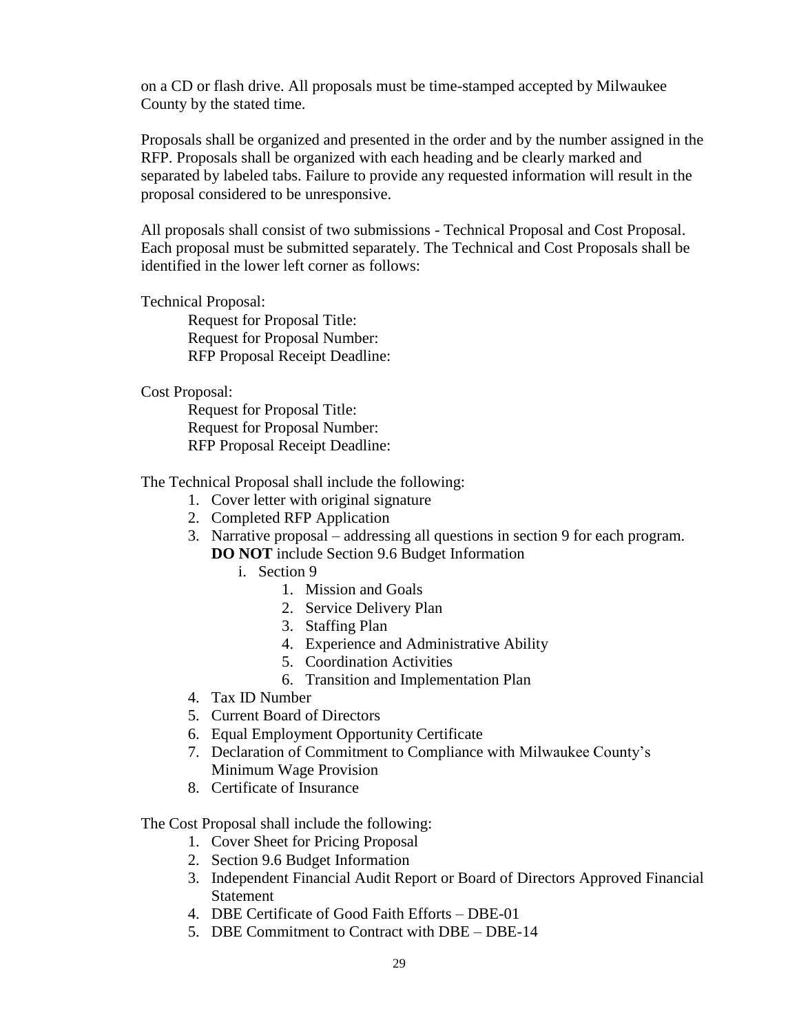on a CD or flash drive. All proposals must be time-stamped accepted by Milwaukee County by the stated time.

Proposals shall be organized and presented in the order and by the number assigned in the RFP. Proposals shall be organized with each heading and be clearly marked and separated by labeled tabs. Failure to provide any requested information will result in the proposal considered to be unresponsive.

All proposals shall consist of two submissions - Technical Proposal and Cost Proposal. Each proposal must be submitted separately. The Technical and Cost Proposals shall be identified in the lower left corner as follows:

Technical Proposal:

> Request for Proposal Title:
> Request for Proposal Number:
> RFP Proposal Receipt Deadline:

Cost Proposal:

> Request for Proposal Title:
> Request for Proposal Number:
> RFP Proposal Receipt Deadline:

The Technical Proposal shall include the following:

1. Cover letter with original signature
2. Completed RFP Application
3. Narrative proposal – addressing all questions in section 9 for each program. **DO NOT** include Section 9.6 Budget Information
   i. Section 9
      1. Mission and Goals
      2. Service Delivery Plan
      3. Staffing Plan
      4. Experience and Administrative Ability
      5. Coordination Activities
      6. Transition and Implementation Plan
4. Tax ID Number
5. Current Board of Directors
6. Equal Employment Opportunity Certificate
7. Declaration of Commitment to Compliance with Milwaukee County's Minimum Wage Provision
8. Certificate of Insurance

The Cost Proposal shall include the following:

1. Cover Sheet for Pricing Proposal
2. Section 9.6 Budget Information
3. Independent Financial Audit Report or Board of Directors Approved Financial Statement
4. DBE Certificate of Good Faith Efforts – DBE-01
5. DBE Commitment to Contract with DBE – DBE-14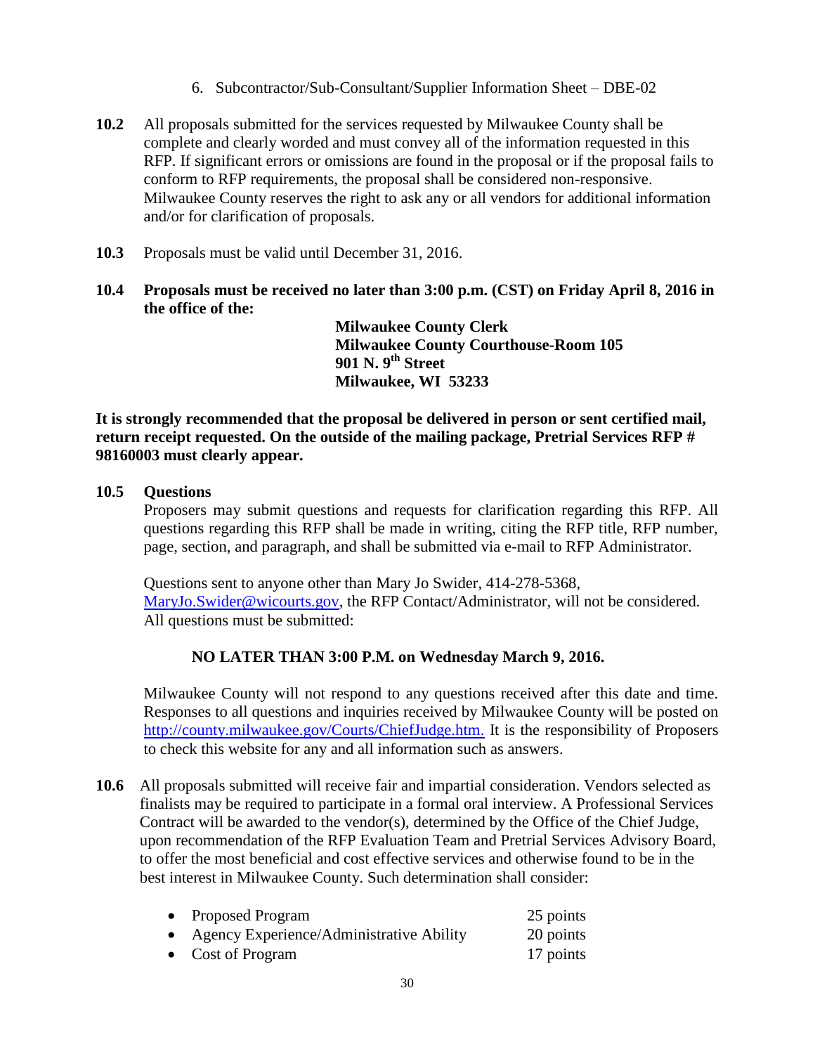6. Subcontractor/Sub-Consultant/Supplier Information Sheet – DBE-02

**10.2** All proposals submitted for the services requested by Milwaukee County shall be complete and clearly worded and must convey all of the information requested in this RFP. If significant errors or omissions are found in the proposal or if the proposal fails to conform to RFP requirements, the proposal shall be considered non-responsive. Milwaukee County reserves the right to ask any or all vendors for additional information and/or for clarification of proposals.

**10.3** Proposals must be valid until December 31, 2016.

**10.4 Proposals must be received no later than 3:00 p.m. (CST) on Friday April 8, 2016 in the office of the:**

**Milwaukee County Clerk**
**Milwaukee County Courthouse-Room 105**
**901 N. 9th Street**
**Milwaukee, WI 53233**

**It is strongly recommended that the proposal be delivered in person or sent certified mail, return receipt requested. On the outside of the mailing package, Pretrial Services RFP # 98160003 must clearly appear.**

**10.5 Questions**

Proposers may submit questions and requests for clarification regarding this RFP. All questions regarding this RFP shall be made in writing, citing the RFP title, RFP number, page, section, and paragraph, and shall be submitted via e-mail to RFP Administrator.

Questions sent to anyone other than Mary Jo Swider, 414-278-5368, MaryJo.Swider@wicourts.gov, the RFP Contact/Administrator, will not be considered. All questions must be submitted:

**NO LATER THAN 3:00 P.M. on Wednesday March 9, 2016.**

Milwaukee County will not respond to any questions received after this date and time. Responses to all questions and inquiries received by Milwaukee County will be posted on http://county.milwaukee.gov/Courts/ChiefJudge.htm. It is the responsibility of Proposers to check this website for any and all information such as answers.

**10.6** All proposals submitted will receive fair and impartial consideration. Vendors selected as finalists may be required to participate in a formal oral interview. A Professional Services Contract will be awarded to the vendor(s), determined by the Office of the Chief Judge, upon recommendation of the RFP Evaluation Team and Pretrial Services Advisory Board, to offer the most beneficial and cost effective services and otherwise found to be in the best interest in Milwaukee County. Such determination shall consider:

- Proposed Program 25 points
- Agency Experience/Administrative Ability 20 points
- Cost of Program 17 points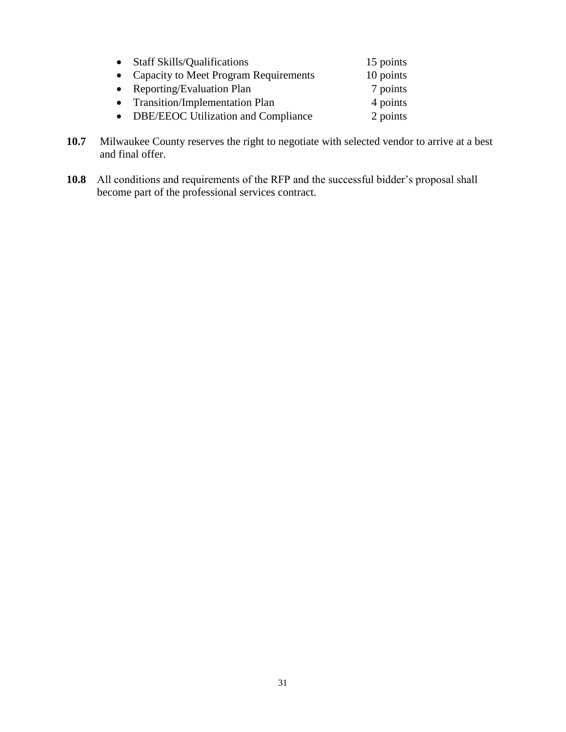- Staff Skills/Qualifications 15 points
- Capacity to Meet Program Requirements 10 points
- Reporting/Evaluation Plan 7 points
- Transition/Implementation Plan 4 points
- DBE/EEOC Utilization and Compliance 2 points

**10.7** Milwaukee County reserves the right to negotiate with selected vendor to arrive at a best and final offer.

**10.8** All conditions and requirements of the RFP and the successful bidder's proposal shall become part of the professional services contract.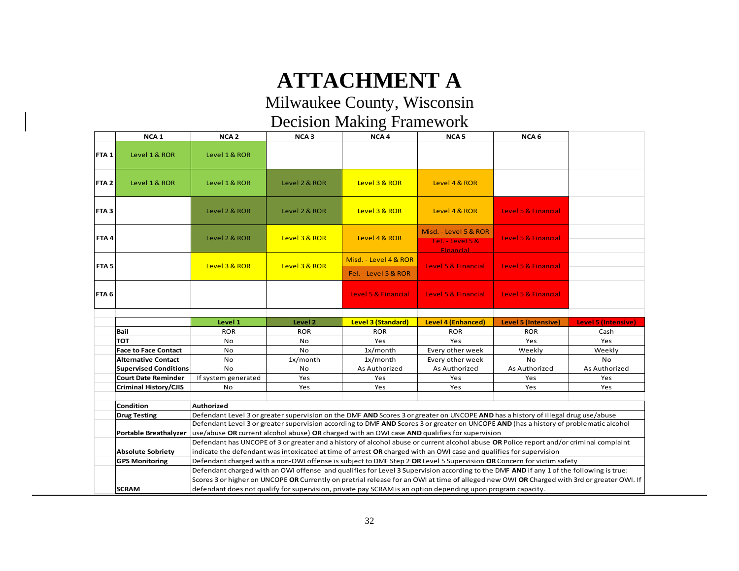# ATTACHMENT A

## Milwaukee County, Wisconsin

## Decision Making Framework

| | NCA 1 | NCA 2 | NCA 3 | NCA 4 | NCA 5 | NCA 6 |
|---|---|---|---|---|---|---|
| FTA 1 | Level 1 & ROR | Level 1 & ROR | | | | |
| FTA 2 | Level 1 & ROR | Level 1 & ROR | Level 2 & ROR | Level 3 & ROR | Level 4 & ROR | |
| FTA 3 | | Level 2 & ROR | Level 2 & ROR | Level 3 & ROR | Level 4 & ROR | Level 5 & Financial |
| FTA 4 | | Level 2 & ROR | Level 3 & ROR | Level 4 & ROR | Misd. - Level 5 & ROR<br>Fel. - Level 5 & Financial | Level 5 & Financial |
| FTA 5 | | Level 3 & ROR | Level 3 & ROR | Misd. - Level 4 & ROR<br>Fel. - Level 5 & ROR | Level 5 & Financial | Level 5 & Financial |
| FTA 6 | | | | Level 5 & Financial | Level 5 & Financial | Level 5 & Financial |

| | Level 1 | Level 2 | Level 3 (Standard) | Level 4 (Enhanced) | Level 5 (Intensive) | Level 5 (Intensive) |
|---|---|---|---|---|---|---|
| **Bail** | ROR | ROR | ROR | ROR | ROR | Cash |
| **TOT** | No | No | Yes | Yes | Yes | Yes |
| **Face to Face Contact** | No | No | 1x/month | Every other week | Weekly | Weekly |
| **Alternative Contact** | No | 1x/month | 1x/month | Every other week | No | No |
| **Supervised Conditions** | No | No | As Authorized | As Authorized | As Authorized | As Authorized |
| **Court Date Reminder** | If system generated | Yes | Yes | Yes | Yes | Yes |
| **Criminal History/CJIS** | No | Yes | Yes | Yes | Yes | Yes |

| Condition | Authorized |
|---|---|
| **Drug Testing** | Defendant Level 3 or greater supervision on the DMF **AND** Scores 3 or greater on UNCOPE **AND** has a history of illegal drug use/abuse |
| **Portable Breathalyzer** | Defendant Level 3 or greater supervision according to DMF **AND** Scores 3 or greater on UNCOPE **AND** (has a history of problematic alcohol use/abuse **OR** current alcohol abuse) **OR** charged with an OWI case **AND** qualifies for supervision |
| **Absolute Sobriety** | Defendant has UNCOPE of 3 or greater and a history of alcohol abuse or current alcohol abuse **OR** Police report and/or criminal complaint indicate the defendant was intoxicated at time of arrest **OR** charged with an OWI case and qualifies for supervision |
| **GPS Monitoring** | Defendant charged with a non-OWI offense is subject to DMF Step 2 **OR** Level 5 Supervision **OR** Concern for victim safety |
| **SCRAM** | Defendant charged with an OWI offense and qualifies for Level 3 Supervision according to the DMF **AND** if any 1 of the following is true: Scores 3 or higher on UNCOPE **OR** Currently on pretrial release for an OWI at time of alleged new OWI **OR** Charged with 3rd or greater OWI. If defendant does not qualify for supervision, private pay SCRAM is an option depending upon program capacity. |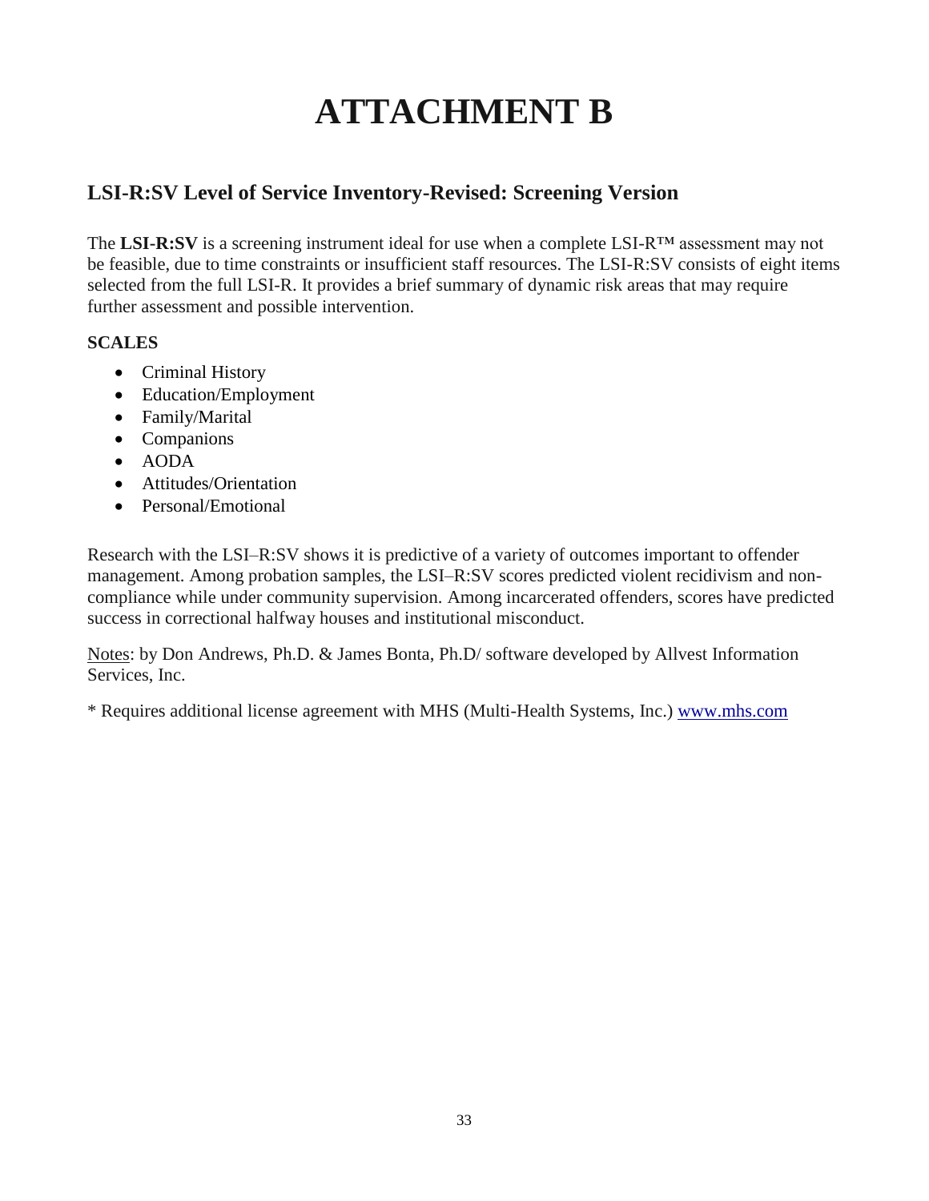# ATTACHMENT B

## LSI-R:SV Level of Service Inventory-Revised: Screening Version

The **LSI-R:SV** is a screening instrument ideal for use when a complete LSI-R™ assessment may not be feasible, due to time constraints or insufficient staff resources. The LSI-R:SV consists of eight items selected from the full LSI-R. It provides a brief summary of dynamic risk areas that may require further assessment and possible intervention.

**SCALES**

- Criminal History
- Education/Employment
- Family/Marital
- Companions
- AODA
- Attitudes/Orientation
- Personal/Emotional

Research with the LSI–R:SV shows it is predictive of a variety of outcomes important to offender management. Among probation samples, the LSI–R:SV scores predicted violent recidivism and non-compliance while under community supervision. Among incarcerated offenders, scores have predicted success in correctional halfway houses and institutional misconduct.

Notes: by Don Andrews, Ph.D. & James Bonta, Ph.D/ software developed by Allvest Information Services, Inc.

* Requires additional license agreement with MHS (Multi-Health Systems, Inc.) www.mhs.com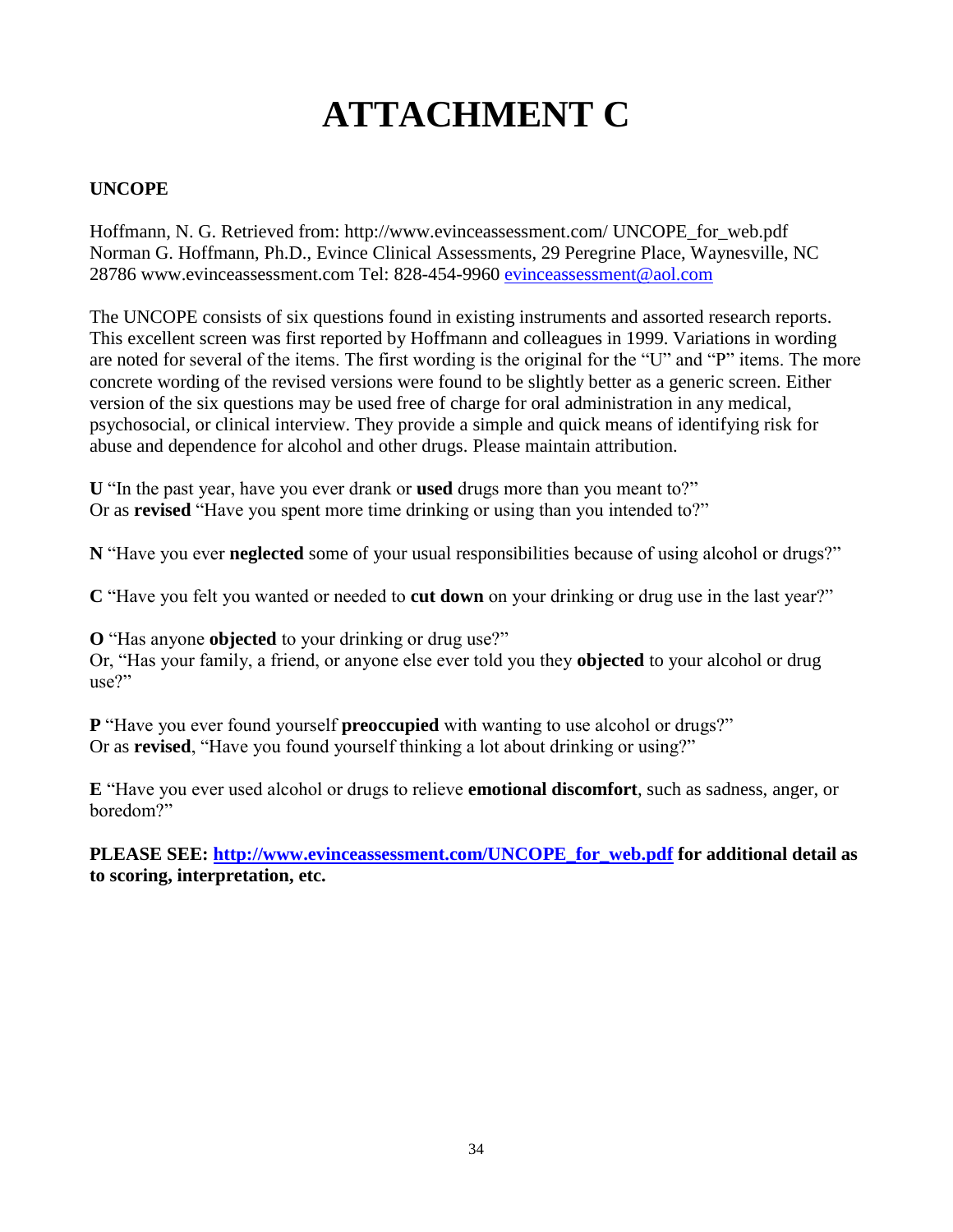# ATTACHMENT C

**UNCOPE**

Hoffmann, N. G. Retrieved from: http://www.evinceassessment.com/ UNCOPE_for_web.pdf
Norman G. Hoffmann, Ph.D., Evince Clinical Assessments, 29 Peregrine Place, Waynesville, NC 28786 www.evinceassessment.com Tel: 828-454-9960 [evinceassessment@aol.com](mailto:evinceassessment@aol.com)

The UNCOPE consists of six questions found in existing instruments and assorted research reports. This excellent screen was first reported by Hoffmann and colleagues in 1999. Variations in wording are noted for several of the items. The first wording is the original for the "U" and "P" items. The more concrete wording of the revised versions were found to be slightly better as a generic screen. Either version of the six questions may be used free of charge for oral administration in any medical, psychosocial, or clinical interview. They provide a simple and quick means of identifying risk for abuse and dependence for alcohol and other drugs. Please maintain attribution.

**U** "In the past year, have you ever drank or **used** drugs more than you meant to?"
Or as **revised** "Have you spent more time drinking or using than you intended to?"

**N** "Have you ever **neglected** some of your usual responsibilities because of using alcohol or drugs?"

**C** "Have you felt you wanted or needed to **cut down** on your drinking or drug use in the last year?"

**O** "Has anyone **objected** to your drinking or drug use?"
Or, "Has your family, a friend, or anyone else ever told you they **objected** to your alcohol or drug use?"

**P** "Have you ever found yourself **preoccupied** with wanting to use alcohol or drugs?"
Or as **revised**, "Have you found yourself thinking a lot about drinking or using?"

**E** "Have you ever used alcohol or drugs to relieve **emotional discomfort**, such as sadness, anger, or boredom?"

**PLEASE SEE: [http://www.evinceassessment.com/UNCOPE_for_web.pdf](http://www.evinceassessment.com/UNCOPE_for_web.pdf) for additional detail as to scoring, interpretation, etc.**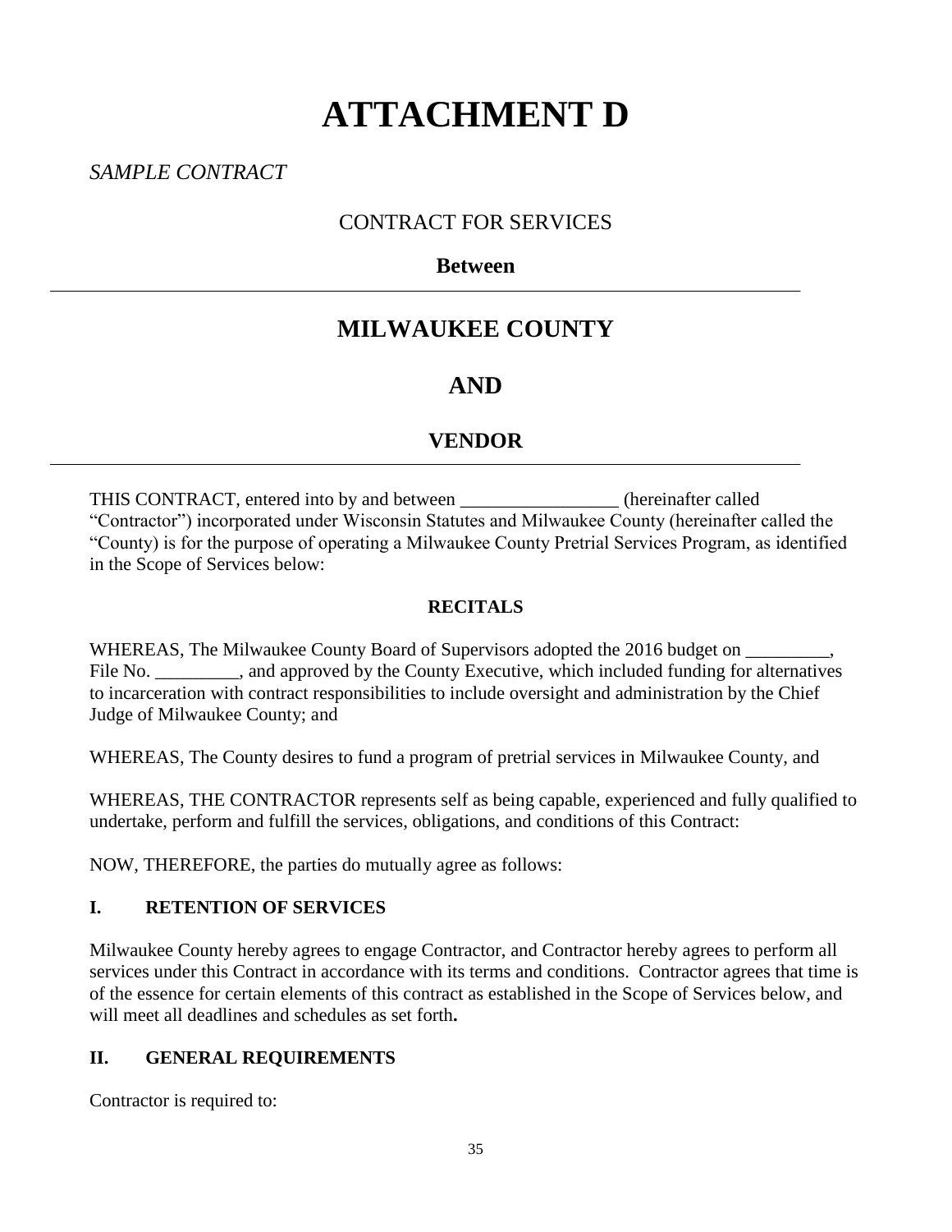# ATTACHMENT D

*SAMPLE CONTRACT*

CONTRACT FOR SERVICES

**Between**

---

## MILWAUKEE COUNTY

## AND

## VENDOR

---

THIS CONTRACT, entered into by and between _________________ (hereinafter called "Contractor") incorporated under Wisconsin Statutes and Milwaukee County (hereinafter called the "County) is for the purpose of operating a Milwaukee County Pretrial Services Program, as identified in the Scope of Services below:

**RECITALS**

WHEREAS, The Milwaukee County Board of Supervisors adopted the 2016 budget on _________, File No. _________, and approved by the County Executive, which included funding for alternatives to incarceration with contract responsibilities to include oversight and administration by the Chief Judge of Milwaukee County; and

WHEREAS, The County desires to fund a program of pretrial services in Milwaukee County, and

WHEREAS, THE CONTRACTOR represents self as being capable, experienced and fully qualified to undertake, perform and fulfill the services, obligations, and conditions of this Contract:

NOW, THEREFORE, the parties do mutually agree as follows:

### I. RETENTION OF SERVICES

Milwaukee County hereby agrees to engage Contractor, and Contractor hereby agrees to perform all services under this Contract in accordance with its terms and conditions. Contractor agrees that time is of the essence for certain elements of this contract as established in the Scope of Services below, and will meet all deadlines and schedules as set forth**.**

### II. GENERAL REQUIREMENTS

Contractor is required to: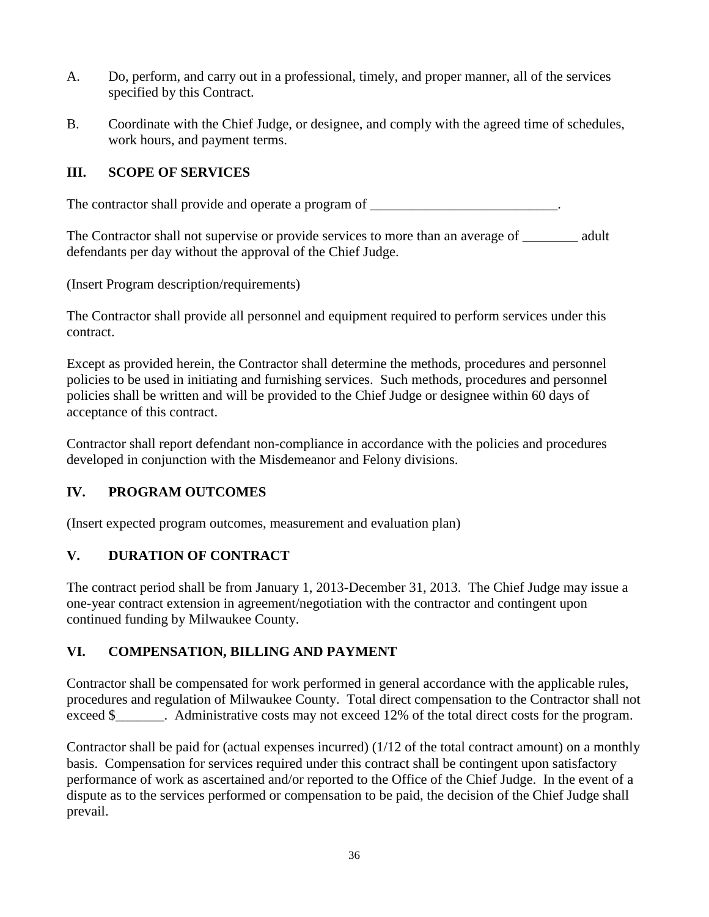A. Do, perform, and carry out in a professional, timely, and proper manner, all of the services specified by this Contract.

B. Coordinate with the Chief Judge, or designee, and comply with the agreed time of schedules, work hours, and payment terms.

## III. SCOPE OF SERVICES

The contractor shall provide and operate a program of ___________________________.

The Contractor shall not supervise or provide services to more than an average of ________ adult defendants per day without the approval of the Chief Judge.

(Insert Program description/requirements)

The Contractor shall provide all personnel and equipment required to perform services under this contract.

Except as provided herein, the Contractor shall determine the methods, procedures and personnel policies to be used in initiating and furnishing services. Such methods, procedures and personnel policies shall be written and will be provided to the Chief Judge or designee within 60 days of acceptance of this contract.

Contractor shall report defendant non-compliance in accordance with the policies and procedures developed in conjunction with the Misdemeanor and Felony divisions.

## IV. PROGRAM OUTCOMES

(Insert expected program outcomes, measurement and evaluation plan)

## V. DURATION OF CONTRACT

The contract period shall be from January 1, 2013-December 31, 2013. The Chief Judge may issue a one-year contract extension in agreement/negotiation with the contractor and contingent upon continued funding by Milwaukee County.

## VI. COMPENSATION, BILLING AND PAYMENT

Contractor shall be compensated for work performed in general accordance with the applicable rules, procedures and regulation of Milwaukee County. Total direct compensation to the Contractor shall not exceed $_______. Administrative costs may not exceed 12% of the total direct costs for the program.

Contractor shall be paid for (actual expenses incurred) (1/12 of the total contract amount) on a monthly basis. Compensation for services required under this contract shall be contingent upon satisfactory performance of work as ascertained and/or reported to the Office of the Chief Judge. In the event of a dispute as to the services performed or compensation to be paid, the decision of the Chief Judge shall prevail.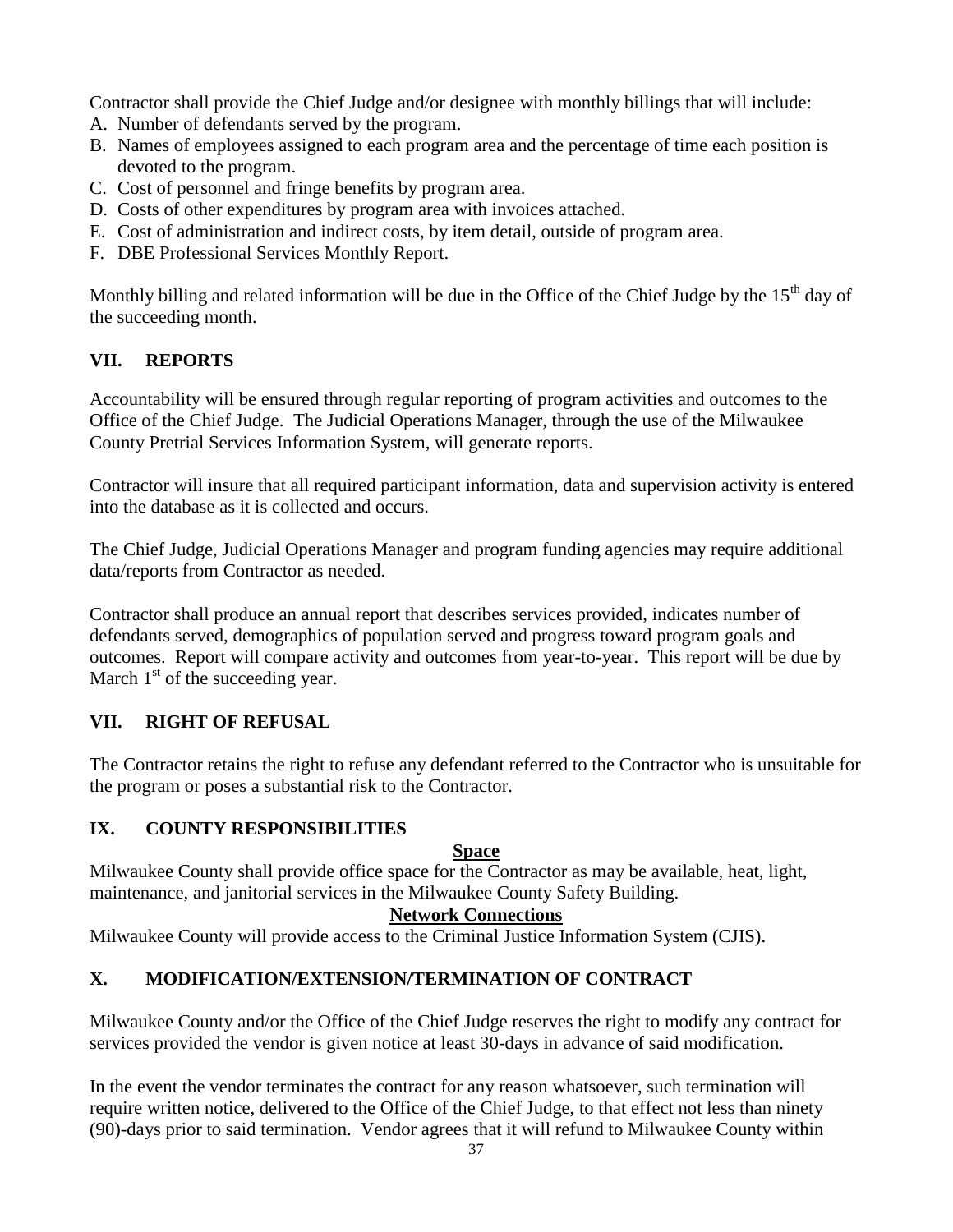Contractor shall provide the Chief Judge and/or designee with monthly billings that will include:

A. Number of defendants served by the program.
B. Names of employees assigned to each program area and the percentage of time each position is devoted to the program.
C. Cost of personnel and fringe benefits by program area.
D. Costs of other expenditures by program area with invoices attached.
E. Cost of administration and indirect costs, by item detail, outside of program area.
F. DBE Professional Services Monthly Report.

Monthly billing and related information will be due in the Office of the Chief Judge by the 15th day of the succeeding month.

## VII. REPORTS

Accountability will be ensured through regular reporting of program activities and outcomes to the Office of the Chief Judge. The Judicial Operations Manager, through the use of the Milwaukee County Pretrial Services Information System, will generate reports.

Contractor will insure that all required participant information, data and supervision activity is entered into the database as it is collected and occurs.

The Chief Judge, Judicial Operations Manager and program funding agencies may require additional data/reports from Contractor as needed.

Contractor shall produce an annual report that describes services provided, indicates number of defendants served, demographics of population served and progress toward program goals and outcomes. Report will compare activity and outcomes from year-to-year. This report will be due by March 1st of the succeeding year.

## VII. RIGHT OF REFUSAL

The Contractor retains the right to refuse any defendant referred to the Contractor who is unsuitable for the program or poses a substantial risk to the Contractor.

## IX. COUNTY RESPONSIBILITIES

**Space**

Milwaukee County shall provide office space for the Contractor as may be available, heat, light, maintenance, and janitorial services in the Milwaukee County Safety Building.

**Network Connections**

Milwaukee County will provide access to the Criminal Justice Information System (CJIS).

## X. MODIFICATION/EXTENSION/TERMINATION OF CONTRACT

Milwaukee County and/or the Office of the Chief Judge reserves the right to modify any contract for services provided the vendor is given notice at least 30-days in advance of said modification.

In the event the vendor terminates the contract for any reason whatsoever, such termination will require written notice, delivered to the Office of the Chief Judge, to that effect not less than ninety (90)-days prior to said termination. Vendor agrees that it will refund to Milwaukee County within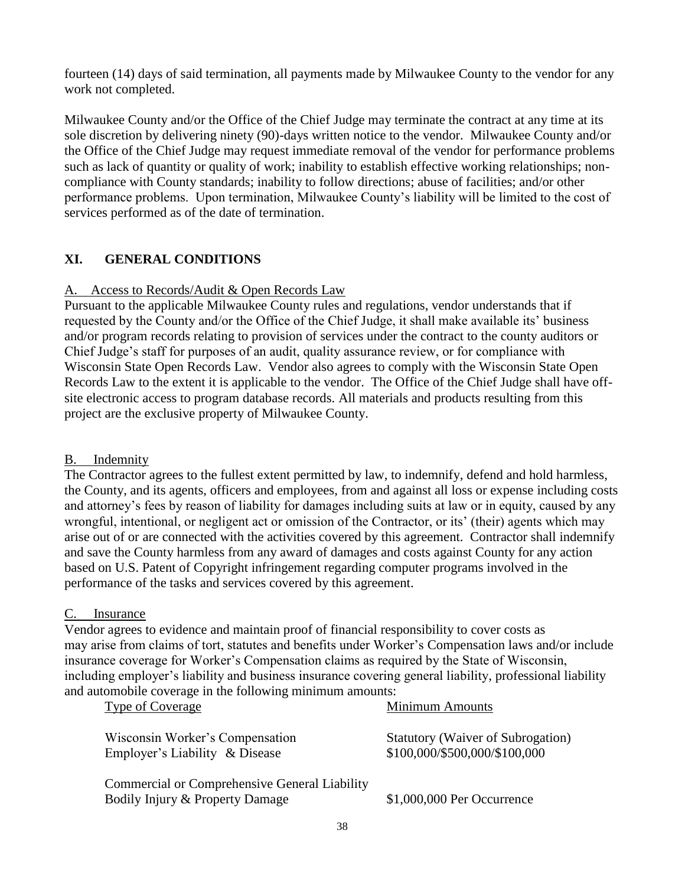fourteen (14) days of said termination, all payments made by Milwaukee County to the vendor for any work not completed.

Milwaukee County and/or the Office of the Chief Judge may terminate the contract at any time at its sole discretion by delivering ninety (90)-days written notice to the vendor. Milwaukee County and/or the Office of the Chief Judge may request immediate removal of the vendor for performance problems such as lack of quantity or quality of work; inability to establish effective working relationships; non-compliance with County standards; inability to follow directions; abuse of facilities; and/or other performance problems. Upon termination, Milwaukee County's liability will be limited to the cost of services performed as of the date of termination.

## XI. GENERAL CONDITIONS

<u>A. Access to Records/Audit & Open Records Law</u>

Pursuant to the applicable Milwaukee County rules and regulations, vendor understands that if requested by the County and/or the Office of the Chief Judge, it shall make available its' business and/or program records relating to provision of services under the contract to the county auditors or Chief Judge's staff for purposes of an audit, quality assurance review, or for compliance with Wisconsin State Open Records Law. Vendor also agrees to comply with the Wisconsin State Open Records Law to the extent it is applicable to the vendor. The Office of the Chief Judge shall have off-site electronic access to program database records. All materials and products resulting from this project are the exclusive property of Milwaukee County.

<u>B. Indemnity</u>

The Contractor agrees to the fullest extent permitted by law, to indemnify, defend and hold harmless, the County, and its agents, officers and employees, from and against all loss or expense including costs and attorney's fees by reason of liability for damages including suits at law or in equity, caused by any wrongful, intentional, or negligent act or omission of the Contractor, or its' (their) agents which may arise out of or are connected with the activities covered by this agreement. Contractor shall indemnify and save the County harmless from any award of damages and costs against County for any action based on U.S. Patent of Copyright infringement regarding computer programs involved in the performance of the tasks and services covered by this agreement.

<u>C. Insurance</u>

Vendor agrees to evidence and maintain proof of financial responsibility to cover costs as may arise from claims of tort, statutes and benefits under Worker's Compensation laws and/or include insurance coverage for Worker's Compensation claims as required by the State of Wisconsin, including employer's liability and business insurance covering general liability, professional liability and automobile coverage in the following minimum amounts:

| Type of Coverage | Minimum Amounts |
|---|---|
| Wisconsin Worker's Compensation | Statutory (Waiver of Subrogation) |
| Employer's Liability & Disease | \$100,000/\$500,000/\$100,000 |
| Commercial or Comprehensive General Liability | |
| Bodily Injury & Property Damage | \$1,000,000 Per Occurrence |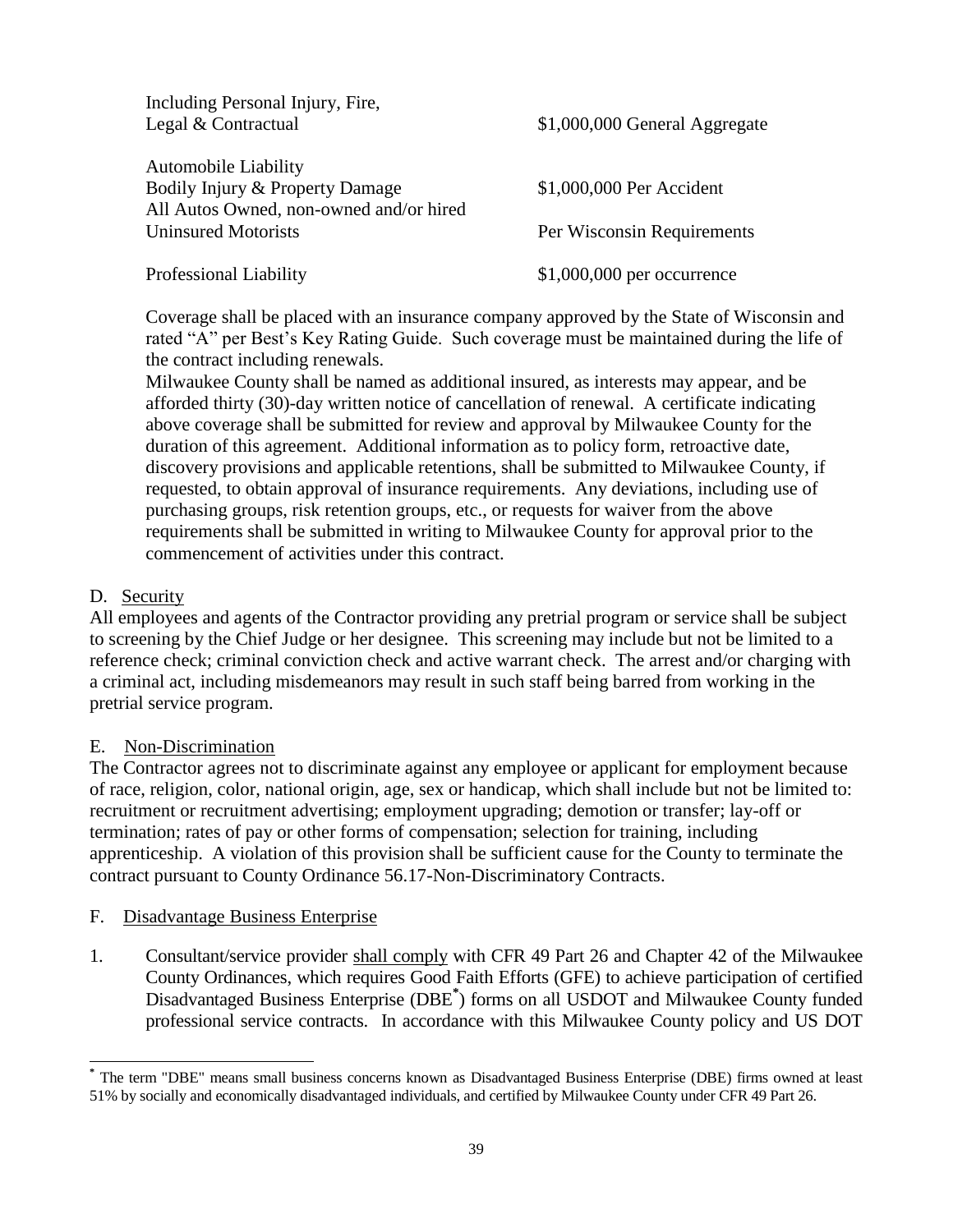| | |
|---|---|
| Including Personal Injury, Fire, Legal & Contractual | $1,000,000 General Aggregate |
| Automobile Liability | |
| Bodily Injury & Property Damage | $1,000,000 Per Accident |
| All Autos Owned, non-owned and/or hired | |
| Uninsured Motorists | Per Wisconsin Requirements |
| Professional Liability | $1,000,000 per occurrence |

Coverage shall be placed with an insurance company approved by the State of Wisconsin and rated "A" per Best's Key Rating Guide. Such coverage must be maintained during the life of the contract including renewals.

Milwaukee County shall be named as additional insured, as interests may appear, and be afforded thirty (30)-day written notice of cancellation of renewal. A certificate indicating above coverage shall be submitted for review and approval by Milwaukee County for the duration of this agreement. Additional information as to policy form, retroactive date, discovery provisions and applicable retentions, shall be submitted to Milwaukee County, if requested, to obtain approval of insurance requirements. Any deviations, including use of purchasing groups, risk retention groups, etc., or requests for waiver from the above requirements shall be submitted in writing to Milwaukee County for approval prior to the commencement of activities under this contract.

D. <u>Security</u>

All employees and agents of the Contractor providing any pretrial program or service shall be subject to screening by the Chief Judge or her designee. This screening may include but not be limited to a reference check; criminal conviction check and active warrant check. The arrest and/or charging with a criminal act, including misdemeanors may result in such staff being barred from working in the pretrial service program.

E. <u>Non-Discrimination</u>

The Contractor agrees not to discriminate against any employee or applicant for employment because of race, religion, color, national origin, age, sex or handicap, which shall include but not be limited to: recruitment or recruitment advertising; employment upgrading; demotion or transfer; lay-off or termination; rates of pay or other forms of compensation; selection for training, including apprenticeship. A violation of this provision shall be sufficient cause for the County to terminate the contract pursuant to County Ordinance 56.17-Non-Discriminatory Contracts.

F. <u>Disadvantage Business Enterprise</u>

1. Consultant/service provider <u>shall comply</u> with CFR 49 Part 26 and Chapter 42 of the Milwaukee County Ordinances, which requires Good Faith Efforts (GFE) to achieve participation of certified Disadvantaged Business Enterprise (DBE[*]) forms on all USDOT and Milwaukee County funded professional service contracts. In accordance with this Milwaukee County policy and US DOT

[*] The term "DBE" means small business concerns known as Disadvantaged Business Enterprise (DBE) firms owned at least 51% by socially and economically disadvantaged individuals, and certified by Milwaukee County under CFR 49 Part 26.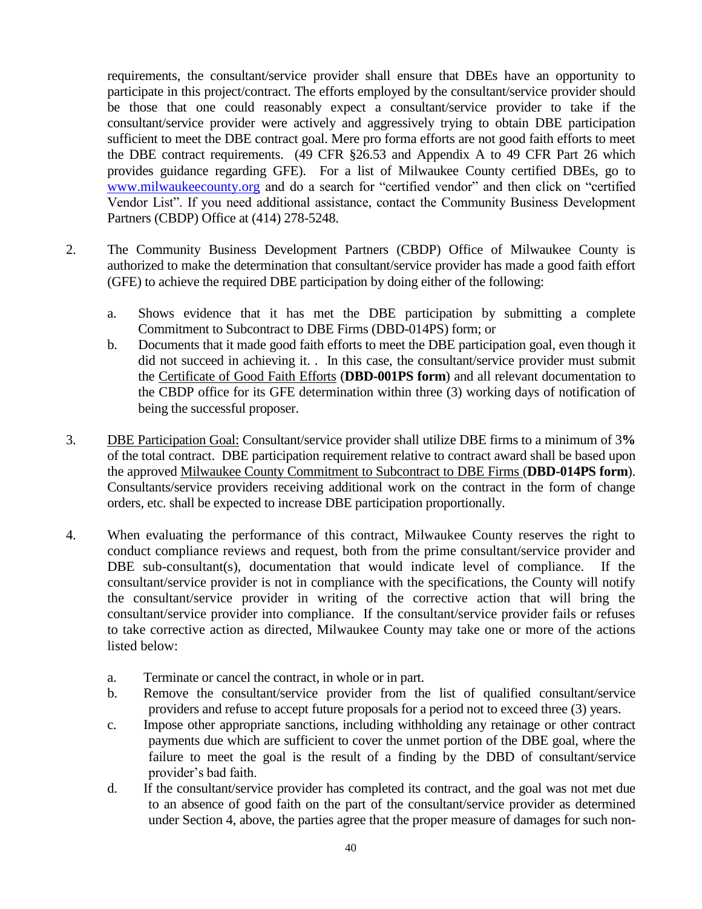requirements, the consultant/service provider shall ensure that DBEs have an opportunity to participate in this project/contract. The efforts employed by the consultant/service provider should be those that one could reasonably expect a consultant/service provider to take if the consultant/service provider were actively and aggressively trying to obtain DBE participation sufficient to meet the DBE contract goal. Mere pro forma efforts are not good faith efforts to meet the DBE contract requirements. (49 CFR §26.53 and Appendix A to 49 CFR Part 26 which provides guidance regarding GFE). For a list of Milwaukee County certified DBEs, go to www.milwaukeecounty.org and do a search for "certified vendor" and then click on "certified Vendor List". If you need additional assistance, contact the Community Business Development Partners (CBDP) Office at (414) 278-5248.

2. The Community Business Development Partners (CBDP) Office of Milwaukee County is authorized to make the determination that consultant/service provider has made a good faith effort (GFE) to achieve the required DBE participation by doing either of the following:

   a. Shows evidence that it has met the DBE participation by submitting a complete Commitment to Subcontract to DBE Firms (DBD-014PS) form; or
   b. Documents that it made good faith efforts to meet the DBE participation goal, even though it did not succeed in achieving it. . In this case, the consultant/service provider must submit the Certificate of Good Faith Efforts (**DBD-001PS form**) and all relevant documentation to the CBDP office for its GFE determination within three (3) working days of notification of being the successful proposer.

3. DBE Participation Goal: Consultant/service provider shall utilize DBE firms to a minimum of 3**%** of the total contract. DBE participation requirement relative to contract award shall be based upon the approved Milwaukee County Commitment to Subcontract to DBE Firms (**DBD-014PS form**). Consultants/service providers receiving additional work on the contract in the form of change orders, etc. shall be expected to increase DBE participation proportionally.

4. When evaluating the performance of this contract, Milwaukee County reserves the right to conduct compliance reviews and request, both from the prime consultant/service provider and DBE sub-consultant(s), documentation that would indicate level of compliance. If the consultant/service provider is not in compliance with the specifications, the County will notify the consultant/service provider in writing of the corrective action that will bring the consultant/service provider into compliance. If the consultant/service provider fails or refuses to take corrective action as directed, Milwaukee County may take one or more of the actions listed below:

   a. Terminate or cancel the contract, in whole or in part.
   b. Remove the consultant/service provider from the list of qualified consultant/service providers and refuse to accept future proposals for a period not to exceed three (3) years.
   c. Impose other appropriate sanctions, including withholding any retainage or other contract payments due which are sufficient to cover the unmet portion of the DBE goal, where the failure to meet the goal is the result of a finding by the DBD of consultant/service provider's bad faith.
   d. If the consultant/service provider has completed its contract, and the goal was not met due to an absence of good faith on the part of the consultant/service provider as determined under Section 4, above, the parties agree that the proper measure of damages for such non-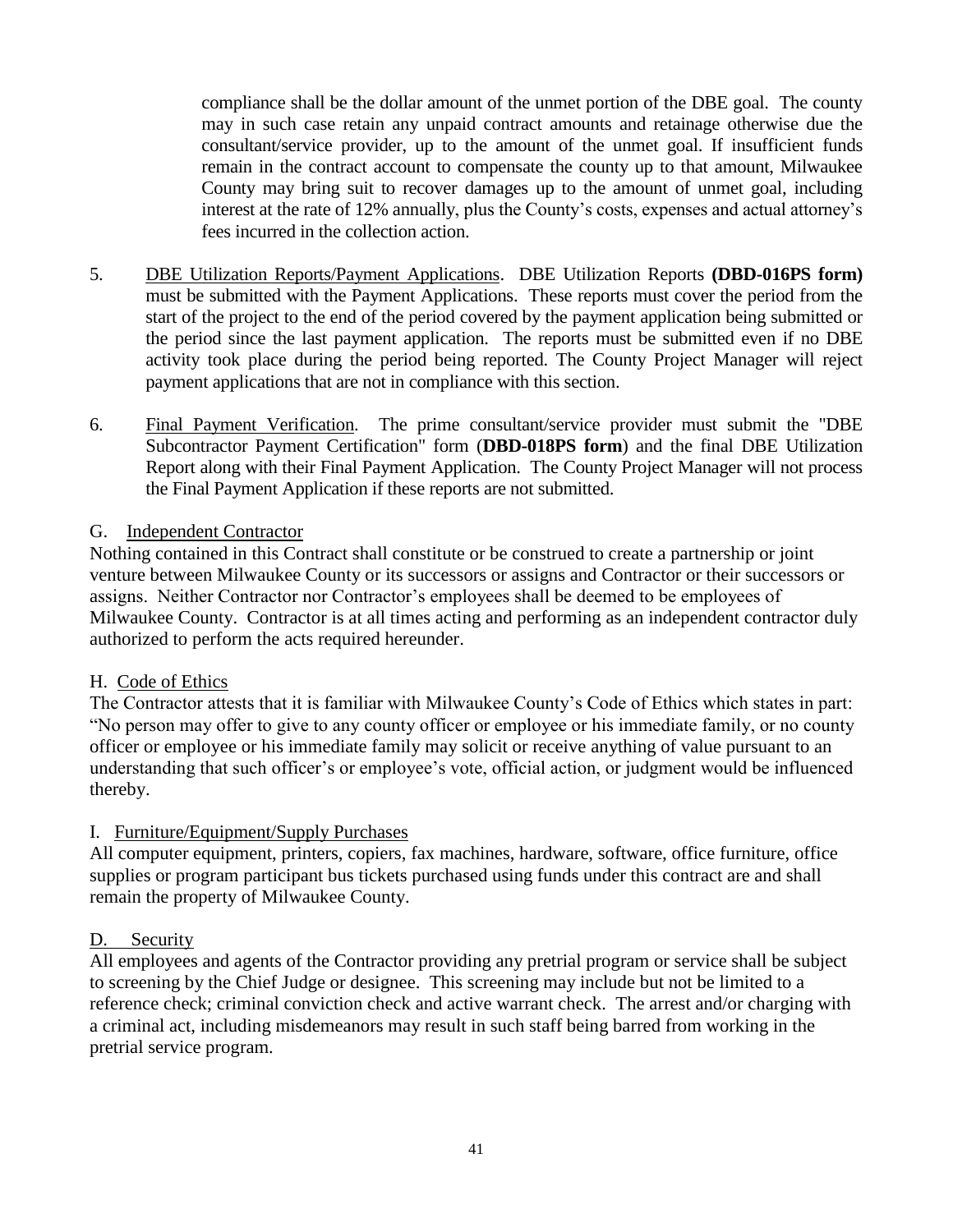compliance shall be the dollar amount of the unmet portion of the DBE goal. The county may in such case retain any unpaid contract amounts and retainage otherwise due the consultant/service provider, up to the amount of the unmet goal. If insufficient funds remain in the contract account to compensate the county up to that amount, Milwaukee County may bring suit to recover damages up to the amount of unmet goal, including interest at the rate of 12% annually, plus the County's costs, expenses and actual attorney's fees incurred in the collection action.

5. DBE Utilization Reports/Payment Applications. DBE Utilization Reports **(DBD-016PS form)** must be submitted with the Payment Applications. These reports must cover the period from the start of the project to the end of the period covered by the payment application being submitted or the period since the last payment application. The reports must be submitted even if no DBE activity took place during the period being reported. The County Project Manager will reject payment applications that are not in compliance with this section.

6. Final Payment Verification. The prime consultant/service provider must submit the "DBE Subcontractor Payment Certification" form (**DBD-018PS form**) and the final DBE Utilization Report along with their Final Payment Application. The County Project Manager will not process the Final Payment Application if these reports are not submitted.

G. Independent Contractor

Nothing contained in this Contract shall constitute or be construed to create a partnership or joint venture between Milwaukee County or its successors or assigns and Contractor or their successors or assigns. Neither Contractor nor Contractor's employees shall be deemed to be employees of Milwaukee County. Contractor is at all times acting and performing as an independent contractor duly authorized to perform the acts required hereunder.

H. Code of Ethics

The Contractor attests that it is familiar with Milwaukee County's Code of Ethics which states in part: "No person may offer to give to any county officer or employee or his immediate family, or no county officer or employee or his immediate family may solicit or receive anything of value pursuant to an understanding that such officer's or employee's vote, official action, or judgment would be influenced thereby.

I. Furniture/Equipment/Supply Purchases

All computer equipment, printers, copiers, fax machines, hardware, software, office furniture, office supplies or program participant bus tickets purchased using funds under this contract are and shall remain the property of Milwaukee County.

D. Security

All employees and agents of the Contractor providing any pretrial program or service shall be subject to screening by the Chief Judge or designee. This screening may include but not be limited to a reference check; criminal conviction check and active warrant check. The arrest and/or charging with a criminal act, including misdemeanors may result in such staff being barred from working in the pretrial service program.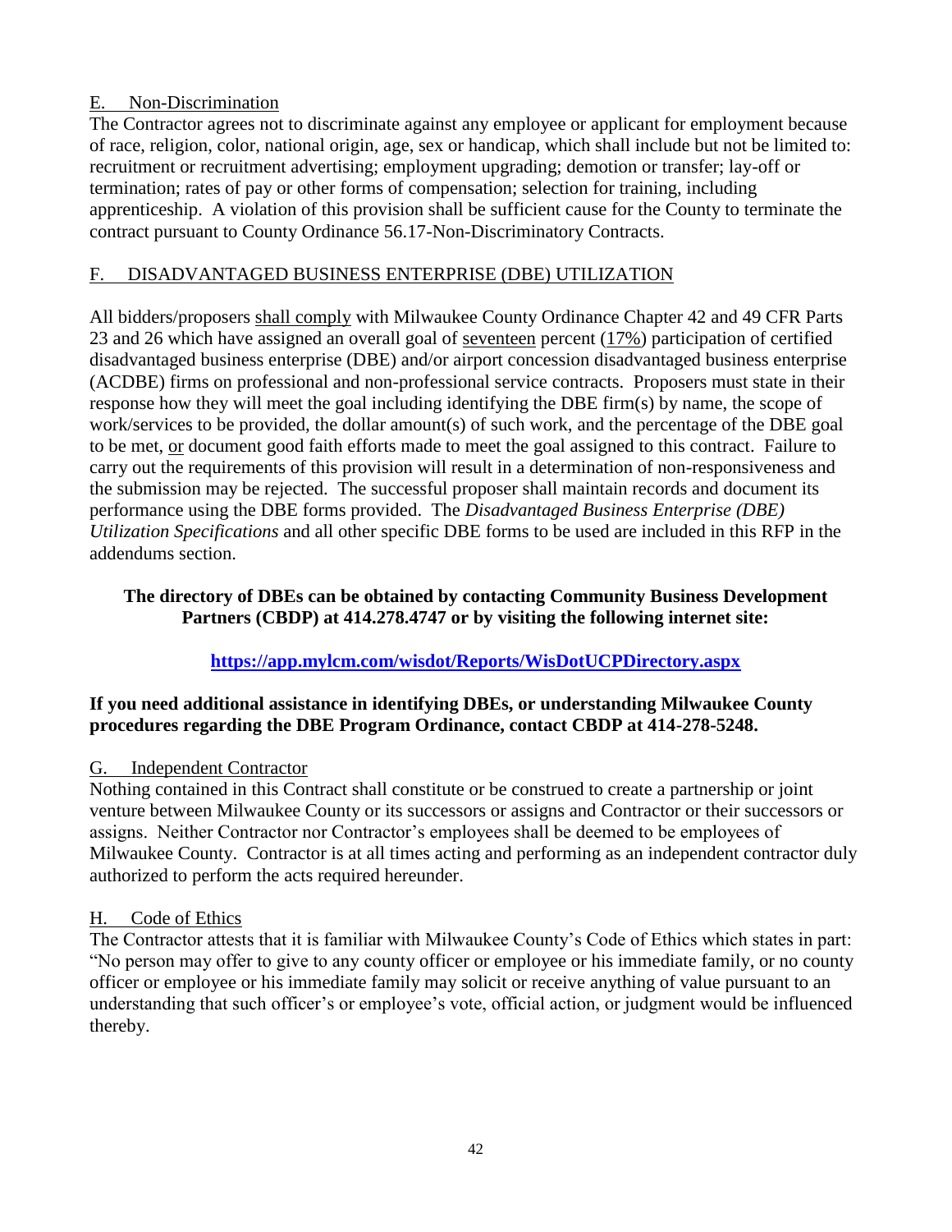E. Non-Discrimination

The Contractor agrees not to discriminate against any employee or applicant for employment because of race, religion, color, national origin, age, sex or handicap, which shall include but not be limited to: recruitment or recruitment advertising; employment upgrading; demotion or transfer; lay-off or termination; rates of pay or other forms of compensation; selection for training, including apprenticeship. A violation of this provision shall be sufficient cause for the County to terminate the contract pursuant to County Ordinance 56.17-Non-Discriminatory Contracts.

F. DISADVANTAGED BUSINESS ENTERPRISE (DBE) UTILIZATION

All bidders/proposers shall comply with Milwaukee County Ordinance Chapter 42 and 49 CFR Parts 23 and 26 which have assigned an overall goal of seventeen percent (17%) participation of certified disadvantaged business enterprise (DBE) and/or airport concession disadvantaged business enterprise (ACDBE) firms on professional and non-professional service contracts. Proposers must state in their response how they will meet the goal including identifying the DBE firm(s) by name, the scope of work/services to be provided, the dollar amount(s) of such work, and the percentage of the DBE goal to be met, or document good faith efforts made to meet the goal assigned to this contract. Failure to carry out the requirements of this provision will result in a determination of non-responsiveness and the submission may be rejected. The successful proposer shall maintain records and document its performance using the DBE forms provided. The *Disadvantaged Business Enterprise (DBE) Utilization Specifications* and all other specific DBE forms to be used are included in this RFP in the addendums section.

**The directory of DBEs can be obtained by contacting Community Business Development Partners (CBDP) at 414.278.4747 or by visiting the following internet site:**

**https://app.mylcm.com/wisdot/Reports/WisDotUCPDirectory.aspx**

**If you need additional assistance in identifying DBEs, or understanding Milwaukee County procedures regarding the DBE Program Ordinance, contact CBDP at 414-278-5248.**

G. Independent Contractor

Nothing contained in this Contract shall constitute or be construed to create a partnership or joint venture between Milwaukee County or its successors or assigns and Contractor or their successors or assigns. Neither Contractor nor Contractor's employees shall be deemed to be employees of Milwaukee County. Contractor is at all times acting and performing as an independent contractor duly authorized to perform the acts required hereunder.

H. Code of Ethics

The Contractor attests that it is familiar with Milwaukee County's Code of Ethics which states in part: "No person may offer to give to any county officer or employee or his immediate family, or no county officer or employee or his immediate family may solicit or receive anything of value pursuant to an understanding that such officer's or employee's vote, official action, or judgment would be influenced thereby.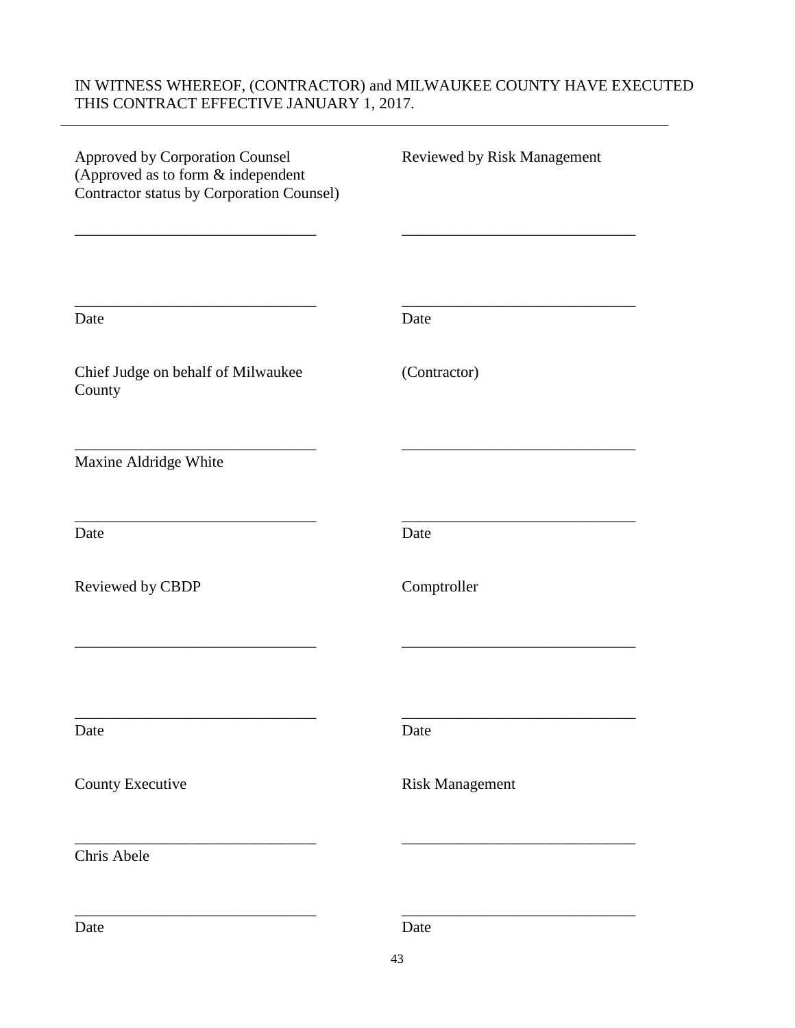IN WITNESS WHEREOF, (CONTRACTOR) and MILWAUKEE COUNTY HAVE EXECUTED THIS CONTRACT EFFECTIVE JANUARY 1, 2017.

---

| | |
|---|---|
| Approved by Corporation Counsel<br>(Approved as to form & independent Contractor status by Corporation Counsel) | Reviewed by Risk Management |
| \_\_\_\_\_\_\_\_\_\_\_\_\_\_\_\_\_\_\_\_\_\_\_\_\_\_\_\_\_\_ | \_\_\_\_\_\_\_\_\_\_\_\_\_\_\_\_\_\_\_\_\_\_\_\_\_\_\_\_\_\_ |
| \_\_\_\_\_\_\_\_\_\_\_\_\_\_\_\_\_\_\_\_\_\_\_\_\_\_\_\_\_\_<br>Date | \_\_\_\_\_\_\_\_\_\_\_\_\_\_\_\_\_\_\_\_\_\_\_\_\_\_\_\_\_\_<br>Date |
| Chief Judge on behalf of Milwaukee County | (Contractor) |
| \_\_\_\_\_\_\_\_\_\_\_\_\_\_\_\_\_\_\_\_\_\_\_\_\_\_\_\_\_\_<br>Maxine Aldridge White | \_\_\_\_\_\_\_\_\_\_\_\_\_\_\_\_\_\_\_\_\_\_\_\_\_\_\_\_\_\_ |
| \_\_\_\_\_\_\_\_\_\_\_\_\_\_\_\_\_\_\_\_\_\_\_\_\_\_\_\_\_\_<br>Date | \_\_\_\_\_\_\_\_\_\_\_\_\_\_\_\_\_\_\_\_\_\_\_\_\_\_\_\_\_\_<br>Date |
| Reviewed by CBDP | Comptroller |
| \_\_\_\_\_\_\_\_\_\_\_\_\_\_\_\_\_\_\_\_\_\_\_\_\_\_\_\_\_\_ | \_\_\_\_\_\_\_\_\_\_\_\_\_\_\_\_\_\_\_\_\_\_\_\_\_\_\_\_\_\_ |
| \_\_\_\_\_\_\_\_\_\_\_\_\_\_\_\_\_\_\_\_\_\_\_\_\_\_\_\_\_\_<br>Date | \_\_\_\_\_\_\_\_\_\_\_\_\_\_\_\_\_\_\_\_\_\_\_\_\_\_\_\_\_\_<br>Date |
| County Executive | Risk Management |
| \_\_\_\_\_\_\_\_\_\_\_\_\_\_\_\_\_\_\_\_\_\_\_\_\_\_\_\_\_\_<br>Chris Abele | \_\_\_\_\_\_\_\_\_\_\_\_\_\_\_\_\_\_\_\_\_\_\_\_\_\_\_\_\_\_ |
| \_\_\_\_\_\_\_\_\_\_\_\_\_\_\_\_\_\_\_\_\_\_\_\_\_\_\_\_\_\_<br>Date | \_\_\_\_\_\_\_\_\_\_\_\_\_\_\_\_\_\_\_\_\_\_\_\_\_\_\_\_\_\_<br>Date |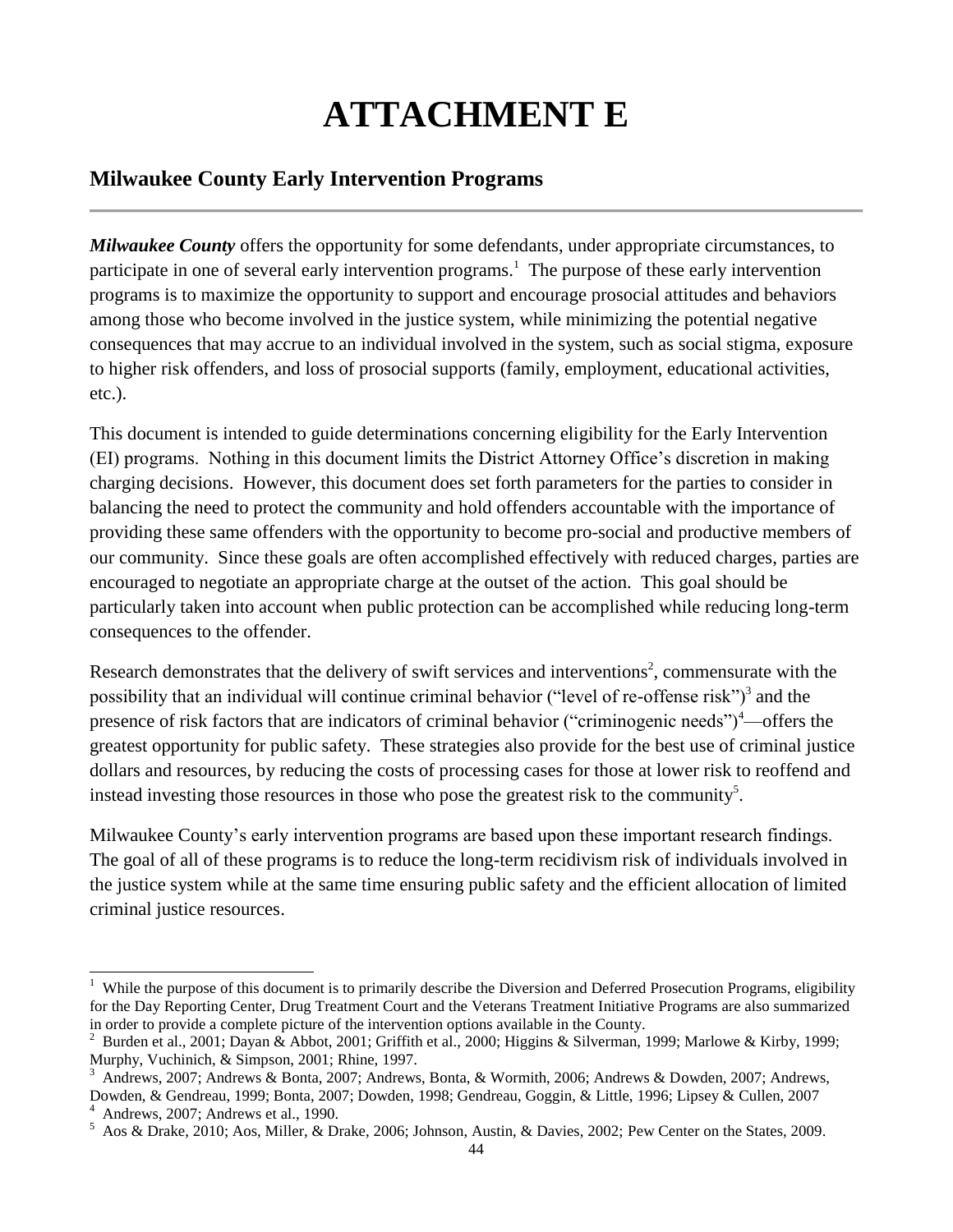# ATTACHMENT E

## Milwaukee County Early Intervention Programs

***Milwaukee County*** offers the opportunity for some defendants, under appropriate circumstances, to participate in one of several early intervention programs.[1] The purpose of these early intervention programs is to maximize the opportunity to support and encourage prosocial attitudes and behaviors among those who become involved in the justice system, while minimizing the potential negative consequences that may accrue to an individual involved in the system, such as social stigma, exposure to higher risk offenders, and loss of prosocial supports (family, employment, educational activities, etc.).

This document is intended to guide determinations concerning eligibility for the Early Intervention (EI) programs. Nothing in this document limits the District Attorney Office's discretion in making charging decisions. However, this document does set forth parameters for the parties to consider in balancing the need to protect the community and hold offenders accountable with the importance of providing these same offenders with the opportunity to become pro-social and productive members of our community. Since these goals are often accomplished effectively with reduced charges, parties are encouraged to negotiate an appropriate charge at the outset of the action. This goal should be particularly taken into account when public protection can be accomplished while reducing long-term consequences to the offender.

Research demonstrates that the delivery of swift services and interventions[2], commensurate with the possibility that an individual will continue criminal behavior ("level of re-offense risk")[3] and the presence of risk factors that are indicators of criminal behavior ("criminogenic needs")[4]—offers the greatest opportunity for public safety. These strategies also provide for the best use of criminal justice dollars and resources, by reducing the costs of processing cases for those at lower risk to reoffend and instead investing those resources in those who pose the greatest risk to the community[5].

Milwaukee County's early intervention programs are based upon these important research findings. The goal of all of these programs is to reduce the long-term recidivism risk of individuals involved in the justice system while at the same time ensuring public safety and the efficient allocation of limited criminal justice resources.

---

[1] While the purpose of this document is to primarily describe the Diversion and Deferred Prosecution Programs, eligibility for the Day Reporting Center, Drug Treatment Court and the Veterans Treatment Initiative Programs are also summarized in order to provide a complete picture of the intervention options available in the County.

[2] Burden et al., 2001; Dayan & Abbot, 2001; Griffith et al., 2000; Higgins & Silverman, 1999; Marlowe & Kirby, 1999; Murphy, Vuchinich, & Simpson, 2001; Rhine, 1997.

[3] Andrews, 2007; Andrews & Bonta, 2007; Andrews, Bonta, & Wormith, 2006; Andrews & Dowden, 2007; Andrews, Dowden, & Gendreau, 1999; Bonta, 2007; Dowden, 1998; Gendreau, Goggin, & Little, 1996; Lipsey & Cullen, 2007

[4] Andrews, 2007; Andrews et al., 1990.

[5] Aos & Drake, 2010; Aos, Miller, & Drake, 2006; Johnson, Austin, & Davies, 2002; Pew Center on the States, 2009.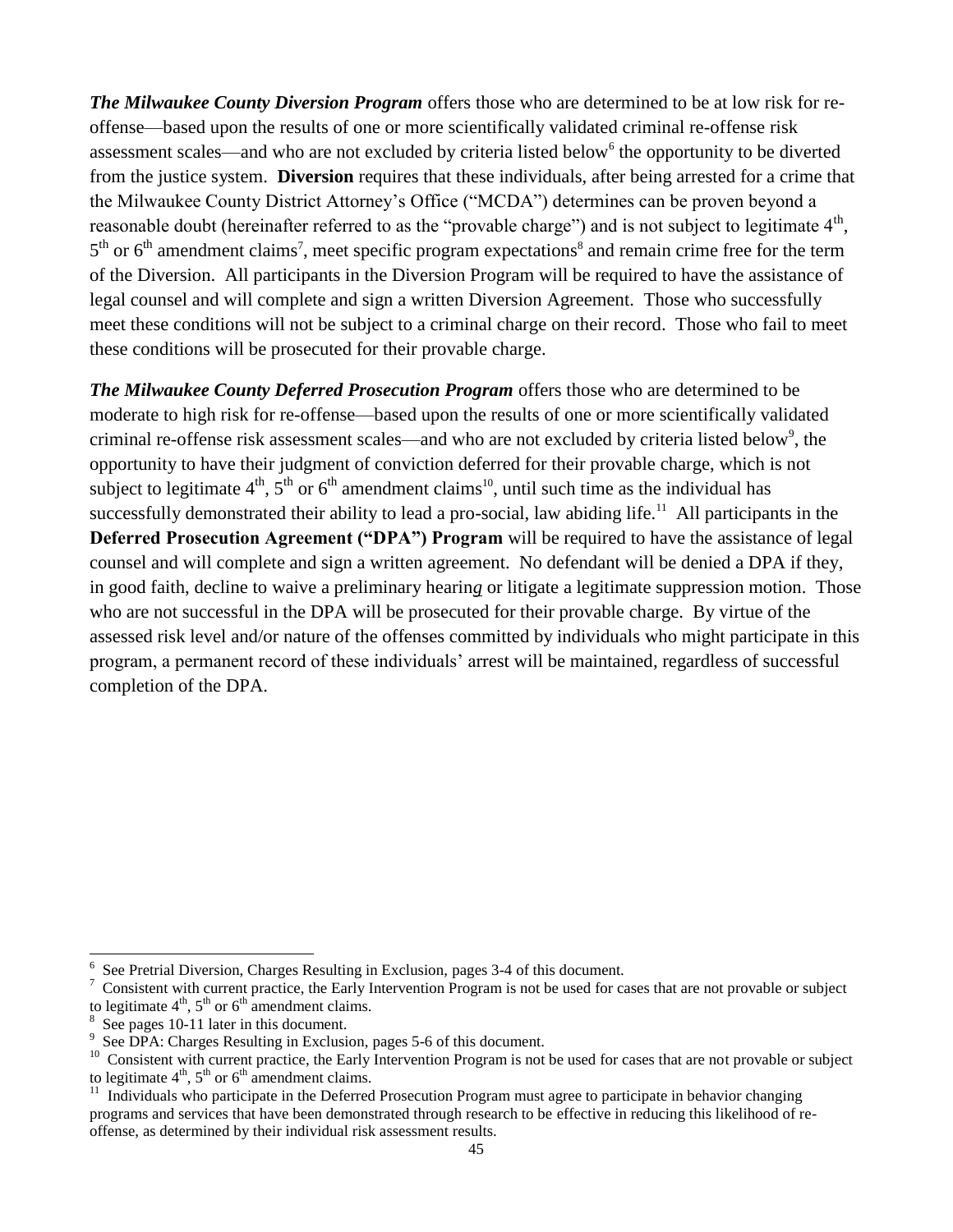***The Milwaukee County Diversion Program*** offers those who are determined to be at low risk for re-offense—based upon the results of one or more scientifically validated criminal re-offense risk assessment scales—and who are not excluded by criteria listed below[6] the opportunity to be diverted from the justice system. **Diversion** requires that these individuals, after being arrested for a crime that the Milwaukee County District Attorney's Office ("MCDA") determines can be proven beyond a reasonable doubt (hereinafter referred to as the "provable charge") and is not subject to legitimate 4th, 5th or 6th amendment claims[7], meet specific program expectations[8] and remain crime free for the term of the Diversion. All participants in the Diversion Program will be required to have the assistance of legal counsel and will complete and sign a written Diversion Agreement. Those who successfully meet these conditions will not be subject to a criminal charge on their record. Those who fail to meet these conditions will be prosecuted for their provable charge.

***The Milwaukee County Deferred Prosecution Program*** offers those who are determined to be moderate to high risk for re-offense—based upon the results of one or more scientifically validated criminal re-offense risk assessment scales—and who are not excluded by criteria listed below[9], the opportunity to have their judgment of conviction deferred for their provable charge, which is not subject to legitimate 4th, 5th or 6th amendment claims[10], until such time as the individual has successfully demonstrated their ability to lead a pro-social, law abiding life.[11] All participants in the **Deferred Prosecution Agreement ("DPA") Program** will be required to have the assistance of legal counsel and will complete and sign a written agreement. No defendant will be denied a DPA if they, in good faith, decline to waive a preliminary hearing or litigate a legitimate suppression motion. Those who are not successful in the DPA will be prosecuted for their provable charge. By virtue of the assessed risk level and/or nature of the offenses committed by individuals who might participate in this program, a permanent record of these individuals' arrest will be maintained, regardless of successful completion of the DPA.

---

[6] See Pretrial Diversion, Charges Resulting in Exclusion, pages 3-4 of this document.

[7] Consistent with current practice, the Early Intervention Program is not be used for cases that are not provable or subject to legitimate 4th, 5th or 6th amendment claims.

[8] See pages 10-11 later in this document.

[9] See DPA: Charges Resulting in Exclusion, pages 5-6 of this document.

[10] Consistent with current practice, the Early Intervention Program is not be used for cases that are not provable or subject to legitimate 4th, 5th or 6th amendment claims.

[11] Individuals who participate in the Deferred Prosecution Program must agree to participate in behavior changing programs and services that have been demonstrated through research to be effective in reducing this likelihood of re-offense, as determined by their individual risk assessment results.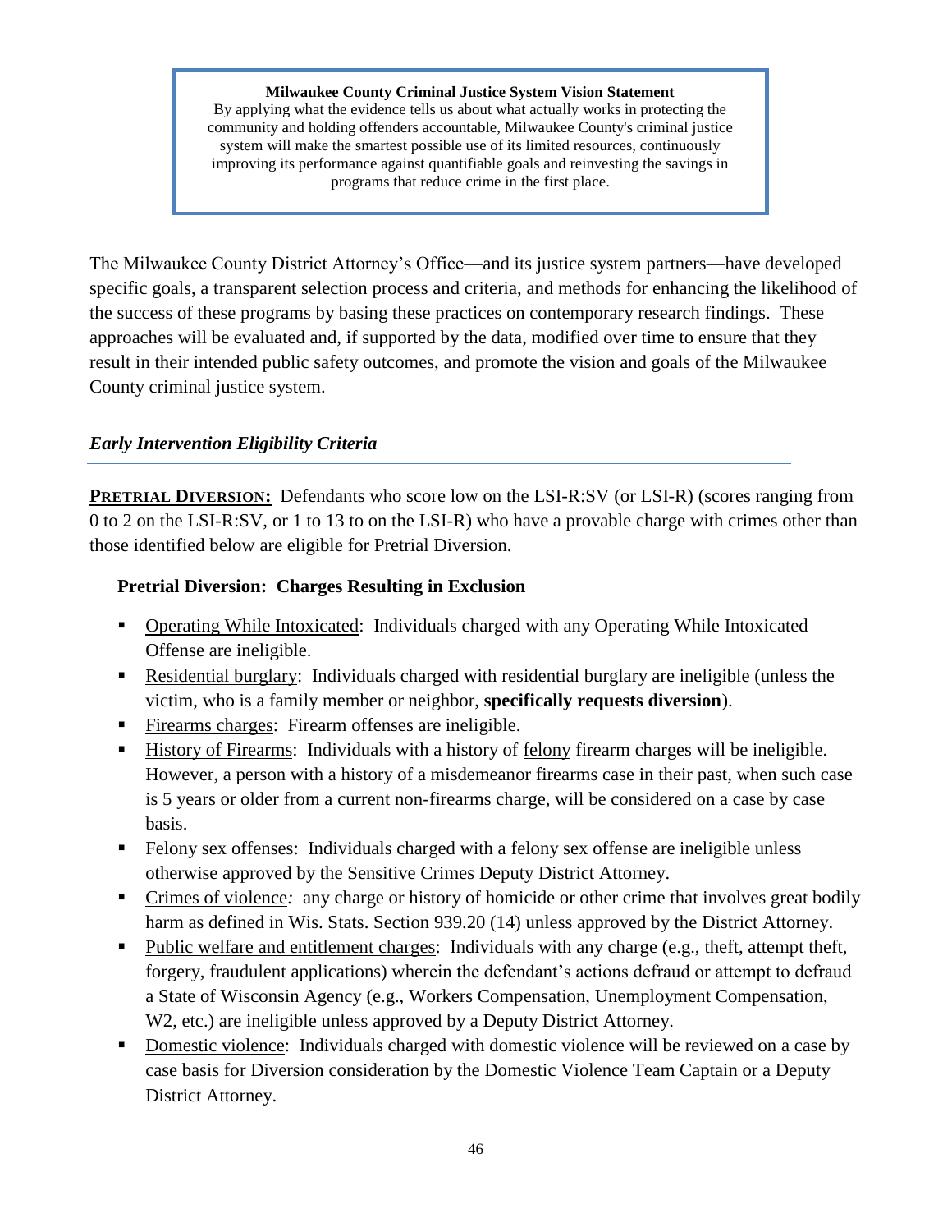> **Milwaukee County Criminal Justice System Vision Statement**
> By applying what the evidence tells us about what actually works in protecting the community and holding offenders accountable, Milwaukee County's criminal justice system will make the smartest possible use of its limited resources, continuously improving its performance against quantifiable goals and reinvesting the savings in programs that reduce crime in the first place.

The Milwaukee County District Attorney's Office—and its justice system partners—have developed specific goals, a transparent selection process and criteria, and methods for enhancing the likelihood of the success of these programs by basing these practices on contemporary research findings. These approaches will be evaluated and, if supported by the data, modified over time to ensure that they result in their intended public safety outcomes, and promote the vision and goals of the Milwaukee County criminal justice system.

### *Early Intervention Eligibility Criteria*

**PRETRIAL DIVERSION:** Defendants who score low on the LSI-R:SV (or LSI-R) (scores ranging from 0 to 2 on the LSI-R:SV, or 1 to 13 to on the LSI-R) who have a provable charge with crimes other than those identified below are eligible for Pretrial Diversion.

**Pretrial Diversion: Charges Resulting in Exclusion**

- Operating While Intoxicated: Individuals charged with any Operating While Intoxicated Offense are ineligible.
- Residential burglary: Individuals charged with residential burglary are ineligible (unless the victim, who is a family member or neighbor, **specifically requests diversion**).
- Firearms charges: Firearm offenses are ineligible.
- History of Firearms: Individuals with a history of felony firearm charges will be ineligible. However, a person with a history of a misdemeanor firearms case in their past, when such case is 5 years or older from a current non-firearms charge, will be considered on a case by case basis.
- Felony sex offenses: Individuals charged with a felony sex offense are ineligible unless otherwise approved by the Sensitive Crimes Deputy District Attorney.
- Crimes of violence*:* any charge or history of homicide or other crime that involves great bodily harm as defined in Wis. Stats. Section 939.20 (14) unless approved by the District Attorney.
- Public welfare and entitlement charges: Individuals with any charge (e.g., theft, attempt theft, forgery, fraudulent applications) wherein the defendant's actions defraud or attempt to defraud a State of Wisconsin Agency (e.g., Workers Compensation, Unemployment Compensation, W2, etc.) are ineligible unless approved by a Deputy District Attorney.
- Domestic violence: Individuals charged with domestic violence will be reviewed on a case by case basis for Diversion consideration by the Domestic Violence Team Captain or a Deputy District Attorney.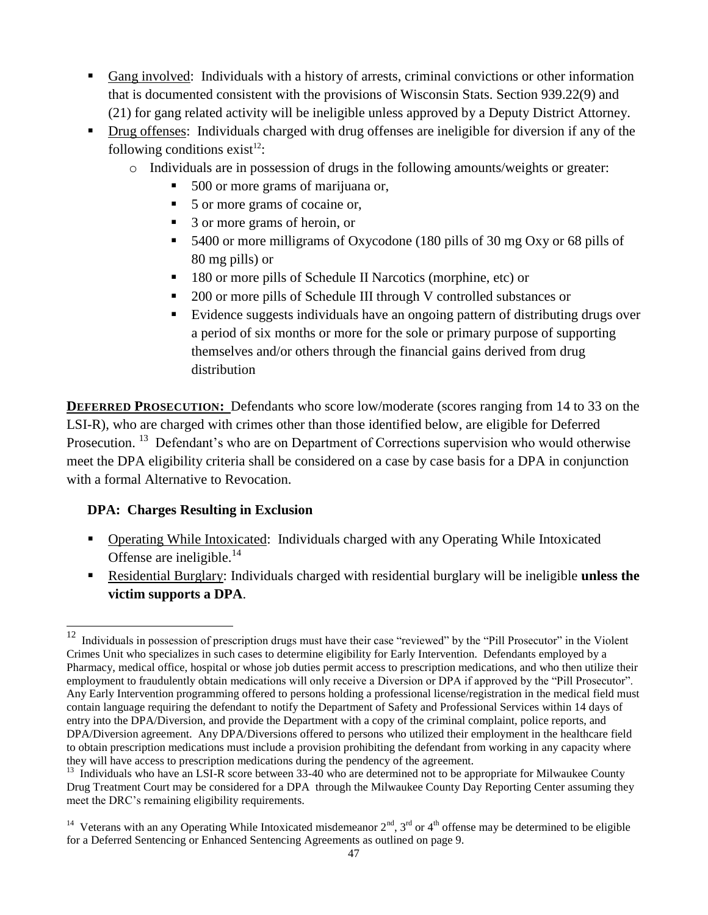- Gang involved: Individuals with a history of arrests, criminal convictions or other information that is documented consistent with the provisions of Wisconsin Stats. Section 939.22(9) and (21) for gang related activity will be ineligible unless approved by a Deputy District Attorney.
- Drug offenses: Individuals charged with drug offenses are ineligible for diversion if any of the following conditions exist[12]:
    - Individuals are in possession of drugs in the following amounts/weights or greater:
        - 500 or more grams of marijuana or,
        - 5 or more grams of cocaine or,
        - 3 or more grams of heroin, or
        - 5400 or more milligrams of Oxycodone (180 pills of 30 mg Oxy or 68 pills of 80 mg pills) or
        - 180 or more pills of Schedule II Narcotics (morphine, etc) or
        - 200 or more pills of Schedule III through V controlled substances or
        - Evidence suggests individuals have an ongoing pattern of distributing drugs over a period of six months or more for the sole or primary purpose of supporting themselves and/or others through the financial gains derived from drug distribution

**DEFERRED PROSECUTION:** Defendants who score low/moderate (scores ranging from 14 to 33 on the LSI-R), who are charged with crimes other than those identified below, are eligible for Deferred Prosecution. [13] Defendant's who are on Department of Corrections supervision who would otherwise meet the DPA eligibility criteria shall be considered on a case by case basis for a DPA in conjunction with a formal Alternative to Revocation.

### DPA: Charges Resulting in Exclusion

- Operating While Intoxicated: Individuals charged with any Operating While Intoxicated Offense are ineligible.[14]
- Residential Burglary: Individuals charged with residential burglary will be ineligible **unless the victim supports a DPA**.

---

[12] Individuals in possession of prescription drugs must have their case "reviewed" by the "Pill Prosecutor" in the Violent Crimes Unit who specializes in such cases to determine eligibility for Early Intervention. Defendants employed by a Pharmacy, medical office, hospital or whose job duties permit access to prescription medications, and who then utilize their employment to fraudulently obtain medications will only receive a Diversion or DPA if approved by the "Pill Prosecutor". Any Early Intervention programming offered to persons holding a professional license/registration in the medical field must contain language requiring the defendant to notify the Department of Safety and Professional Services within 14 days of entry into the DPA/Diversion, and provide the Department with a copy of the criminal complaint, police reports, and DPA/Diversion agreement. Any DPA/Diversions offered to persons who utilized their employment in the healthcare field to obtain prescription medications must include a provision prohibiting the defendant from working in any capacity where they will have access to prescription medications during the pendency of the agreement.

[13] Individuals who have an LSI-R score between 33-40 who are determined not to be appropriate for Milwaukee County Drug Treatment Court may be considered for a DPA through the Milwaukee County Day Reporting Center assuming they meet the DRC's remaining eligibility requirements.

[14] Veterans with an any Operating While Intoxicated misdemeanor 2nd, 3rd or 4th offense may be determined to be eligible for a Deferred Sentencing or Enhanced Sentencing Agreements as outlined on page 9.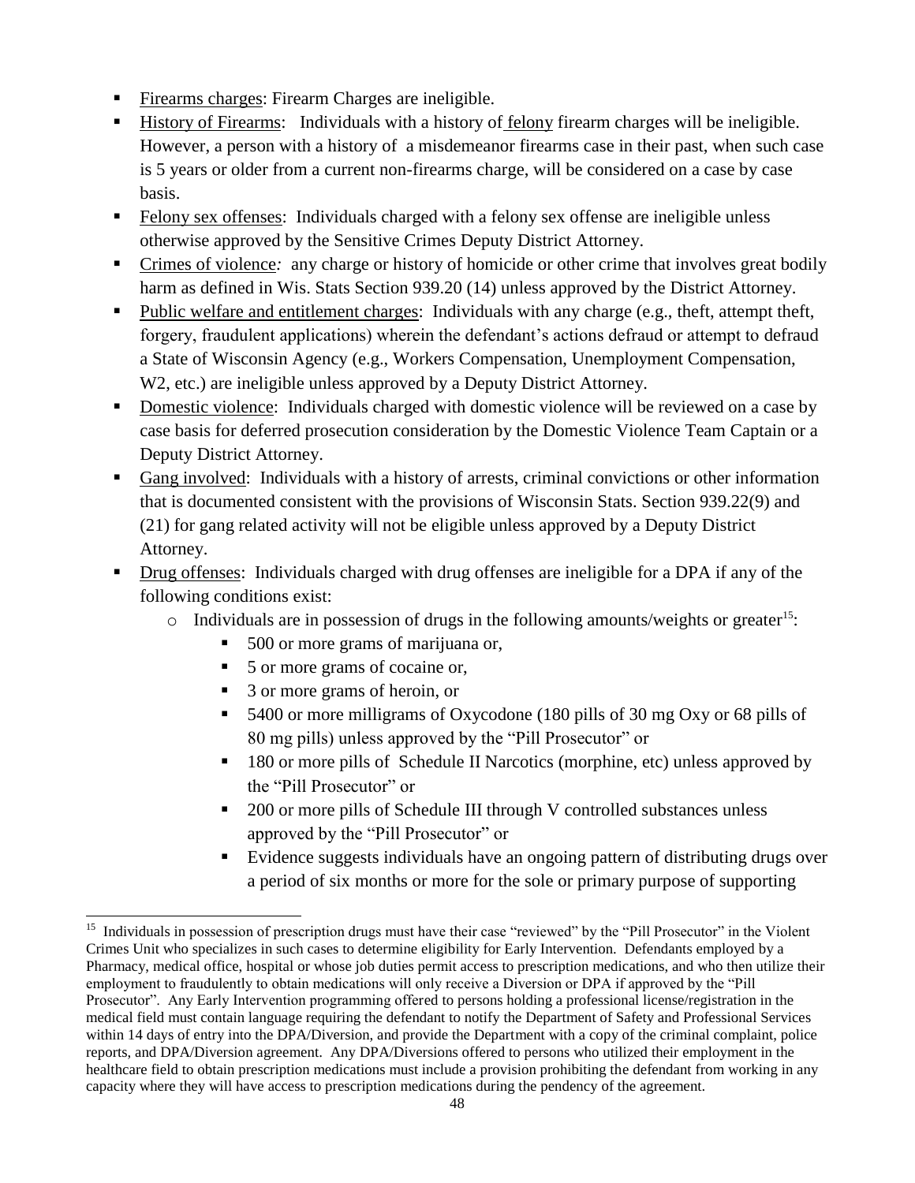- Firearms charges: Firearm Charges are ineligible.
- History of Firearms: Individuals with a history of felony firearm charges will be ineligible. However, a person with a history of a misdemeanor firearms case in their past, when such case is 5 years or older from a current non-firearms charge, will be considered on a case by case basis.
- Felony sex offenses: Individuals charged with a felony sex offense are ineligible unless otherwise approved by the Sensitive Crimes Deputy District Attorney.
- Crimes of violence*:* any charge or history of homicide or other crime that involves great bodily harm as defined in Wis. Stats Section 939.20 (14) unless approved by the District Attorney.
- Public welfare and entitlement charges: Individuals with any charge (e.g., theft, attempt theft, forgery, fraudulent applications) wherein the defendant's actions defraud or attempt to defraud a State of Wisconsin Agency (e.g., Workers Compensation, Unemployment Compensation, W2, etc.) are ineligible unless approved by a Deputy District Attorney.
- Domestic violence: Individuals charged with domestic violence will be reviewed on a case by case basis for deferred prosecution consideration by the Domestic Violence Team Captain or a Deputy District Attorney.
- Gang involved: Individuals with a history of arrests, criminal convictions or other information that is documented consistent with the provisions of Wisconsin Stats. Section 939.22(9) and (21) for gang related activity will not be eligible unless approved by a Deputy District Attorney.
- Drug offenses: Individuals charged with drug offenses are ineligible for a DPA if any of the following conditions exist:
  - Individuals are in possession of drugs in the following amounts/weights or greater[15]:
    - 500 or more grams of marijuana or,
    - 5 or more grams of cocaine or,
    - 3 or more grams of heroin, or
    - 5400 or more milligrams of Oxycodone (180 pills of 30 mg Oxy or 68 pills of 80 mg pills) unless approved by the "Pill Prosecutor" or
    - 180 or more pills of Schedule II Narcotics (morphine, etc) unless approved by the "Pill Prosecutor" or
    - 200 or more pills of Schedule III through V controlled substances unless approved by the "Pill Prosecutor" or
    - Evidence suggests individuals have an ongoing pattern of distributing drugs over a period of six months or more for the sole or primary purpose of supporting

---

[15] Individuals in possession of prescription drugs must have their case "reviewed" by the "Pill Prosecutor" in the Violent Crimes Unit who specializes in such cases to determine eligibility for Early Intervention. Defendants employed by a Pharmacy, medical office, hospital or whose job duties permit access to prescription medications, and who then utilize their employment to fraudulently to obtain medications will only receive a Diversion or DPA if approved by the "Pill Prosecutor". Any Early Intervention programming offered to persons holding a professional license/registration in the medical field must contain language requiring the defendant to notify the Department of Safety and Professional Services within 14 days of entry into the DPA/Diversion, and provide the Department with a copy of the criminal complaint, police reports, and DPA/Diversion agreement. Any DPA/Diversions offered to persons who utilized their employment in the healthcare field to obtain prescription medications must include a provision prohibiting the defendant from working in any capacity where they will have access to prescription medications during the pendency of the agreement.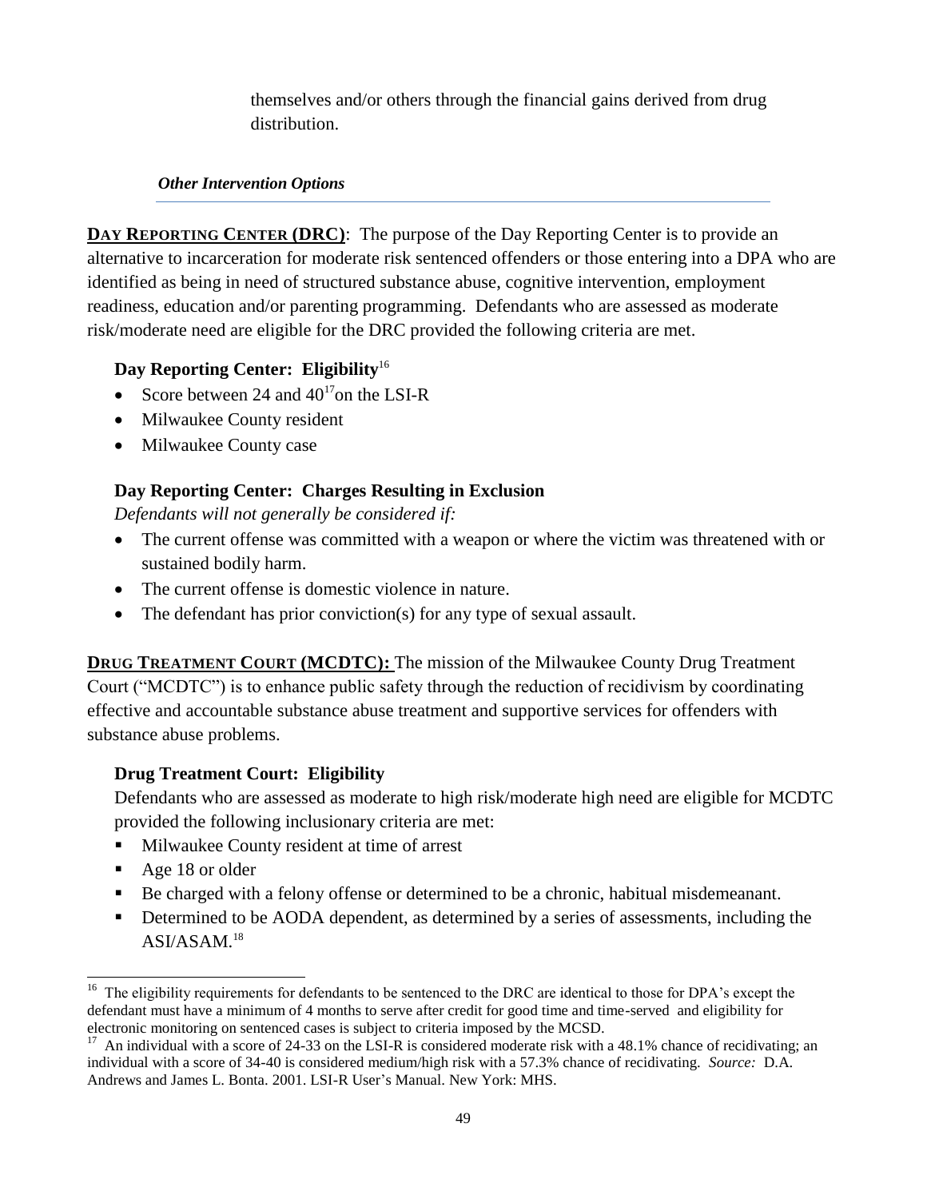themselves and/or others through the financial gains derived from drug distribution.

### *Other Intervention Options*

**DAY REPORTING CENTER (DRC)**: The purpose of the Day Reporting Center is to provide an alternative to incarceration for moderate risk sentenced offenders or those entering into a DPA who are identified as being in need of structured substance abuse, cognitive intervention, employment readiness, education and/or parenting programming. Defendants who are assessed as moderate risk/moderate need are eligible for the DRC provided the following criteria are met.

**Day Reporting Center: Eligibility**[16]

- Score between 24 and 40[17] on the LSI-R
- Milwaukee County resident
- Milwaukee County case

**Day Reporting Center: Charges Resulting in Exclusion**

*Defendants will not generally be considered if:*

- The current offense was committed with a weapon or where the victim was threatened with or sustained bodily harm.
- The current offense is domestic violence in nature.
- The defendant has prior conviction(s) for any type of sexual assault.

**DRUG TREATMENT COURT (MCDTC):** The mission of the Milwaukee County Drug Treatment Court ("MCDTC") is to enhance public safety through the reduction of recidivism by coordinating effective and accountable substance abuse treatment and supportive services for offenders with substance abuse problems.

**Drug Treatment Court: Eligibility**

Defendants who are assessed as moderate to high risk/moderate high need are eligible for MCDTC provided the following inclusionary criteria are met:

- Milwaukee County resident at time of arrest
- Age 18 or older
- Be charged with a felony offense or determined to be a chronic, habitual misdemeanant.
- Determined to be AODA dependent, as determined by a series of assessments, including the ASI/ASAM.[18]

---

[16] The eligibility requirements for defendants to be sentenced to the DRC are identical to those for DPA's except the defendant must have a minimum of 4 months to serve after credit for good time and time-served and eligibility for electronic monitoring on sentenced cases is subject to criteria imposed by the MCSD.

[17] An individual with a score of 24-33 on the LSI-R is considered moderate risk with a 48.1% chance of recidivating; an individual with a score of 34-40 is considered medium/high risk with a 57.3% chance of recidivating. *Source:* D.A. Andrews and James L. Bonta. 2001. LSI-R User's Manual. New York: MHS.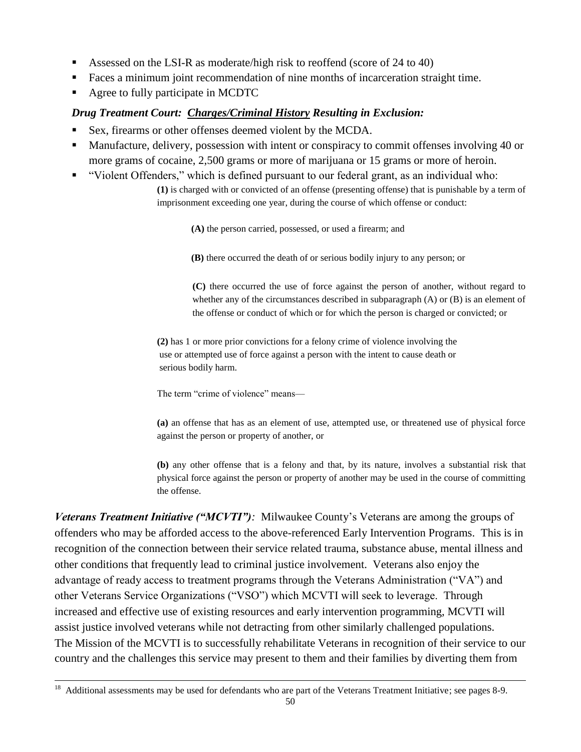- Assessed on the LSI-R as moderate/high risk to reoffend (score of 24 to 40)
- Faces a minimum joint recommendation of nine months of incarceration straight time.
- Agree to fully participate in MCDTC

***Drug Treatment Court: Charges/Criminal History Resulting in Exclusion:***

- Sex, firearms or other offenses deemed violent by the MCDA.
- Manufacture, delivery, possession with intent or conspiracy to commit offenses involving 40 or more grams of cocaine, 2,500 grams or more of marijuana or 15 grams or more of heroin.
- "Violent Offenders," which is defined pursuant to our federal grant, as an individual who:

  **(1)** is charged with or convicted of an offense (presenting offense) that is punishable by a term of imprisonment exceeding one year, during the course of which offense or conduct:

  **(A)** the person carried, possessed, or used a firearm; and

  **(B)** there occurred the death of or serious bodily injury to any person; or

  **(C)** there occurred the use of force against the person of another, without regard to whether any of the circumstances described in subparagraph (A) or (B) is an element of the offense or conduct of which or for which the person is charged or convicted; or

  **(2)** has 1 or more prior convictions for a felony crime of violence involving the use or attempted use of force against a person with the intent to cause death or serious bodily harm.

  The term "crime of violence" means—

  **(a)** an offense that has as an element of use, attempted use, or threatened use of physical force against the person or property of another, or

  **(b)** any other offense that is a felony and that, by its nature, involves a substantial risk that physical force against the person or property of another may be used in the course of committing the offense.

***Veterans Treatment Initiative ("MCVTI"):*** Milwaukee County's Veterans are among the groups of offenders who may be afforded access to the above-referenced Early Intervention Programs. This is in recognition of the connection between their service related trauma, substance abuse, mental illness and other conditions that frequently lead to criminal justice involvement. Veterans also enjoy the advantage of ready access to treatment programs through the Veterans Administration ("VA") and other Veterans Service Organizations ("VSO") which MCVTI will seek to leverage. Through increased and effective use of existing resources and early intervention programming, MCVTI will assist justice involved veterans while not detracting from other similarly challenged populations. The Mission of the MCVTI is to successfully rehabilitate Veterans in recognition of their service to our country and the challenges this service may present to them and their families by diverting them from

---

[18] Additional assessments may be used for defendants who are part of the Veterans Treatment Initiative; see pages 8-9.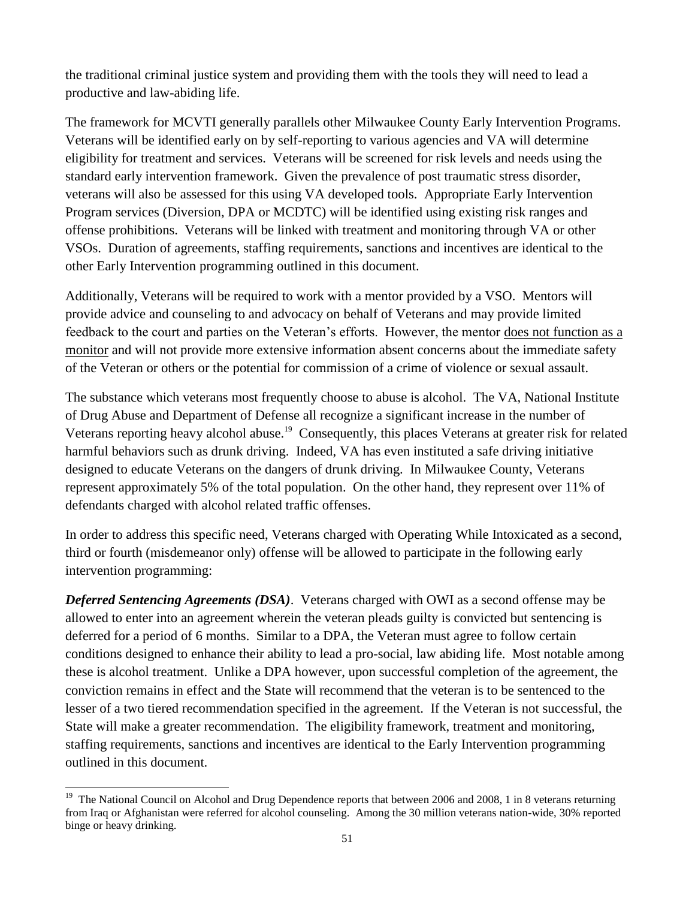the traditional criminal justice system and providing them with the tools they will need to lead a productive and law-abiding life.

The framework for MCVTI generally parallels other Milwaukee County Early Intervention Programs. Veterans will be identified early on by self-reporting to various agencies and VA will determine eligibility for treatment and services. Veterans will be screened for risk levels and needs using the standard early intervention framework. Given the prevalence of post traumatic stress disorder, veterans will also be assessed for this using VA developed tools. Appropriate Early Intervention Program services (Diversion, DPA or MCDTC) will be identified using existing risk ranges and offense prohibitions. Veterans will be linked with treatment and monitoring through VA or other VSOs. Duration of agreements, staffing requirements, sanctions and incentives are identical to the other Early Intervention programming outlined in this document.

Additionally, Veterans will be required to work with a mentor provided by a VSO. Mentors will provide advice and counseling to and advocacy on behalf of Veterans and may provide limited feedback to the court and parties on the Veteran's efforts. However, the mentor <u>does not function as a monitor</u> and will not provide more extensive information absent concerns about the immediate safety of the Veteran or others or the potential for commission of a crime of violence or sexual assault.

The substance which veterans most frequently choose to abuse is alcohol. The VA, National Institute of Drug Abuse and Department of Defense all recognize a significant increase in the number of Veterans reporting heavy alcohol abuse.[19] Consequently, this places Veterans at greater risk for related harmful behaviors such as drunk driving. Indeed, VA has even instituted a safe driving initiative designed to educate Veterans on the dangers of drunk driving. In Milwaukee County, Veterans represent approximately 5% of the total population. On the other hand, they represent over 11% of defendants charged with alcohol related traffic offenses.

In order to address this specific need, Veterans charged with Operating While Intoxicated as a second, third or fourth (misdemeanor only) offense will be allowed to participate in the following early intervention programming:

***Deferred Sentencing Agreements (DSA)***. Veterans charged with OWI as a second offense may be allowed to enter into an agreement wherein the veteran pleads guilty is convicted but sentencing is deferred for a period of 6 months. Similar to a DPA, the Veteran must agree to follow certain conditions designed to enhance their ability to lead a pro-social, law abiding life. Most notable among these is alcohol treatment. Unlike a DPA however, upon successful completion of the agreement, the conviction remains in effect and the State will recommend that the veteran is to be sentenced to the lesser of a two tiered recommendation specified in the agreement. If the Veteran is not successful, the State will make a greater recommendation. The eligibility framework, treatment and monitoring, staffing requirements, sanctions and incentives are identical to the Early Intervention programming outlined in this document.

---

[19] The National Council on Alcohol and Drug Dependence reports that between 2006 and 2008, 1 in 8 veterans returning from Iraq or Afghanistan were referred for alcohol counseling. Among the 30 million veterans nation-wide, 30% reported binge or heavy drinking.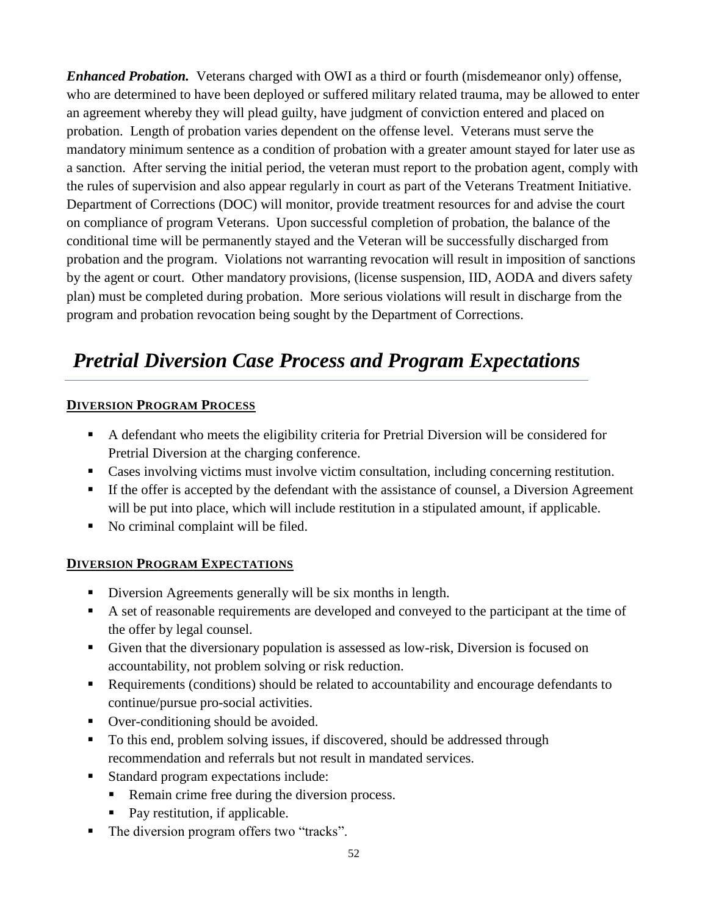***Enhanced Probation.*** Veterans charged with OWI as a third or fourth (misdemeanor only) offense, who are determined to have been deployed or suffered military related trauma, may be allowed to enter an agreement whereby they will plead guilty, have judgment of conviction entered and placed on probation. Length of probation varies dependent on the offense level. Veterans must serve the mandatory minimum sentence as a condition of probation with a greater amount stayed for later use as a sanction. After serving the initial period, the veteran must report to the probation agent, comply with the rules of supervision and also appear regularly in court as part of the Veterans Treatment Initiative. Department of Corrections (DOC) will monitor, provide treatment resources for and advise the court on compliance of program Veterans. Upon successful completion of probation, the balance of the conditional time will be permanently stayed and the Veteran will be successfully discharged from probation and the program. Violations not warranting revocation will result in imposition of sanctions by the agent or court. Other mandatory provisions, (license suspension, IID, AODA and divers safety plan) must be completed during probation. More serious violations will result in discharge from the program and probation revocation being sought by the Department of Corrections.

# *Pretrial Diversion Case Process and Program Expectations*

### DIVERSION PROGRAM PROCESS

- A defendant who meets the eligibility criteria for Pretrial Diversion will be considered for Pretrial Diversion at the charging conference.
- Cases involving victims must involve victim consultation, including concerning restitution.
- If the offer is accepted by the defendant with the assistance of counsel, a Diversion Agreement will be put into place, which will include restitution in a stipulated amount, if applicable.
- No criminal complaint will be filed.

### DIVERSION PROGRAM EXPECTATIONS

- Diversion Agreements generally will be six months in length.
- A set of reasonable requirements are developed and conveyed to the participant at the time of the offer by legal counsel.
- Given that the diversionary population is assessed as low-risk, Diversion is focused on accountability, not problem solving or risk reduction.
- Requirements (conditions) should be related to accountability and encourage defendants to continue/pursue pro-social activities.
- Over-conditioning should be avoided.
- To this end, problem solving issues, if discovered, should be addressed through recommendation and referrals but not result in mandated services.
- Standard program expectations include:
  - Remain crime free during the diversion process.
  - Pay restitution, if applicable.
- The diversion program offers two "tracks".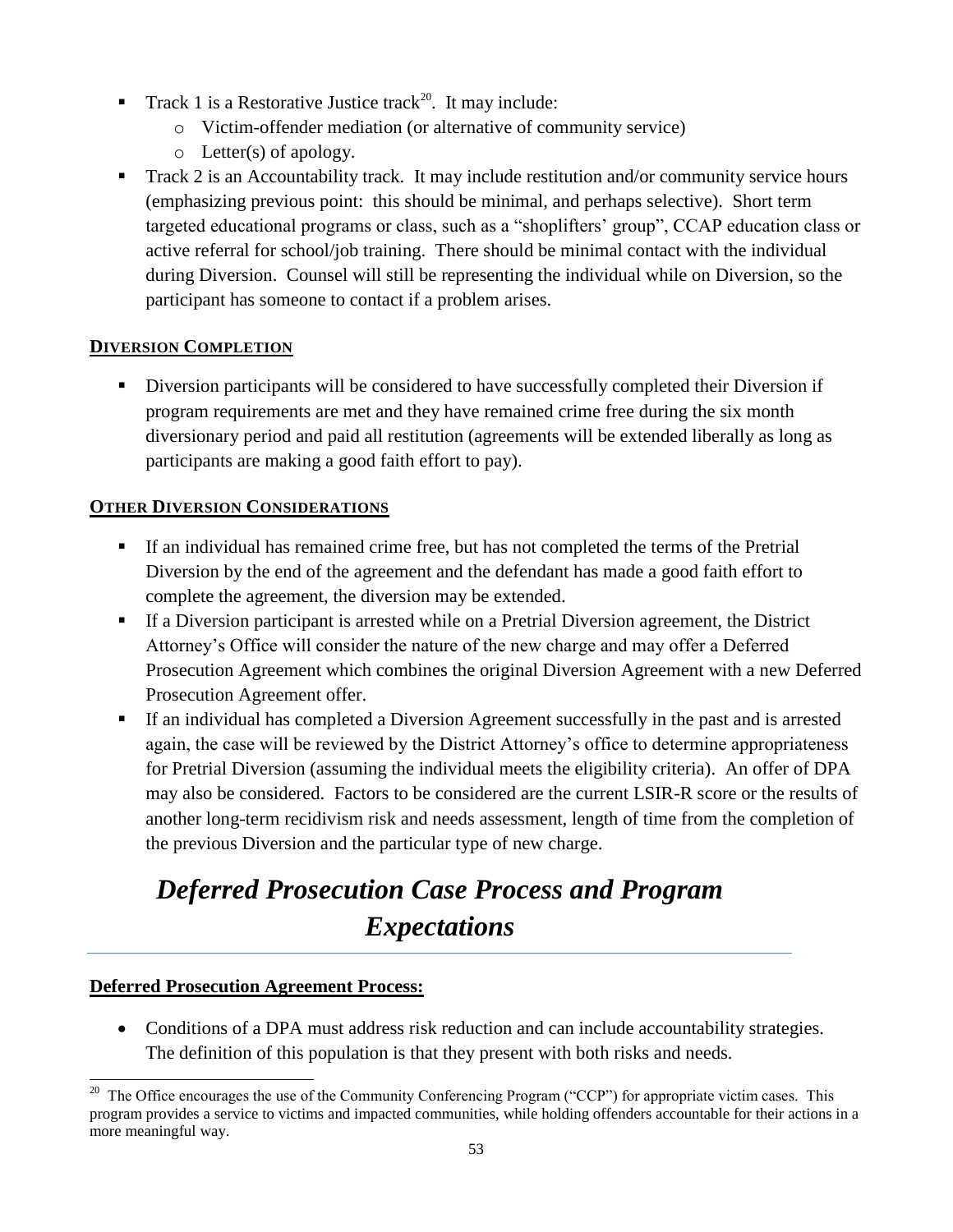- Track 1 is a Restorative Justice track[20]. It may include:
  - Victim-offender mediation (or alternative of community service)
  - Letter(s) of apology.
- Track 2 is an Accountability track. It may include restitution and/or community service hours (emphasizing previous point: this should be minimal, and perhaps selective). Short term targeted educational programs or class, such as a "shoplifters' group", CCAP education class or active referral for school/job training. There should be minimal contact with the individual during Diversion. Counsel will still be representing the individual while on Diversion, so the participant has someone to contact if a problem arises.

**DIVERSION COMPLETION**

- Diversion participants will be considered to have successfully completed their Diversion if program requirements are met and they have remained crime free during the six month diversionary period and paid all restitution (agreements will be extended liberally as long as participants are making a good faith effort to pay).

**OTHER DIVERSION CONSIDERATIONS**

- If an individual has remained crime free, but has not completed the terms of the Pretrial Diversion by the end of the agreement and the defendant has made a good faith effort to complete the agreement, the diversion may be extended.
- If a Diversion participant is arrested while on a Pretrial Diversion agreement, the District Attorney's Office will consider the nature of the new charge and may offer a Deferred Prosecution Agreement which combines the original Diversion Agreement with a new Deferred Prosecution Agreement offer.
- If an individual has completed a Diversion Agreement successfully in the past and is arrested again, the case will be reviewed by the District Attorney's office to determine appropriateness for Pretrial Diversion (assuming the individual meets the eligibility criteria). An offer of DPA may also be considered. Factors to be considered are the current LSIR-R score or the results of another long-term recidivism risk and needs assessment, length of time from the completion of the previous Diversion and the particular type of new charge.

# *Deferred Prosecution Case Process and Program Expectations*

**Deferred Prosecution Agreement Process:**

- Conditions of a DPA must address risk reduction and can include accountability strategies. The definition of this population is that they present with both risks and needs.

[20] The Office encourages the use of the Community Conferencing Program ("CCP") for appropriate victim cases. This program provides a service to victims and impacted communities, while holding offenders accountable for their actions in a more meaningful way.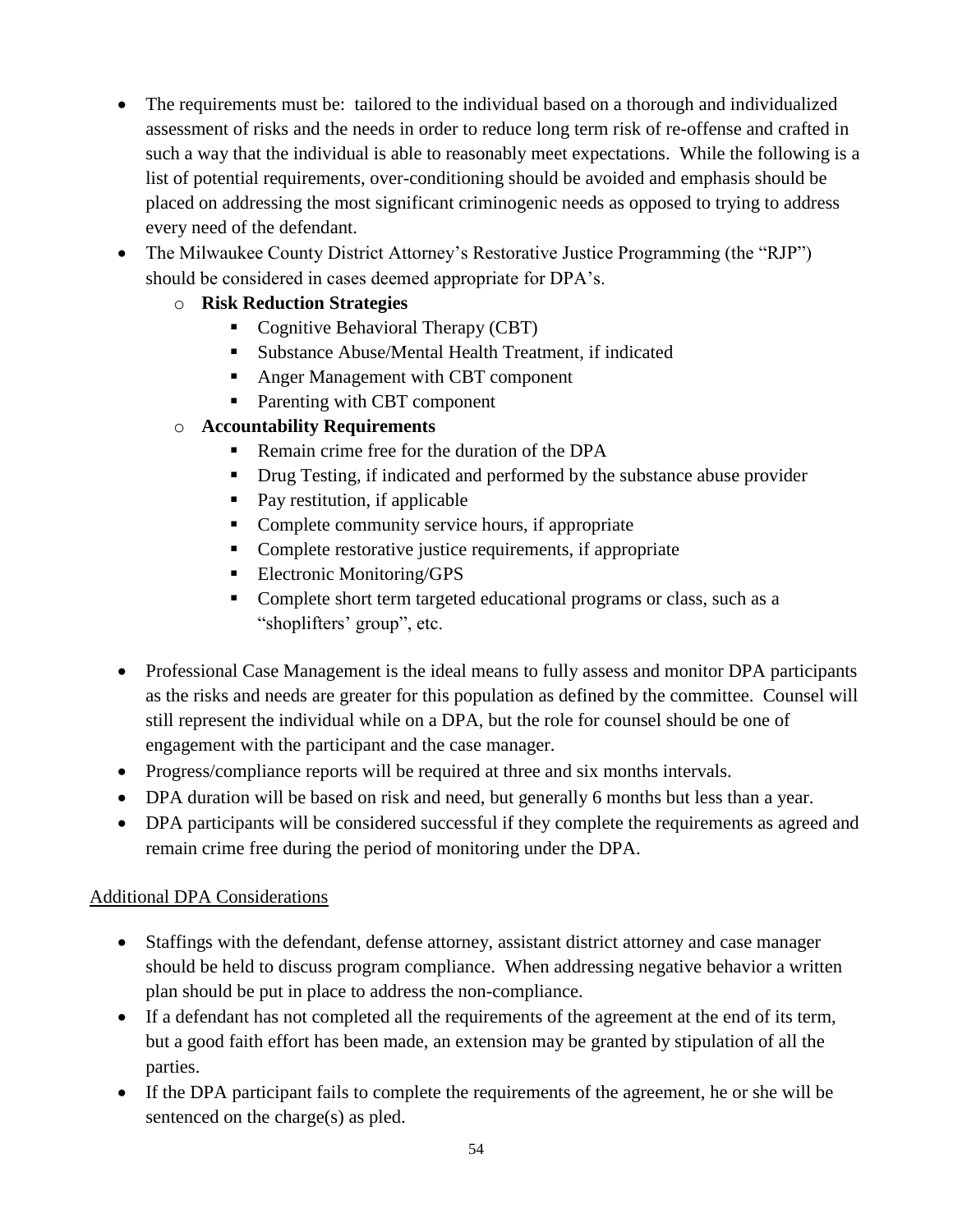- The requirements must be: tailored to the individual based on a thorough and individualized assessment of risks and the needs in order to reduce long term risk of re-offense and crafted in such a way that the individual is able to reasonably meet expectations. While the following is a list of potential requirements, over-conditioning should be avoided and emphasis should be placed on addressing the most significant criminogenic needs as opposed to trying to address every need of the defendant.
- The Milwaukee County District Attorney's Restorative Justice Programming (the "RJP") should be considered in cases deemed appropriate for DPA's.
  - **Risk Reduction Strategies**
    - Cognitive Behavioral Therapy (CBT)
    - Substance Abuse/Mental Health Treatment, if indicated
    - Anger Management with CBT component
    - Parenting with CBT component
  - **Accountability Requirements**
    - Remain crime free for the duration of the DPA
    - Drug Testing, if indicated and performed by the substance abuse provider
    - Pay restitution, if applicable
    - Complete community service hours, if appropriate
    - Complete restorative justice requirements, if appropriate
    - Electronic Monitoring/GPS
    - Complete short term targeted educational programs or class, such as a "shoplifters' group", etc.
- Professional Case Management is the ideal means to fully assess and monitor DPA participants as the risks and needs are greater for this population as defined by the committee. Counsel will still represent the individual while on a DPA, but the role for counsel should be one of engagement with the participant and the case manager.
- Progress/compliance reports will be required at three and six months intervals.
- DPA duration will be based on risk and need, but generally 6 months but less than a year.
- DPA participants will be considered successful if they complete the requirements as agreed and remain crime free during the period of monitoring under the DPA.

Additional DPA Considerations

- Staffings with the defendant, defense attorney, assistant district attorney and case manager should be held to discuss program compliance. When addressing negative behavior a written plan should be put in place to address the non-compliance.
- If a defendant has not completed all the requirements of the agreement at the end of its term, but a good faith effort has been made, an extension may be granted by stipulation of all the parties.
- If the DPA participant fails to complete the requirements of the agreement, he or she will be sentenced on the charge(s) as pled.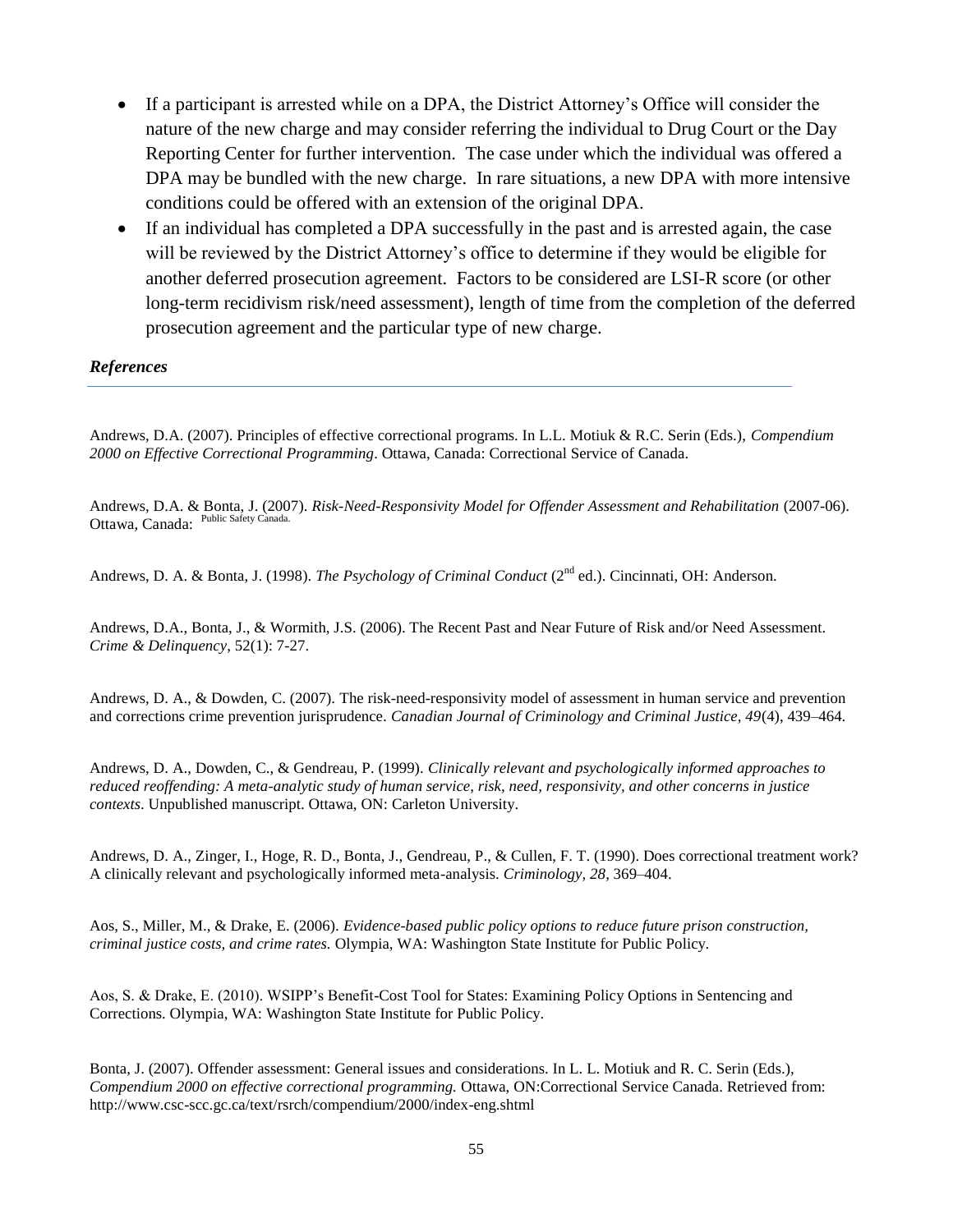- If a participant is arrested while on a DPA, the District Attorney's Office will consider the nature of the new charge and may consider referring the individual to Drug Court or the Day Reporting Center for further intervention. The case under which the individual was offered a DPA may be bundled with the new charge. In rare situations, a new DPA with more intensive conditions could be offered with an extension of the original DPA.
- If an individual has completed a DPA successfully in the past and is arrested again, the case will be reviewed by the District Attorney's office to determine if they would be eligible for another deferred prosecution agreement. Factors to be considered are LSI-R score (or other long-term recidivism risk/need assessment), length of time from the completion of the deferred prosecution agreement and the particular type of new charge.

### *References*

Andrews, D.A. (2007). Principles of effective correctional programs. In L.L. Motiuk & R.C. Serin (Eds.), *Compendium 2000 on Effective Correctional Programming*. Ottawa, Canada: Correctional Service of Canada.

Andrews, D.A. & Bonta, J. (2007). *Risk-Need-Responsivity Model for Offender Assessment and Rehabilitation* (2007-06). Ottawa, Canada: Public Safety Canada.

Andrews, D. A. & Bonta, J. (1998). *The Psychology of Criminal Conduct* (2nd ed.). Cincinnati, OH: Anderson.

Andrews, D.A., Bonta, J., & Wormith, J.S. (2006). The Recent Past and Near Future of Risk and/or Need Assessment. *Crime & Delinquency*, 52(1): 7-27.

Andrews, D. A., & Dowden, C. (2007). The risk-need-responsivity model of assessment in human service and prevention and corrections crime prevention jurisprudence. *Canadian Journal of Criminology and Criminal Justice, 49*(4), 439–464.

Andrews, D. A., Dowden, C., & Gendreau, P. (1999). *Clinically relevant and psychologically informed approaches to reduced reoffending: A meta-analytic study of human service, risk, need, responsivity, and other concerns in justice contexts*. Unpublished manuscript. Ottawa, ON: Carleton University.

Andrews, D. A., Zinger, I., Hoge, R. D., Bonta, J., Gendreau, P., & Cullen, F. T. (1990). Does correctional treatment work? A clinically relevant and psychologically informed meta-analysis. *Criminology, 28*, 369–404.

Aos, S., Miller, M., & Drake, E. (2006). *Evidence-based public policy options to reduce future prison construction, criminal justice costs, and crime rates.* Olympia, WA: Washington State Institute for Public Policy.

Aos, S. & Drake, E. (2010). WSIPP's Benefit-Cost Tool for States: Examining Policy Options in Sentencing and Corrections. Olympia, WA: Washington State Institute for Public Policy.

Bonta, J. (2007). Offender assessment: General issues and considerations. In L. L. Motiuk and R. C. Serin (Eds.), *Compendium 2000 on effective correctional programming.* Ottawa, ON:Correctional Service Canada. Retrieved from: http://www.csc-scc.gc.ca/text/rsrch/compendium/2000/index-eng.shtml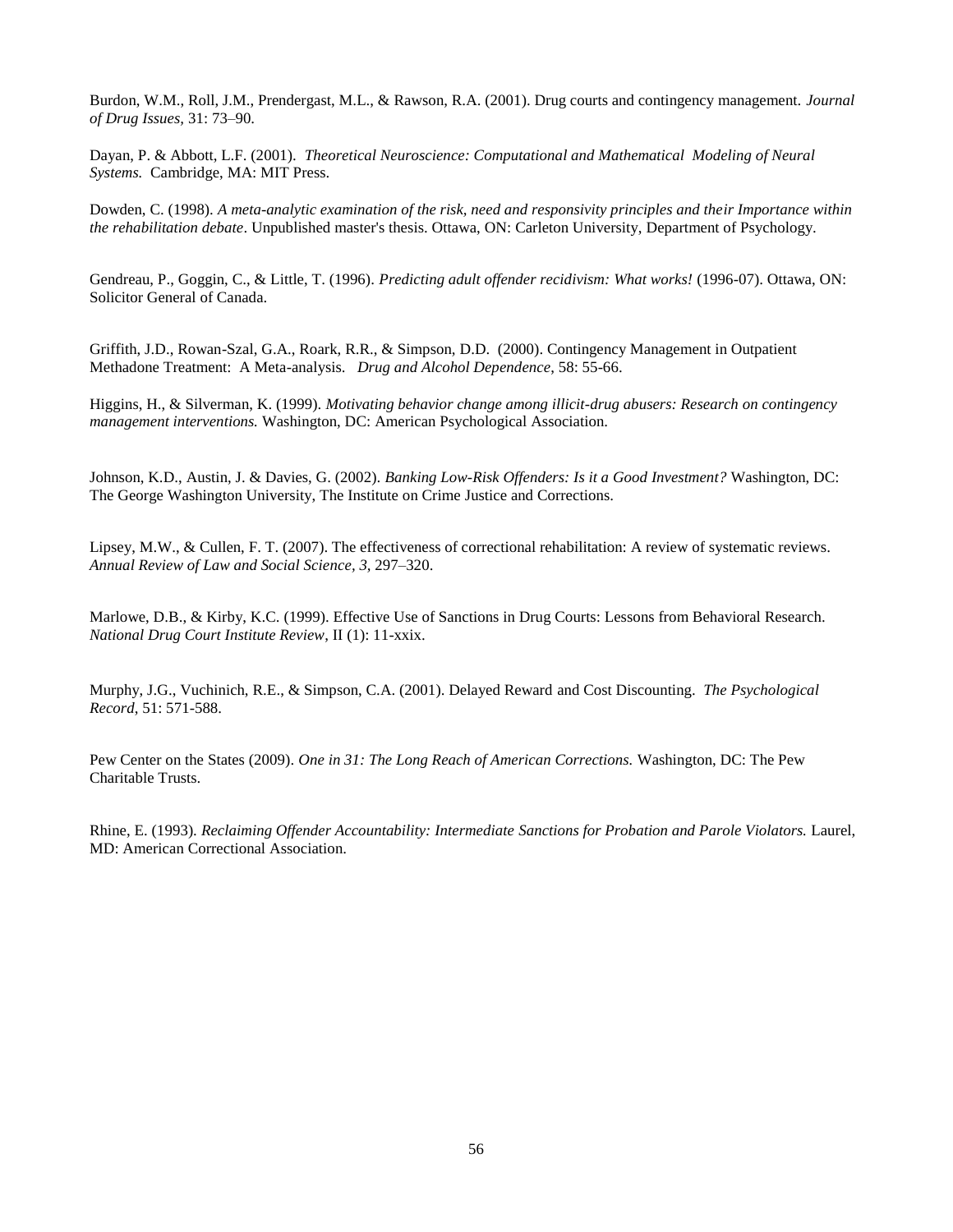Burdon, W.M., Roll, J.M., Prendergast, M.L., & Rawson, R.A. (2001). Drug courts and contingency management. *Journal of Drug Issues,* 31: 73–90.

Dayan, P. & Abbott, L.F. (2001). *Theoretical Neuroscience: Computational and Mathematical Modeling of Neural Systems.* Cambridge, MA: MIT Press.

Dowden, C. (1998). *A meta-analytic examination of the risk, need and responsivity principles and their Importance within the rehabilitation debate*. Unpublished master's thesis. Ottawa, ON: Carleton University, Department of Psychology.

Gendreau, P., Goggin, C., & Little, T. (1996). *Predicting adult offender recidivism: What works!* (1996-07). Ottawa, ON: Solicitor General of Canada.

Griffith, J.D., Rowan-Szal, G.A., Roark, R.R., & Simpson, D.D. (2000). Contingency Management in Outpatient Methadone Treatment: A Meta-analysis. *Drug and Alcohol Dependence*, 58: 55-66.

Higgins, H., & Silverman, K. (1999). *Motivating behavior change among illicit-drug abusers: Research on contingency management interventions.* Washington, DC: American Psychological Association.

Johnson, K.D., Austin, J. & Davies, G. (2002). *Banking Low-Risk Offenders: Is it a Good Investment?* Washington, DC: The George Washington University, The Institute on Crime Justice and Corrections.

Lipsey, M.W., & Cullen, F. T. (2007). The effectiveness of correctional rehabilitation: A review of systematic reviews. *Annual Review of Law and Social Science, 3,* 297–320.

Marlowe, D.B., & Kirby, K.C. (1999). Effective Use of Sanctions in Drug Courts: Lessons from Behavioral Research. *National Drug Court Institute Review*, II (1): 11-xxix.

Murphy, J.G., Vuchinich, R.E., & Simpson, C.A. (2001). Delayed Reward and Cost Discounting. *The Psychological Record*, 51: 571-588.

Pew Center on the States (2009). *One in 31: The Long Reach of American Corrections.* Washington, DC: The Pew Charitable Trusts.

Rhine, E. (1993). *Reclaiming Offender Accountability: Intermediate Sanctions for Probation and Parole Violators.* Laurel, MD: American Correctional Association.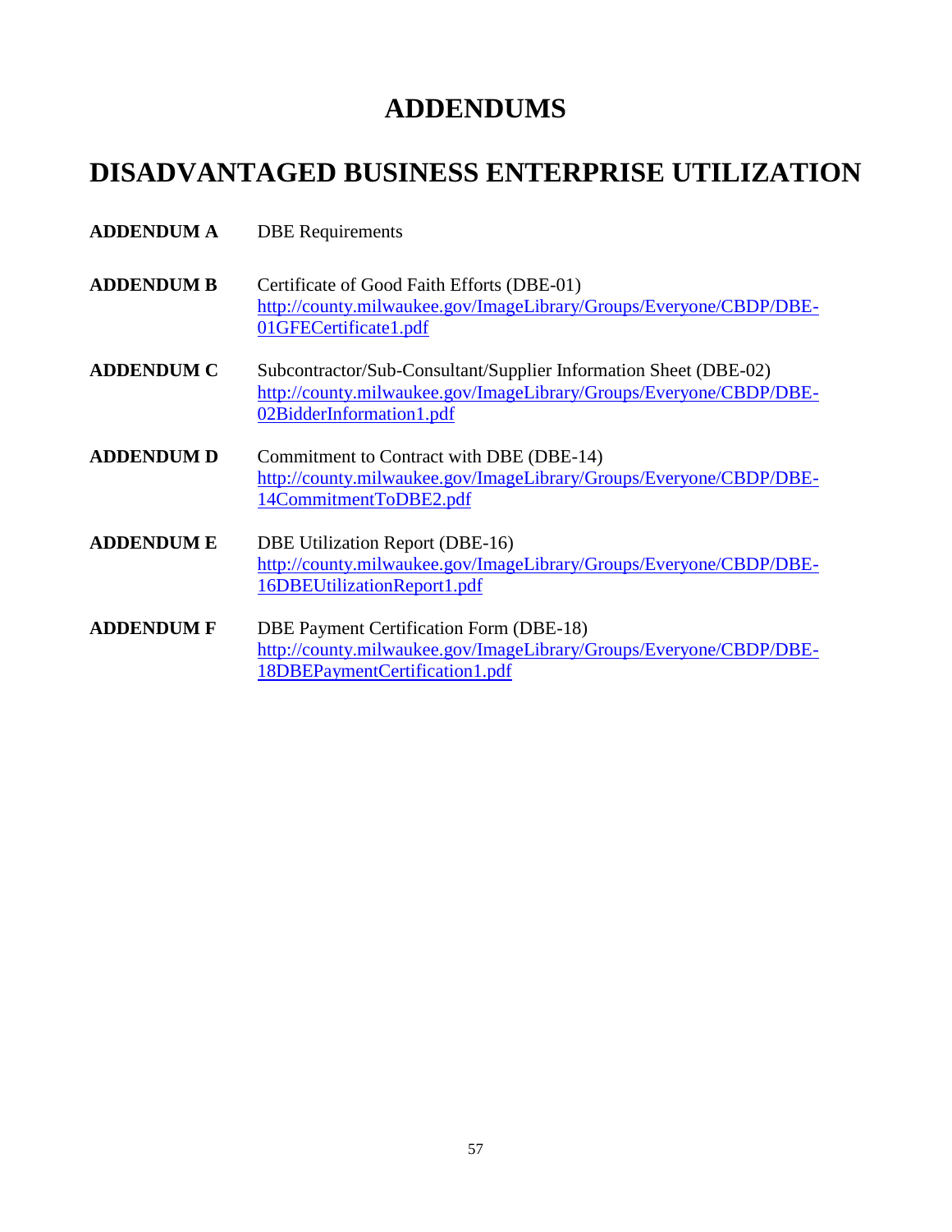# ADDENDUMS

# DISADVANTAGED BUSINESS ENTERPRISE UTILIZATION

**ADDENDUM A** DBE Requirements

**ADDENDUM B** Certificate of Good Faith Efforts (DBE-01)
http://county.milwaukee.gov/ImageLibrary/Groups/Everyone/CBDP/DBE-01GFECertificate1.pdf

**ADDENDUM C** Subcontractor/Sub-Consultant/Supplier Information Sheet (DBE-02)
http://county.milwaukee.gov/ImageLibrary/Groups/Everyone/CBDP/DBE-02BidderInformation1.pdf

**ADDENDUM D** Commitment to Contract with DBE (DBE-14)
http://county.milwaukee.gov/ImageLibrary/Groups/Everyone/CBDP/DBE-14CommitmentToDBE2.pdf

**ADDENDUM E** DBE Utilization Report (DBE-16)
http://county.milwaukee.gov/ImageLibrary/Groups/Everyone/CBDP/DBE-16DBEUtilizationReport1.pdf

**ADDENDUM F** DBE Payment Certification Form (DBE-18)
http://county.milwaukee.gov/ImageLibrary/Groups/Everyone/CBDP/DBE-18DBEPaymentCertification1.pdf